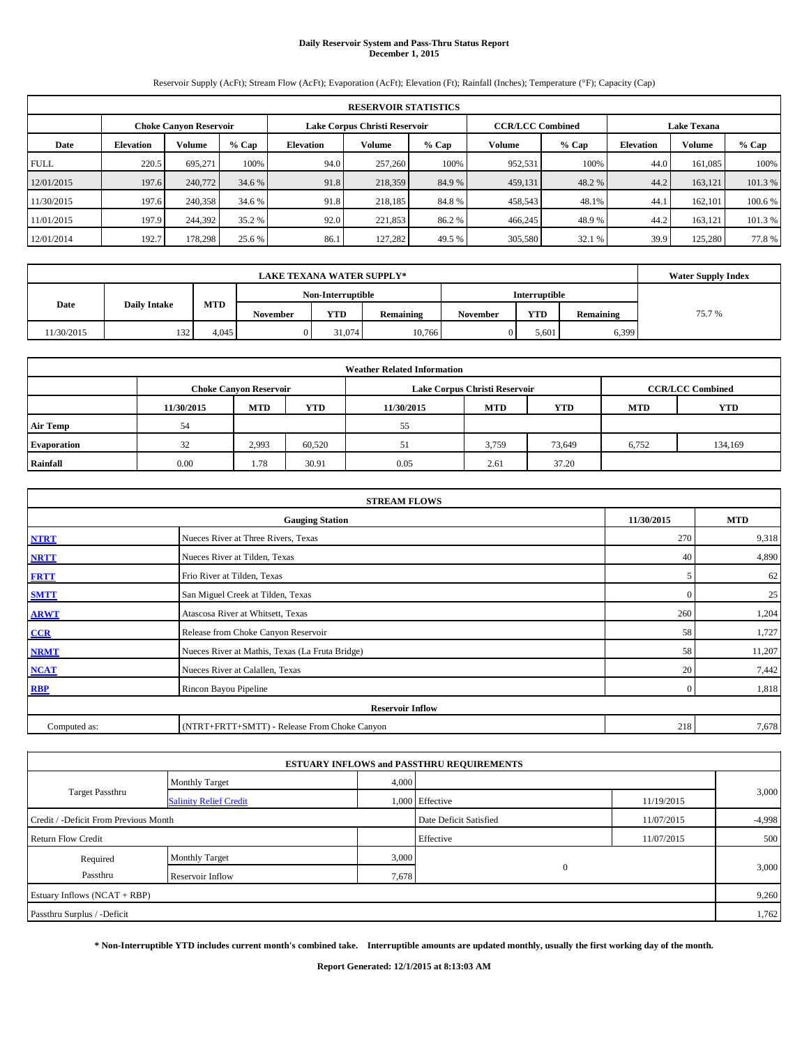# Daily Reservoir System and Pass-Thru Status Report
**December 1, 2015**

Reservoir Supply (AcFt); Stream Flow (AcFt); Evaporation (AcFt); Elevation (Ft); Rainfall (Inches); Temperature (°F); Capacity (Cap)

| RESERVOIR STATISTICS | | | | | | | | | | | |
|---|---|---|---|---|---|---|---|---|---|---|---|
| | Choke Canyon Reservoir | | | Lake Corpus Christi Reservoir | | | CCR/LCC Combined | | Lake Texana | | |
| Date | Elevation | Volume | % Cap | Elevation | Volume | % Cap | Volume | % Cap | Elevation | Volume | % Cap |
| FULL | 220.5 | 695,271 | 100% | 94.0 | 257,260 | 100% | 952,531 | 100% | 44.0 | 161,085 | 100% |
| 12/01/2015 | 197.6 | 240,772 | 34.6 % | 91.8 | 218,359 | 84.9 % | 459,131 | 48.2 % | 44.2 | 163,121 | 101.3 % |
| 11/30/2015 | 197.6 | 240,358 | 34.6 % | 91.8 | 218,185 | 84.8 % | 458,543 | 48.1% | 44.1 | 162,101 | 100.6 % |
| 11/01/2015 | 197.9 | 244,392 | 35.2 % | 92.0 | 221,853 | 86.2 % | 466,245 | 48.9 % | 44.2 | 163,121 | 101.3 % |
| 12/01/2014 | 192.7 | 178,298 | 25.6 % | 86.1 | 127,282 | 49.5 % | 305,580 | 32.1 % | 39.9 | 125,280 | 77.8 % |

| LAKE TEXANA WATER SUPPLY* | | | | | | | | | Water Supply Index |
|---|---|---|---|---|---|---|---|---|---|
| Date | Daily Intake | MTD | Non-Interruptible | | | Interruptible | | | |
| | | | November | YTD | Remaining | November | YTD | Remaining | |
| 11/30/2015 | 132 | 4,045 | 0 | 31,074 | 10,766 | 0 | 5,601 | 6,399 | 75.7 % |

| Weather Related Information | | | | | | | | |
|---|---|---|---|---|---|---|---|---|
| | Choke Canyon Reservoir | | | Lake Corpus Christi Reservoir | | | CCR/LCC Combined | |
| | 11/30/2015 | MTD | YTD | 11/30/2015 | MTD | YTD | MTD | YTD |
| Air Temp | 54 | | | 55 | | | | |
| Evaporation | 32 | 2,993 | 60,520 | 51 | 3,759 | 73,649 | 6,752 | 134,169 |
| Rainfall | 0.00 | 1.78 | 30.91 | 0.05 | 2.61 | 37.20 | | |

| STREAM FLOWS | | | |
|---|---|---|---|
| | Gauging Station | 11/30/2015 | MTD |
| NTRT | Nueces River at Three Rivers, Texas | 270 | 9,318 |
| NRTT | Nueces River at Tilden, Texas | 40 | 4,890 |
| FRTT | Frio River at Tilden, Texas | 5 | 62 |
| SMTT | San Miguel Creek at Tilden, Texas | 0 | 25 |
| ARWT | Atascosa River at Whitsett, Texas | 260 | 1,204 |
| CCR | Release from Choke Canyon Reservoir | 58 | 1,727 |
| NRMT | Nueces River at Mathis, Texas (La Fruta Bridge) | 58 | 11,207 |
| NCAT | Nueces River at Calallen, Texas | 20 | 7,442 |
| RBP | Rincon Bayou Pipeline | 0 | 1,818 |
| Reservoir Inflow | | | |
| Computed as: | (NTRT+FRTT+SMTT) - Release From Choke Canyon | 218 | 7,678 |

| ESTUARY INFLOWS and PASSTHRU REQUIREMENTS | | | | | |
|---|---|---|---|---|---|
| Target Passthru | Monthly Target | 4,000 | | | 3,000 |
| | Salinity Relief Credit | 1,000 | Effective | 11/19/2015 | |
| Credit / -Deficit From Previous Month | | | Date Deficit Satisfied | 11/07/2015 | -4,998 |
| Return Flow Credit | | | Effective | 11/07/2015 | 500 |
| Required Passthru | Monthly Target | 3,000 | 0 | | 3,000 |
| | Reservoir Inflow | 7,678 | | | |
| Estuary Inflows (NCAT + RBP) | | | | | 9,260 |
| Passthru Surplus / -Deficit | | | | | 1,762 |

**\* Non-Interruptible YTD includes current month's combined take. Interruptible amounts are updated monthly, usually the first working day of the month.**

**Report Generated: 12/1/2015 at 8:13:03 AM**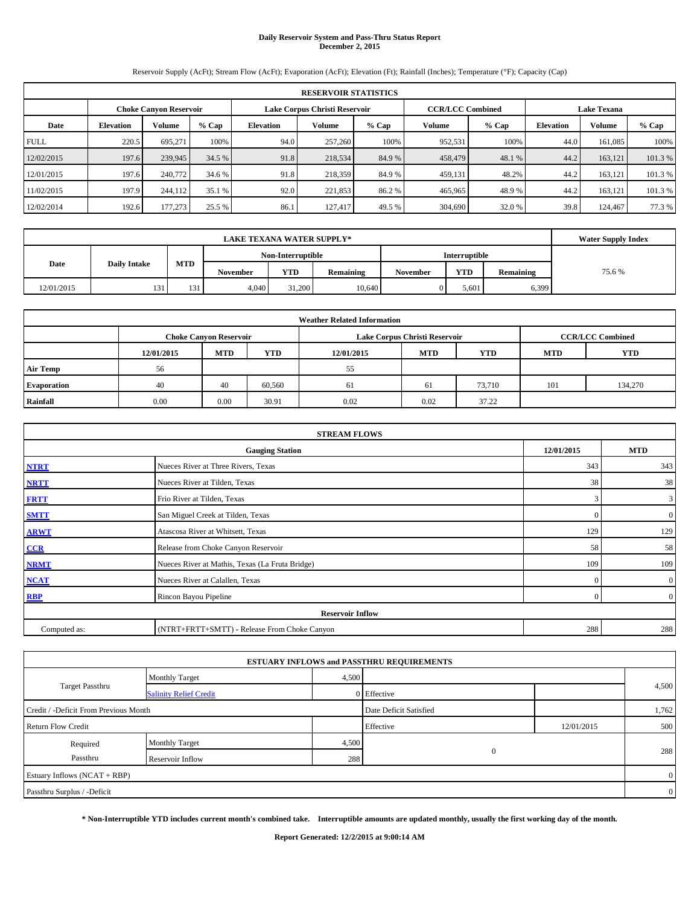# Daily Reservoir System and Pass-Thru Status Report
**December 2, 2015**

Reservoir Supply (AcFt); Stream Flow (AcFt); Evaporation (AcFt); Elevation (Ft); Rainfall (Inches); Temperature (°F); Capacity (Cap)

| RESERVOIR STATISTICS | | | | | | | | | | | |
|---|---|---|---|---|---|---|---|---|---|---|---|
| | Choke Canyon Reservoir | | | Lake Corpus Christi Reservoir | | | CCR/LCC Combined | | Lake Texana | | |
| Date | Elevation | Volume | % Cap | Elevation | Volume | % Cap | Volume | % Cap | Elevation | Volume | % Cap |
| FULL | 220.5 | 695,271 | 100% | 94.0 | 257,260 | 100% | 952,531 | 100% | 44.0 | 161,085 | 100% |
| 12/02/2015 | 197.6 | 239,945 | 34.5 % | 91.8 | 218,534 | 84.9 % | 458,479 | 48.1 % | 44.2 | 163,121 | 101.3 % |
| 12/01/2015 | 197.6 | 240,772 | 34.6 % | 91.8 | 218,359 | 84.9 % | 459,131 | 48.2% | 44.2 | 163,121 | 101.3 % |
| 11/02/2015 | 197.9 | 244,112 | 35.1 % | 92.0 | 221,853 | 86.2 % | 465,965 | 48.9 % | 44.2 | 163,121 | 101.3 % |
| 12/02/2014 | 192.6 | 177,273 | 25.5 % | 86.1 | 127,417 | 49.5 % | 304,690 | 32.0 % | 39.8 | 124,467 | 77.3 % |

| LAKE TEXANA WATER SUPPLY* | | | | | | | | | Water Supply Index |
|---|---|---|---|---|---|---|---|---|---|
| Date | Daily Intake | MTD | Non-Interruptible | | | Interruptible | | | |
| | | | November | YTD | Remaining | November | YTD | Remaining | |
| 12/01/2015 | 131 | 131 | 4,040 | 31,200 | 10,640 | 0 | 5,601 | 6,399 | 75.6 % |

| Weather Related Information | | | | | | | | |
|---|---|---|---|---|---|---|---|---|
| | Choke Canyon Reservoir | | | Lake Corpus Christi Reservoir | | | CCR/LCC Combined | |
| | 12/01/2015 | MTD | YTD | 12/01/2015 | MTD | YTD | MTD | YTD |
| Air Temp | 56 | | | 55 | | | | |
| Evaporation | 40 | 40 | 60,560 | 61 | 61 | 73,710 | 101 | 134,270 |
| Rainfall | 0.00 | 0.00 | 30.91 | 0.02 | 0.02 | 37.22 | | |

| STREAM FLOWS | | | |
|---|---|---|---|
| Gauging Station | | 12/01/2015 | MTD |
| NTRT | Nueces River at Three Rivers, Texas | 343 | 343 |
| NRTT | Nueces River at Tilden, Texas | 38 | 38 |
| FRTT | Frio River at Tilden, Texas | 3 | 3 |
| SMTT | San Miguel Creek at Tilden, Texas | 0 | 0 |
| ARWT | Atascosa River at Whitsett, Texas | 129 | 129 |
| CCR | Release from Choke Canyon Reservoir | 58 | 58 |
| NRMT | Nueces River at Mathis, Texas (La Fruta Bridge) | 109 | 109 |
| NCAT | Nueces River at Calallen, Texas | 0 | 0 |
| RBP | Rincon Bayou Pipeline | 0 | 0 |
| Reservoir Inflow | | | |
| Computed as: | (NTRT+FRTT+SMTT) - Release From Choke Canyon | 288 | 288 |

| ESTUARY INFLOWS and PASSTHRU REQUIREMENTS | | | | | |
|---|---|---|---|---|---|
| Target Passthru | Monthly Target | 4,500 | | | 4,500 |
| | Salinity Relief Credit | 0 | Effective | | |
| Credit / -Deficit From Previous Month | | | Date Deficit Satisfied | | 1,762 |
| Return Flow Credit | | | Effective | 12/01/2015 | 500 |
| Required Passthru | Monthly Target | 4,500 | 0 | | 288 |
| | Reservoir Inflow | 288 | | | |
| Estuary Inflows (NCAT + RBP) | | | | | 0 |
| Passthru Surplus / -Deficit | | | | | 0 |

**\* Non-Interruptible YTD includes current month's combined take. Interruptible amounts are updated monthly, usually the first working day of the month.**

**Report Generated: 12/2/2015 at 9:00:14 AM**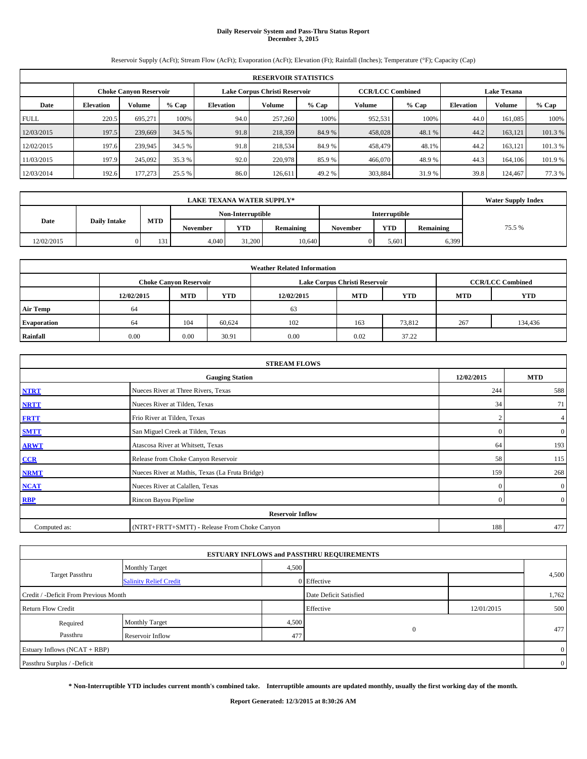# Daily Reservoir System and Pass-Thru Status Report
## December 3, 2015

Reservoir Supply (AcFt); Stream Flow (AcFt); Evaporation (AcFt); Elevation (Ft); Rainfall (Inches); Temperature (°F); Capacity (Cap)

| RESERVOIR STATISTICS | | | | | | | | | | | |
|---|---|---|---|---|---|---|---|---|---|---|---|
| | Choke Canyon Reservoir | | | Lake Corpus Christi Reservoir | | | CCR/LCC Combined | | Lake Texana | | |
| Date | Elevation | Volume | % Cap | Elevation | Volume | % Cap | Volume | % Cap | Elevation | Volume | % Cap |
| FULL | 220.5 | 695,271 | 100% | 94.0 | 257,260 | 100% | 952,531 | 100% | 44.0 | 161,085 | 100% |
| 12/03/2015 | 197.5 | 239,669 | 34.5 % | 91.8 | 218,359 | 84.9 % | 458,028 | 48.1 % | 44.2 | 163,121 | 101.3 % |
| 12/02/2015 | 197.6 | 239,945 | 34.5 % | 91.8 | 218,534 | 84.9 % | 458,479 | 48.1% | 44.2 | 163,121 | 101.3 % |
| 11/03/2015 | 197.9 | 245,092 | 35.3 % | 92.0 | 220,978 | 85.9 % | 466,070 | 48.9 % | 44.3 | 164,106 | 101.9 % |
| 12/03/2014 | 192.6 | 177,273 | 25.5 % | 86.0 | 126,611 | 49.2 % | 303,884 | 31.9 % | 39.8 | 124,467 | 77.3 % |

| LAKE TEXANA WATER SUPPLY* | | | | | | | | | Water Supply Index |
|---|---|---|---|---|---|---|---|---|---|
| Date | Daily Intake | MTD | Non-Interruptible | | | Interruptible | | | |
| | | | November | YTD | Remaining | November | YTD | Remaining | |
| 12/02/2015 | 0 | 131 | 4,040 | 31,200 | 10,640 | 0 | 5,601 | 6,399 | 75.5 % |

| Weather Related Information | | | | | | | | |
|---|---|---|---|---|---|---|---|---|
| | Choke Canyon Reservoir | | | Lake Corpus Christi Reservoir | | | CCR/LCC Combined | |
| | 12/02/2015 | MTD | YTD | 12/02/2015 | MTD | YTD | MTD | YTD |
| Air Temp | 64 | | | 63 | | | | |
| Evaporation | 64 | 104 | 60,624 | 102 | 163 | 73,812 | 267 | 134,436 |
| Rainfall | 0.00 | 0.00 | 30.91 | 0.00 | 0.02 | 37.22 | | |

| STREAM FLOWS | | | |
|---|---|---|---|
| | Gauging Station | 12/02/2015 | MTD |
| NTRT | Nueces River at Three Rivers, Texas | 244 | 588 |
| NRTT | Nueces River at Tilden, Texas | 34 | 71 |
| FRTT | Frio River at Tilden, Texas | 2 | 4 |
| SMTT | San Miguel Creek at Tilden, Texas | 0 | 0 |
| ARWT | Atascosa River at Whitsett, Texas | 64 | 193 |
| CCR | Release from Choke Canyon Reservoir | 58 | 115 |
| NRMT | Nueces River at Mathis, Texas (La Fruta Bridge) | 159 | 268 |
| NCAT | Nueces River at Calallen, Texas | 0 | 0 |
| RBP | Rincon Bayou Pipeline | 0 | 0 |
| **Reservoir Inflow** | | | |
| Computed as: | (NTRT+FRTT+SMTT) - Release From Choke Canyon | 188 | 477 |

| ESTUARY INFLOWS and PASSTHRU REQUIREMENTS | | | | | |
|---|---|---|---|---|---|
| Target Passthru | Monthly Target | 4,500 | | | 4,500 |
| | Salinity Relief Credit | 0 | Effective | | |
| Credit / -Deficit From Previous Month | | | Date Deficit Satisfied | | 1,762 |
| Return Flow Credit | | | Effective | 12/01/2015 | 500 |
| Required Passthru | Monthly Target | 4,500 | 0 | | 477 |
| | Reservoir Inflow | 477 | | | |
| Estuary Inflows (NCAT + RBP) | | | | | 0 |
| Passthru Surplus / -Deficit | | | | | 0 |

**\* Non-Interruptible YTD includes current month's combined take. Interruptible amounts are updated monthly, usually the first working day of the month.**

**Report Generated: 12/3/2015 at 8:30:26 AM**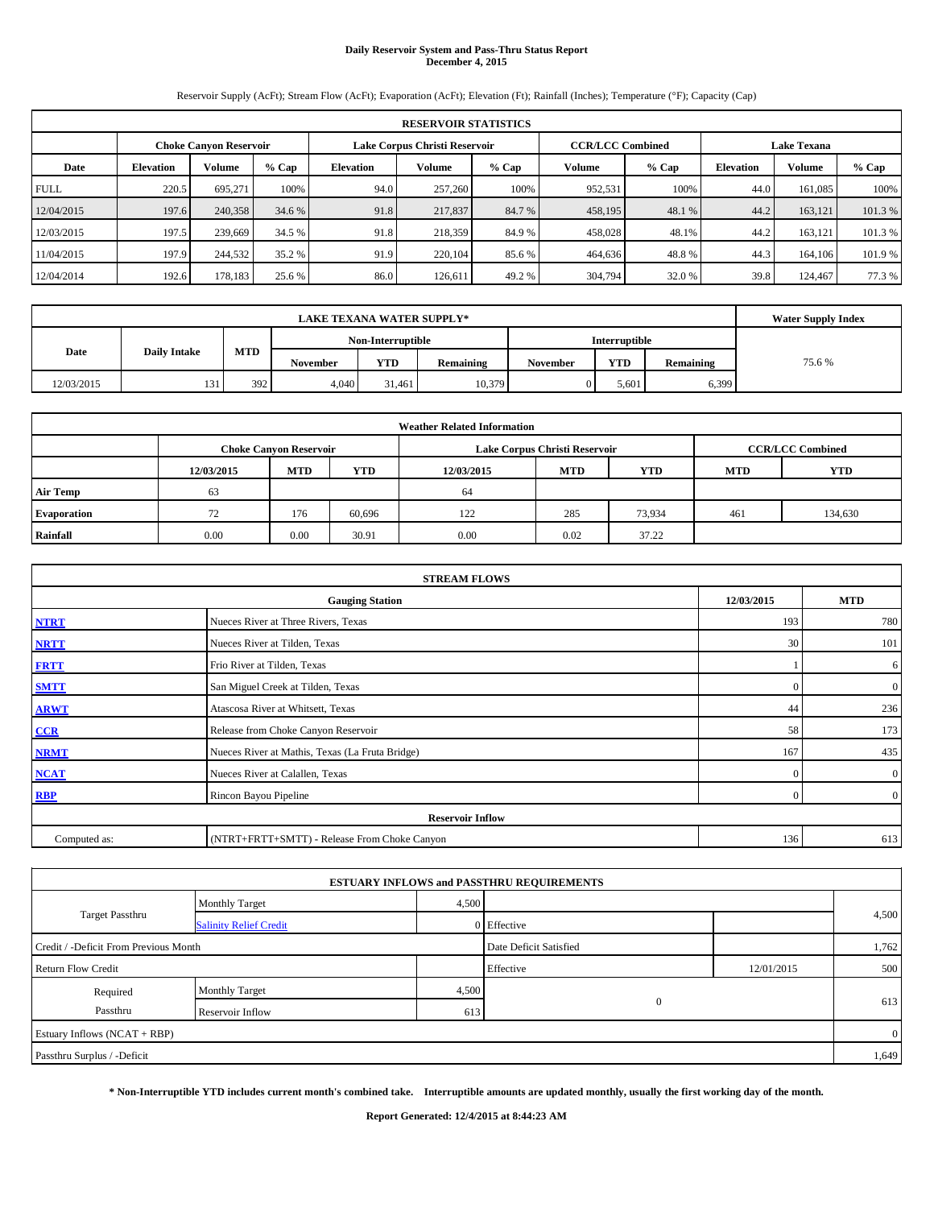**Daily Reservoir System and Pass-Thru Status Report**
**December 4, 2015**

Reservoir Supply (AcFt); Stream Flow (AcFt); Evaporation (AcFt); Elevation (Ft); Rainfall (Inches); Temperature (°F); Capacity (Cap)

| RESERVOIR STATISTICS | | | | | | | | | | | |
|---|---|---|---|---|---|---|---|---|---|---|---|
| | Choke Canyon Reservoir | | | Lake Corpus Christi Reservoir | | | CCR/LCC Combined | | Lake Texana | | |
| Date | Elevation | Volume | % Cap | Elevation | Volume | % Cap | Volume | % Cap | Elevation | Volume | % Cap |
| FULL | 220.5 | 695,271 | 100% | 94.0 | 257,260 | 100% | 952,531 | 100% | 44.0 | 161,085 | 100% |
| 12/04/2015 | 197.6 | 240,358 | 34.6 % | 91.8 | 217,837 | 84.7 % | 458,195 | 48.1 % | 44.2 | 163,121 | 101.3 % |
| 12/03/2015 | 197.5 | 239,669 | 34.5 % | 91.8 | 218,359 | 84.9 % | 458,028 | 48.1% | 44.2 | 163,121 | 101.3 % |
| 11/04/2015 | 197.9 | 244,532 | 35.2 % | 91.9 | 220,104 | 85.6 % | 464,636 | 48.8 % | 44.3 | 164,106 | 101.9 % |
| 12/04/2014 | 192.6 | 178,183 | 25.6 % | 86.0 | 126,611 | 49.2 % | 304,794 | 32.0 % | 39.8 | 124,467 | 77.3 % |

| LAKE TEXANA WATER SUPPLY* | | | | | | | | | Water Supply Index |
|---|---|---|---|---|---|---|---|---|---|
| Date | Daily Intake | MTD | Non-Interruptible | | | Interruptible | | | |
| | | | November | YTD | Remaining | November | YTD | Remaining | |
| 12/03/2015 | 131 | 392 | 4,040 | 31,461 | 10,379 | 0 | 5,601 | 6,399 | 75.6 % |

| Weather Related Information | | | | | | | | |
|---|---|---|---|---|---|---|---|---|
| | Choke Canyon Reservoir | | | Lake Corpus Christi Reservoir | | | CCR/LCC Combined | |
| | 12/03/2015 | MTD | YTD | 12/03/2015 | MTD | YTD | MTD | YTD |
| Air Temp | 63 | | | 64 | | | | |
| Evaporation | 72 | 176 | 60,696 | 122 | 285 | 73,934 | 461 | 134,630 |
| Rainfall | 0.00 | 0.00 | 30.91 | 0.00 | 0.02 | 37.22 | | |

| STREAM FLOWS | | | |
|---|---|---|---|
| | Gauging Station | 12/03/2015 | MTD |
| NTRT | Nueces River at Three Rivers, Texas | 193 | 780 |
| NRTT | Nueces River at Tilden, Texas | 30 | 101 |
| FRTT | Frio River at Tilden, Texas | 1 | 6 |
| SMTT | San Miguel Creek at Tilden, Texas | 0 | 0 |
| ARWT | Atascosa River at Whitsett, Texas | 44 | 236 |
| CCR | Release from Choke Canyon Reservoir | 58 | 173 |
| NRMT | Nueces River at Mathis, Texas (La Fruta Bridge) | 167 | 435 |
| NCAT | Nueces River at Calallen, Texas | 0 | 0 |
| RBP | Rincon Bayou Pipeline | 0 | 0 |
| **Reservoir Inflow** | | | |
| Computed as: | (NTRT+FRTT+SMTT) - Release From Choke Canyon | 136 | 613 |

| ESTUARY INFLOWS and PASSTHRU REQUIREMENTS | | | | | |
|---|---|---|---|---|---|
| Target Passthru | Monthly Target | 4,500 | | | 4,500 |
| | Salinity Relief Credit | 0 | Effective | | |
| Credit / -Deficit From Previous Month | | | Date Deficit Satisfied | | 1,762 |
| Return Flow Credit | | | Effective | 12/01/2015 | 500 |
| Required Passthru | Monthly Target | 4,500 | 0 | | 613 |
| | Reservoir Inflow | 613 | | | |
| Estuary Inflows (NCAT + RBP) | | | | | 0 |
| Passthru Surplus / -Deficit | | | | | 1,649 |

**\* Non-Interruptible YTD includes current month's combined take. Interruptible amounts are updated monthly, usually the first working day of the month.**

**Report Generated: 12/4/2015 at 8:44:23 AM**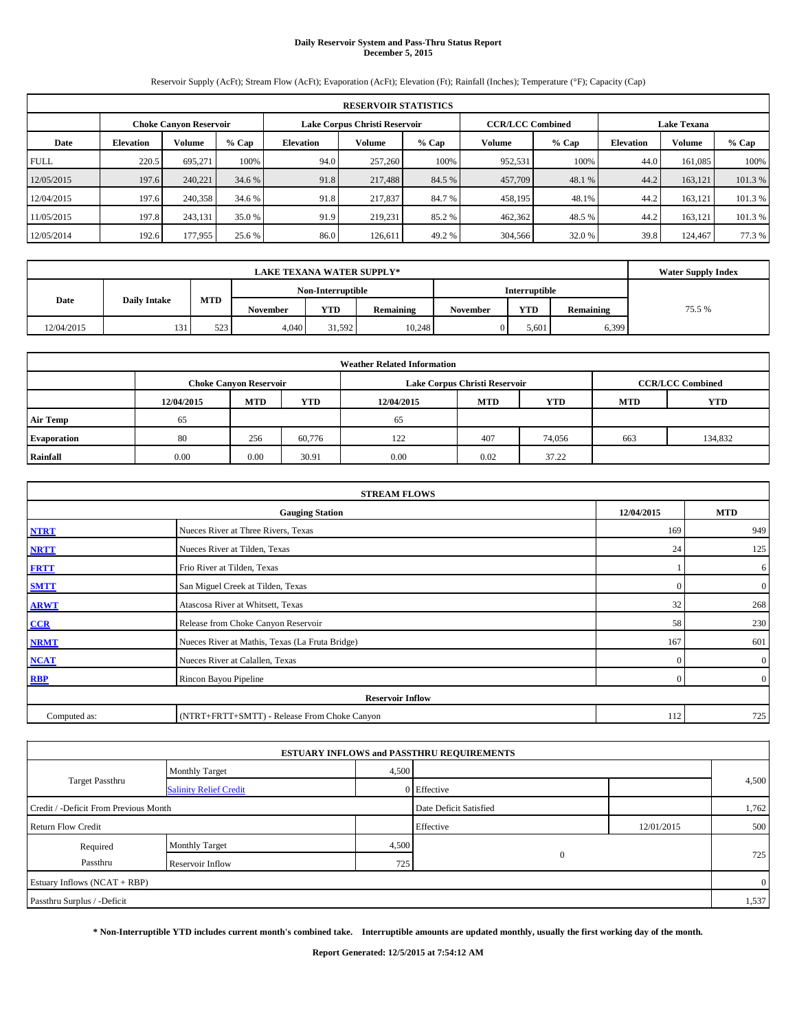# Daily Reservoir System and Pass-Thru Status Report
## December 5, 2015

Reservoir Supply (AcFt); Stream Flow (AcFt); Evaporation (AcFt); Elevation (Ft); Rainfall (Inches); Temperature (°F); Capacity (Cap)

| RESERVOIR STATISTICS | | | | | | | | | | | |
|---|---|---|---|---|---|---|---|---|---|---|---|
| | Choke Canyon Reservoir | | | Lake Corpus Christi Reservoir | | | CCR/LCC Combined | | Lake Texana | | |
| Date | Elevation | Volume | % Cap | Elevation | Volume | % Cap | Volume | % Cap | Elevation | Volume | % Cap |
| FULL | 220.5 | 695,271 | 100% | 94.0 | 257,260 | 100% | 952,531 | 100% | 44.0 | 161,085 | 100% |
| 12/05/2015 | 197.6 | 240,221 | 34.6 % | 91.8 | 217,488 | 84.5 % | 457,709 | 48.1 % | 44.2 | 163,121 | 101.3 % |
| 12/04/2015 | 197.6 | 240,358 | 34.6 % | 91.8 | 217,837 | 84.7 % | 458,195 | 48.1% | 44.2 | 163,121 | 101.3 % |
| 11/05/2015 | 197.8 | 243,131 | 35.0 % | 91.9 | 219,231 | 85.2 % | 462,362 | 48.5 % | 44.2 | 163,121 | 101.3 % |
| 12/05/2014 | 192.6 | 177,955 | 25.6 % | 86.0 | 126,611 | 49.2 % | 304,566 | 32.0 % | 39.8 | 124,467 | 77.3 % |

| LAKE TEXANA WATER SUPPLY* | | | | | | | | | Water Supply Index |
|---|---|---|---|---|---|---|---|---|---|
| Date | Daily Intake | MTD | Non-Interruptible | | | Interruptible | | | |
| | | | November | YTD | Remaining | November | YTD | Remaining | |
| 12/04/2015 | 131 | 523 | 4,040 | 31,592 | 10,248 | 0 | 5,601 | 6,399 | 75.5 % |

| Weather Related Information | | | | | | | | |
|---|---|---|---|---|---|---|---|---|
| | Choke Canyon Reservoir | | | Lake Corpus Christi Reservoir | | | CCR/LCC Combined | |
| | 12/04/2015 | MTD | YTD | 12/04/2015 | MTD | YTD | MTD | YTD |
| Air Temp | 65 | | | 65 | | | | |
| Evaporation | 80 | 256 | 60,776 | 122 | 407 | 74,056 | 663 | 134,832 |
| Rainfall | 0.00 | 0.00 | 30.91 | 0.00 | 0.02 | 37.22 | | |

| STREAM FLOWS | | | |
|---|---|---|---|
| | Gauging Station | 12/04/2015 | MTD |
| NTRT | Nueces River at Three Rivers, Texas | 169 | 949 |
| NRTT | Nueces River at Tilden, Texas | 24 | 125 |
| FRTT | Frio River at Tilden, Texas | 1 | 6 |
| SMTT | San Miguel Creek at Tilden, Texas | 0 | 0 |
| ARWT | Atascosa River at Whitsett, Texas | 32 | 268 |
| CCR | Release from Choke Canyon Reservoir | 58 | 230 |
| NRMT | Nueces River at Mathis, Texas (La Fruta Bridge) | 167 | 601 |
| NCAT | Nueces River at Calallen, Texas | 0 | 0 |
| RBP | Rincon Bayou Pipeline | 0 | 0 |
| Reservoir Inflow | | | |
| Computed as: | (NTRT+FRTT+SMTT) - Release From Choke Canyon | 112 | 725 |

| ESTUARY INFLOWS and PASSTHRU REQUIREMENTS | | | | | |
|---|---|---|---|---|---|
| Target Passthru | Monthly Target | 4,500 | | | 4,500 |
| | Salinity Relief Credit | 0 | Effective | | |
| Credit / -Deficit From Previous Month | | | Date Deficit Satisfied | | 1,762 |
| Return Flow Credit | | | Effective | 12/01/2015 | 500 |
| Required Passthru | Monthly Target | 4,500 | 0 | | 725 |
| | Reservoir Inflow | 725 | | | |
| Estuary Inflows (NCAT + RBP) | | | | | 0 |
| Passthru Surplus / -Deficit | | | | | 1,537 |

**\* Non-Interruptible YTD includes current month's combined take. Interruptible amounts are updated monthly, usually the first working day of the month.**

**Report Generated: 12/5/2015 at 7:54:12 AM**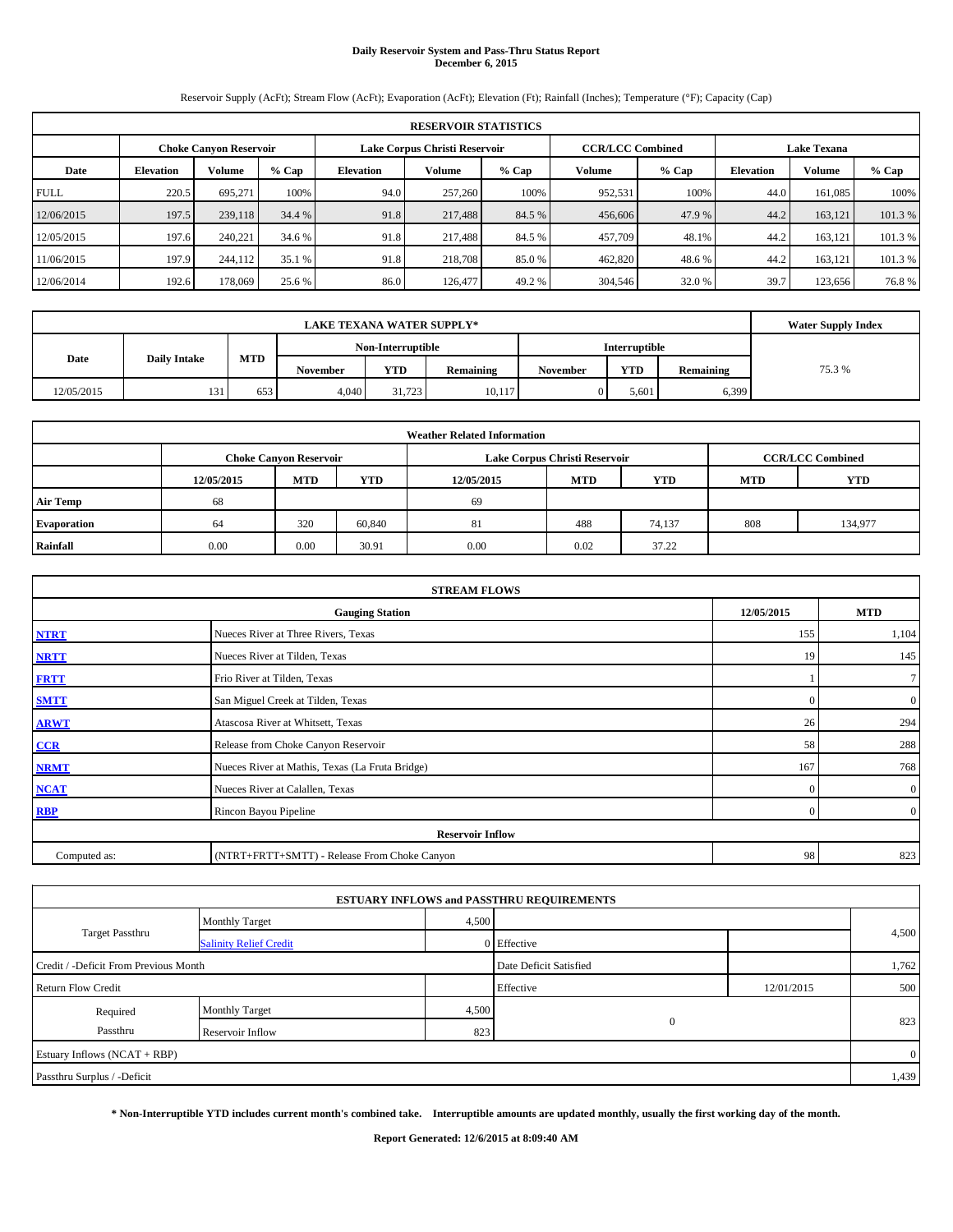# Daily Reservoir System and Pass-Thru Status Report
## December 6, 2015

Reservoir Supply (AcFt); Stream Flow (AcFt); Evaporation (AcFt); Elevation (Ft); Rainfall (Inches); Temperature (°F); Capacity (Cap)

| RESERVOIR STATISTICS | | | | | | | | | | | |
|---|---|---|---|---|---|---|---|---|---|---|---|
| | Choke Canyon Reservoir | | | Lake Corpus Christi Reservoir | | | CCR/LCC Combined | | Lake Texana | | |
| Date | Elevation | Volume | % Cap | Elevation | Volume | % Cap | Volume | % Cap | Elevation | Volume | % Cap |
| FULL | 220.5 | 695,271 | 100% | 94.0 | 257,260 | 100% | 952,531 | 100% | 44.0 | 161,085 | 100% |
| 12/06/2015 | 197.5 | 239,118 | 34.4 % | 91.8 | 217,488 | 84.5 % | 456,606 | 47.9 % | 44.2 | 163,121 | 101.3 % |
| 12/05/2015 | 197.6 | 240,221 | 34.6 % | 91.8 | 217,488 | 84.5 % | 457,709 | 48.1% | 44.2 | 163,121 | 101.3 % |
| 11/06/2015 | 197.9 | 244,112 | 35.1 % | 91.8 | 218,708 | 85.0 % | 462,820 | 48.6 % | 44.2 | 163,121 | 101.3 % |
| 12/06/2014 | 192.6 | 178,069 | 25.6 % | 86.0 | 126,477 | 49.2 % | 304,546 | 32.0 % | 39.7 | 123,656 | 76.8 % |

| LAKE TEXANA WATER SUPPLY* | | | | | | | | | Water Supply Index |
|---|---|---|---|---|---|---|---|---|---|
| Date | Daily Intake | MTD | Non-Interruptible | | | Interruptible | | | |
| | | | November | YTD | Remaining | November | YTD | Remaining | |
| 12/05/2015 | 131 | 653 | 4,040 | 31,723 | 10,117 | 0 | 5,601 | 6,399 | 75.3 % |

| Weather Related Information | | | | | | | | |
|---|---|---|---|---|---|---|---|---|
| | Choke Canyon Reservoir | | | Lake Corpus Christi Reservoir | | | CCR/LCC Combined | |
| | 12/05/2015 | MTD | YTD | 12/05/2015 | MTD | YTD | MTD | YTD |
| Air Temp | 68 | | | 69 | | | | |
| Evaporation | 64 | 320 | 60,840 | 81 | 488 | 74,137 | 808 | 134,977 |
| Rainfall | 0.00 | 0.00 | 30.91 | 0.00 | 0.02 | 37.22 | | |

| STREAM FLOWS | | | |
|---|---|---|---|
| | Gauging Station | 12/05/2015 | MTD |
| NTRT | Nueces River at Three Rivers, Texas | 155 | 1,104 |
| NRTT | Nueces River at Tilden, Texas | 19 | 145 |
| FRTT | Frio River at Tilden, Texas | 1 | 7 |
| SMTT | San Miguel Creek at Tilden, Texas | 0 | 0 |
| ARWT | Atascosa River at Whitsett, Texas | 26 | 294 |
| CCR | Release from Choke Canyon Reservoir | 58 | 288 |
| NRMT | Nueces River at Mathis, Texas (La Fruta Bridge) | 167 | 768 |
| NCAT | Nueces River at Calallen, Texas | 0 | 0 |
| RBP | Rincon Bayou Pipeline | 0 | 0 |
| **Reservoir Inflow** | | | |
| Computed as: | (NTRT+FRTT+SMTT) - Release From Choke Canyon | 98 | 823 |

| ESTUARY INFLOWS and PASSTHRU REQUIREMENTS | | | | | |
|---|---|---|---|---|---|
| Target Passthru | Monthly Target | 4,500 | | | 4,500 |
| | Salinity Relief Credit | 0 | Effective | | |
| Credit / -Deficit From Previous Month | | | Date Deficit Satisfied | | 1,762 |
| Return Flow Credit | | | Effective | 12/01/2015 | 500 |
| Required Passthru | Monthly Target | 4,500 | 0 | | 823 |
| | Reservoir Inflow | 823 | | | |
| Estuary Inflows (NCAT + RBP) | | | | | 0 |
| Passthru Surplus / -Deficit | | | | | 1,439 |

**\* Non-Interruptible YTD includes current month's combined take. Interruptible amounts are updated monthly, usually the first working day of the month.**

**Report Generated: 12/6/2015 at 8:09:40 AM**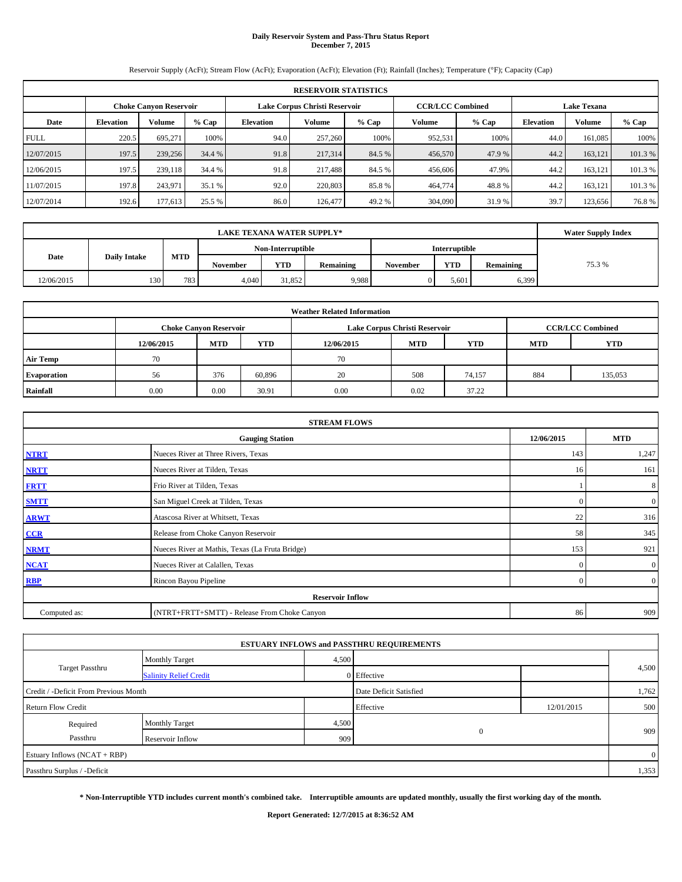# Daily Reservoir System and Pass-Thru Status Report
**December 7, 2015**

Reservoir Supply (AcFt); Stream Flow (AcFt); Evaporation (AcFt); Elevation (Ft); Rainfall (Inches); Temperature (°F); Capacity (Cap)

| RESERVOIR STATISTICS | | | | | | | | | | | |
|---|---|---|---|---|---|---|---|---|---|---|---|
| | Choke Canyon Reservoir | | | Lake Corpus Christi Reservoir | | | CCR/LCC Combined | | Lake Texana | | |
| Date | Elevation | Volume | % Cap | Elevation | Volume | % Cap | Volume | % Cap | Elevation | Volume | % Cap |
| FULL | 220.5 | 695,271 | 100% | 94.0 | 257,260 | 100% | 952,531 | 100% | 44.0 | 161,085 | 100% |
| 12/07/2015 | 197.5 | 239,256 | 34.4 % | 91.8 | 217,314 | 84.5 % | 456,570 | 47.9 % | 44.2 | 163,121 | 101.3 % |
| 12/06/2015 | 197.5 | 239,118 | 34.4 % | 91.8 | 217,488 | 84.5 % | 456,606 | 47.9% | 44.2 | 163,121 | 101.3 % |
| 11/07/2015 | 197.8 | 243,971 | 35.1 % | 92.0 | 220,803 | 85.8 % | 464,774 | 48.8 % | 44.2 | 163,121 | 101.3 % |
| 12/07/2014 | 192.6 | 177,613 | 25.5 % | 86.0 | 126,477 | 49.2 % | 304,090 | 31.9 % | 39.7 | 123,656 | 76.8 % |

| LAKE TEXANA WATER SUPPLY* | | | | | | | | | Water Supply Index |
|---|---|---|---|---|---|---|---|---|---|
| Date | Daily Intake | MTD | Non-Interruptible | | | Interruptible | | | |
| | | | November | YTD | Remaining | November | YTD | Remaining | |
| 12/06/2015 | 130 | 783 | 4,040 | 31,852 | 9,988 | 0 | 5,601 | 6,399 | 75.3 % |

| Weather Related Information | | | | | | | | |
|---|---|---|---|---|---|---|---|---|
| | Choke Canyon Reservoir | | | Lake Corpus Christi Reservoir | | | CCR/LCC Combined | |
| | 12/06/2015 | MTD | YTD | 12/06/2015 | MTD | YTD | MTD | YTD |
| Air Temp | 70 | | | 70 | | | | |
| Evaporation | 56 | 376 | 60,896 | 20 | 508 | 74,157 | 884 | 135,053 |
| Rainfall | 0.00 | 0.00 | 30.91 | 0.00 | 0.02 | 37.22 | | |

| STREAM FLOWS | | | |
|---|---|---|---|
| | Gauging Station | 12/06/2015 | MTD |
| NTRT | Nueces River at Three Rivers, Texas | 143 | 1,247 |
| NRTT | Nueces River at Tilden, Texas | 16 | 161 |
| FRTT | Frio River at Tilden, Texas | 1 | 8 |
| SMTT | San Miguel Creek at Tilden, Texas | 0 | 0 |
| ARWT | Atascosa River at Whitsett, Texas | 22 | 316 |
| CCR | Release from Choke Canyon Reservoir | 58 | 345 |
| NRMT | Nueces River at Mathis, Texas (La Fruta Bridge) | 153 | 921 |
| NCAT | Nueces River at Calallen, Texas | 0 | 0 |
| RBP | Rincon Bayou Pipeline | 0 | 0 |
| Reservoir Inflow | | | |
| Computed as: | (NTRT+FRTT+SMTT) - Release From Choke Canyon | 86 | 909 |

| ESTUARY INFLOWS and PASSTHRU REQUIREMENTS | | | | | |
|---|---|---|---|---|---|
| Target Passthru | Monthly Target | 4,500 | | | 4,500 |
| | Salinity Relief Credit | 0 | Effective | | |
| Credit / -Deficit From Previous Month | | | Date Deficit Satisfied | | 1,762 |
| Return Flow Credit | | | Effective | 12/01/2015 | 500 |
| Required Passthru | Monthly Target | 4,500 | 0 | | 909 |
| | Reservoir Inflow | 909 | | | |
| Estuary Inflows (NCAT + RBP) | | | | | 0 |
| Passthru Surplus / -Deficit | | | | | 1,353 |

**\* Non-Interruptible YTD includes current month's combined take. Interruptible amounts are updated monthly, usually the first working day of the month.**

**Report Generated: 12/7/2015 at 8:36:52 AM**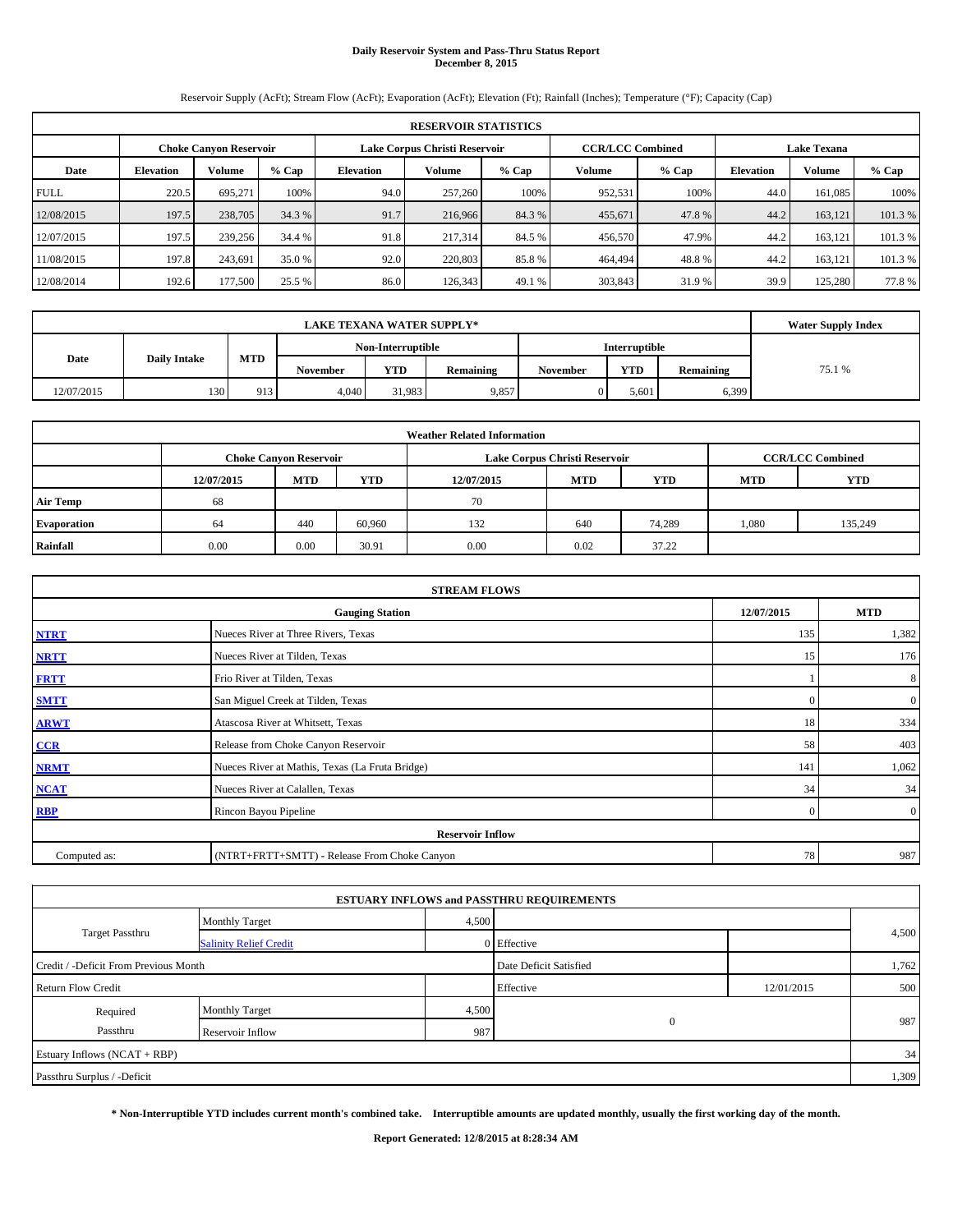# Daily Reservoir System and Pass-Thru Status Report
## December 8, 2015

Reservoir Supply (AcFt); Stream Flow (AcFt); Evaporation (AcFt); Elevation (Ft); Rainfall (Inches); Temperature (°F); Capacity (Cap)

| RESERVOIR STATISTICS | | | | | | | | | | | |
|---|---|---|---|---|---|---|---|---|---|---|---|
| | Choke Canyon Reservoir | | | Lake Corpus Christi Reservoir | | | CCR/LCC Combined | | Lake Texana | | |
| Date | Elevation | Volume | % Cap | Elevation | Volume | % Cap | Volume | % Cap | Elevation | Volume | % Cap |
| FULL | 220.5 | 695,271 | 100% | 94.0 | 257,260 | 100% | 952,531 | 100% | 44.0 | 161,085 | 100% |
| 12/08/2015 | 197.5 | 238,705 | 34.3 % | 91.7 | 216,966 | 84.3 % | 455,671 | 47.8 % | 44.2 | 163,121 | 101.3 % |
| 12/07/2015 | 197.5 | 239,256 | 34.4 % | 91.8 | 217,314 | 84.5 % | 456,570 | 47.9% | 44.2 | 163,121 | 101.3 % |
| 11/08/2015 | 197.8 | 243,691 | 35.0 % | 92.0 | 220,803 | 85.8 % | 464,494 | 48.8 % | 44.2 | 163,121 | 101.3 % |
| 12/08/2014 | 192.6 | 177,500 | 25.5 % | 86.0 | 126,343 | 49.1 % | 303,843 | 31.9 % | 39.9 | 125,280 | 77.8 % |

| LAKE TEXANA WATER SUPPLY* | | | | | | | | | Water Supply Index |
|---|---|---|---|---|---|---|---|---|---|
| Date | Daily Intake | MTD | Non-Interruptible | | | Interruptible | | | |
| | | | November | YTD | Remaining | November | YTD | Remaining | |
| 12/07/2015 | 130 | 913 | 4,040 | 31,983 | 9,857 | 0 | 5,601 | 6,399 | 75.1 % |

| Weather Related Information | | | | | | | | |
|---|---|---|---|---|---|---|---|---|
| | Choke Canyon Reservoir | | | Lake Corpus Christi Reservoir | | | CCR/LCC Combined | |
| | 12/07/2015 | MTD | YTD | 12/07/2015 | MTD | YTD | MTD | YTD |
| Air Temp | 68 | | | 70 | | | | |
| Evaporation | 64 | 440 | 60,960 | 132 | 640 | 74,289 | 1,080 | 135,249 |
| Rainfall | 0.00 | 0.00 | 30.91 | 0.00 | 0.02 | 37.22 | | |

| STREAM FLOWS | | | |
|---|---|---|---|
| Gauging Station | | 12/07/2015 | MTD |
| NTRT | Nueces River at Three Rivers, Texas | 135 | 1,382 |
| NRTT | Nueces River at Tilden, Texas | 15 | 176 |
| FRTT | Frio River at Tilden, Texas | 1 | 8 |
| SMTT | San Miguel Creek at Tilden, Texas | 0 | 0 |
| ARWT | Atascosa River at Whitsett, Texas | 18 | 334 |
| CCR | Release from Choke Canyon Reservoir | 58 | 403 |
| NRMT | Nueces River at Mathis, Texas (La Fruta Bridge) | 141 | 1,062 |
| NCAT | Nueces River at Calallen, Texas | 34 | 34 |
| RBP | Rincon Bayou Pipeline | 0 | 0 |
| **Reservoir Inflow** | | | |
| Computed as: | (NTRT+FRTT+SMTT) - Release From Choke Canyon | 78 | 987 |

| ESTUARY INFLOWS and PASSTHRU REQUIREMENTS | | | | | |
|---|---|---|---|---|---|
| Target Passthru | Monthly Target | 4,500 | | | 4,500 |
| | Salinity Relief Credit | 0 | Effective | | |
| Credit / -Deficit From Previous Month | | | Date Deficit Satisfied | | 1,762 |
| Return Flow Credit | | | Effective | 12/01/2015 | 500 |
| Required Passthru | Monthly Target | 4,500 | 0 | | 987 |
| | Reservoir Inflow | 987 | | | |
| Estuary Inflows (NCAT + RBP) | | | | | 34 |
| Passthru Surplus / -Deficit | | | | | 1,309 |

**\* Non-Interruptible YTD includes current month's combined take. Interruptible amounts are updated monthly, usually the first working day of the month.**

**Report Generated: 12/8/2015 at 8:28:34 AM**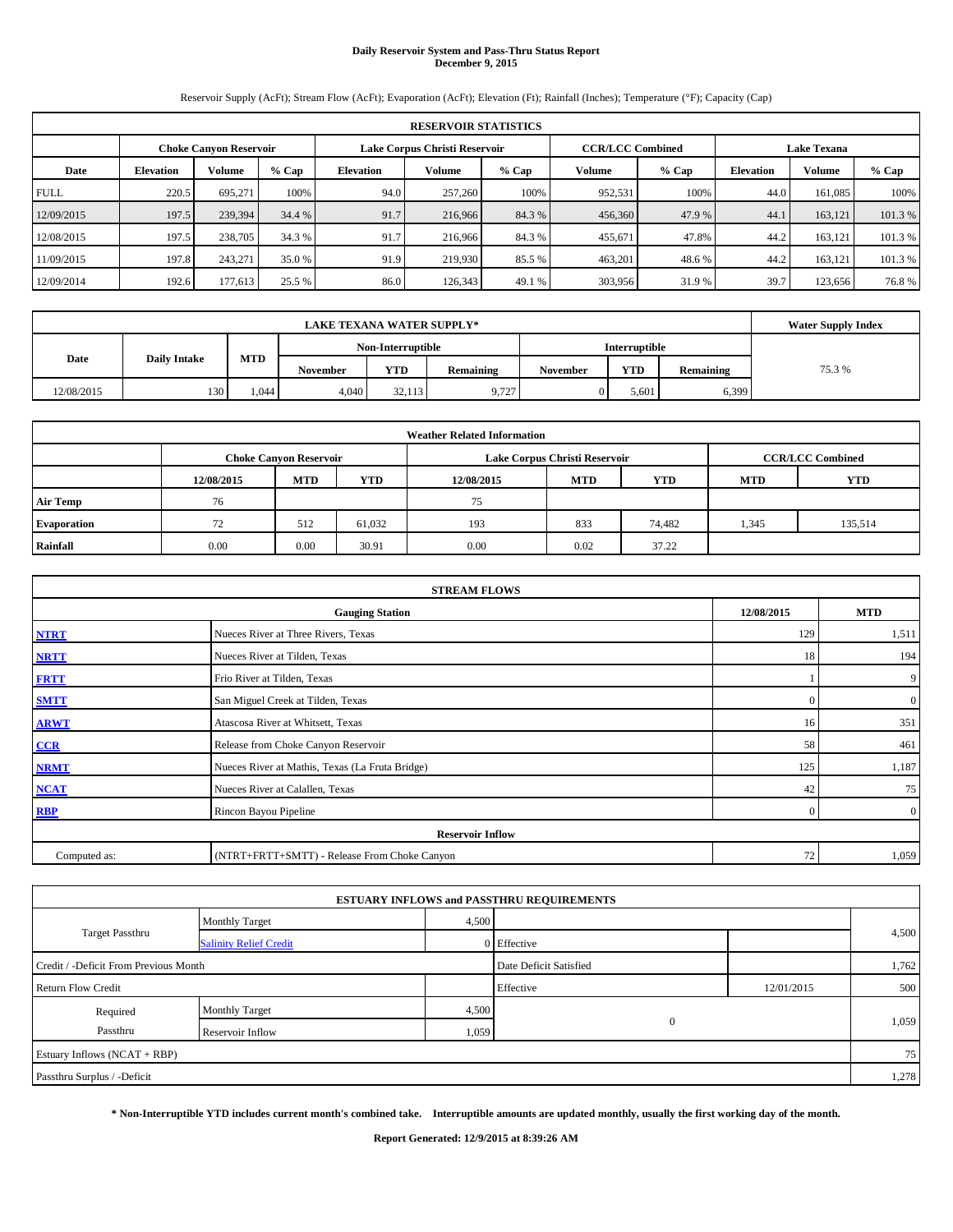# Daily Reservoir System and Pass-Thru Status Report
**December 9, 2015**

Reservoir Supply (AcFt); Stream Flow (AcFt); Evaporation (AcFt); Elevation (Ft); Rainfall (Inches); Temperature (°F); Capacity (Cap)

| RESERVOIR STATISTICS | | | | | | | | | | | |
|---|---|---|---|---|---|---|---|---|---|---|---|
| | Choke Canyon Reservoir | | | Lake Corpus Christi Reservoir | | | CCR/LCC Combined | | Lake Texana | | |
| Date | Elevation | Volume | % Cap | Elevation | Volume | % Cap | Volume | % Cap | Elevation | Volume | % Cap |
| FULL | 220.5 | 695,271 | 100% | 94.0 | 257,260 | 100% | 952,531 | 100% | 44.0 | 161,085 | 100% |
| 12/09/2015 | 197.5 | 239,394 | 34.4 % | 91.7 | 216,966 | 84.3 % | 456,360 | 47.9 % | 44.1 | 163,121 | 101.3 % |
| 12/08/2015 | 197.5 | 238,705 | 34.3 % | 91.7 | 216,966 | 84.3 % | 455,671 | 47.8% | 44.2 | 163,121 | 101.3 % |
| 11/09/2015 | 197.8 | 243,271 | 35.0 % | 91.9 | 219,930 | 85.5 % | 463,201 | 48.6 % | 44.2 | 163,121 | 101.3 % |
| 12/09/2014 | 192.6 | 177,613 | 25.5 % | 86.0 | 126,343 | 49.1 % | 303,956 | 31.9 % | 39.7 | 123,656 | 76.8 % |

| LAKE TEXANA WATER SUPPLY* | | | | | | | | | Water Supply Index |
|---|---|---|---|---|---|---|---|---|---|
| Date | Daily Intake | MTD | Non-Interruptible | | | Interruptible | | | |
| | | | November | YTD | Remaining | November | YTD | Remaining | |
| 12/08/2015 | 130 | 1,044 | 4,040 | 32,113 | 9,727 | 0 | 5,601 | 6,399 | 75.3 % |

| Weather Related Information | | | | | | | | |
|---|---|---|---|---|---|---|---|---|
| | Choke Canyon Reservoir | | | Lake Corpus Christi Reservoir | | | CCR/LCC Combined | |
| | 12/08/2015 | MTD | YTD | 12/08/2015 | MTD | YTD | MTD | YTD |
| Air Temp | 76 | | | 75 | | | | |
| Evaporation | 72 | 512 | 61,032 | 193 | 833 | 74,482 | 1,345 | 135,514 |
| Rainfall | 0.00 | 0.00 | 30.91 | 0.00 | 0.02 | 37.22 | | |

| STREAM FLOWS | | | |
|---|---|---|---|
| | Gauging Station | 12/08/2015 | MTD |
| NTRT | Nueces River at Three Rivers, Texas | 129 | 1,511 |
| NRTT | Nueces River at Tilden, Texas | 18 | 194 |
| FRTT | Frio River at Tilden, Texas | 1 | 9 |
| SMTT | San Miguel Creek at Tilden, Texas | 0 | 0 |
| ARWT | Atascosa River at Whitsett, Texas | 16 | 351 |
| CCR | Release from Choke Canyon Reservoir | 58 | 461 |
| NRMT | Nueces River at Mathis, Texas (La Fruta Bridge) | 125 | 1,187 |
| NCAT | Nueces River at Calallen, Texas | 42 | 75 |
| RBP | Rincon Bayou Pipeline | 0 | 0 |
| **Reservoir Inflow** | | | |
| Computed as: | (NTRT+FRTT+SMTT) - Release From Choke Canyon | 72 | 1,059 |

| ESTUARY INFLOWS and PASSTHRU REQUIREMENTS | | | | | |
|---|---|---|---|---|---|
| Target Passthru | Monthly Target | 4,500 | | | 4,500 |
| | Salinity Relief Credit | 0 | Effective | | |
| Credit / -Deficit From Previous Month | | | Date Deficit Satisfied | | 1,762 |
| Return Flow Credit | | | Effective | 12/01/2015 | 500 |
| Required Passthru | Monthly Target | 4,500 | 0 | | 1,059 |
| | Reservoir Inflow | 1,059 | | | |
| Estuary Inflows (NCAT + RBP) | | | | | 75 |
| Passthru Surplus / -Deficit | | | | | 1,278 |

**\* Non-Interruptible YTD includes current month's combined take. Interruptible amounts are updated monthly, usually the first working day of the month.**

**Report Generated: 12/9/2015 at 8:39:26 AM**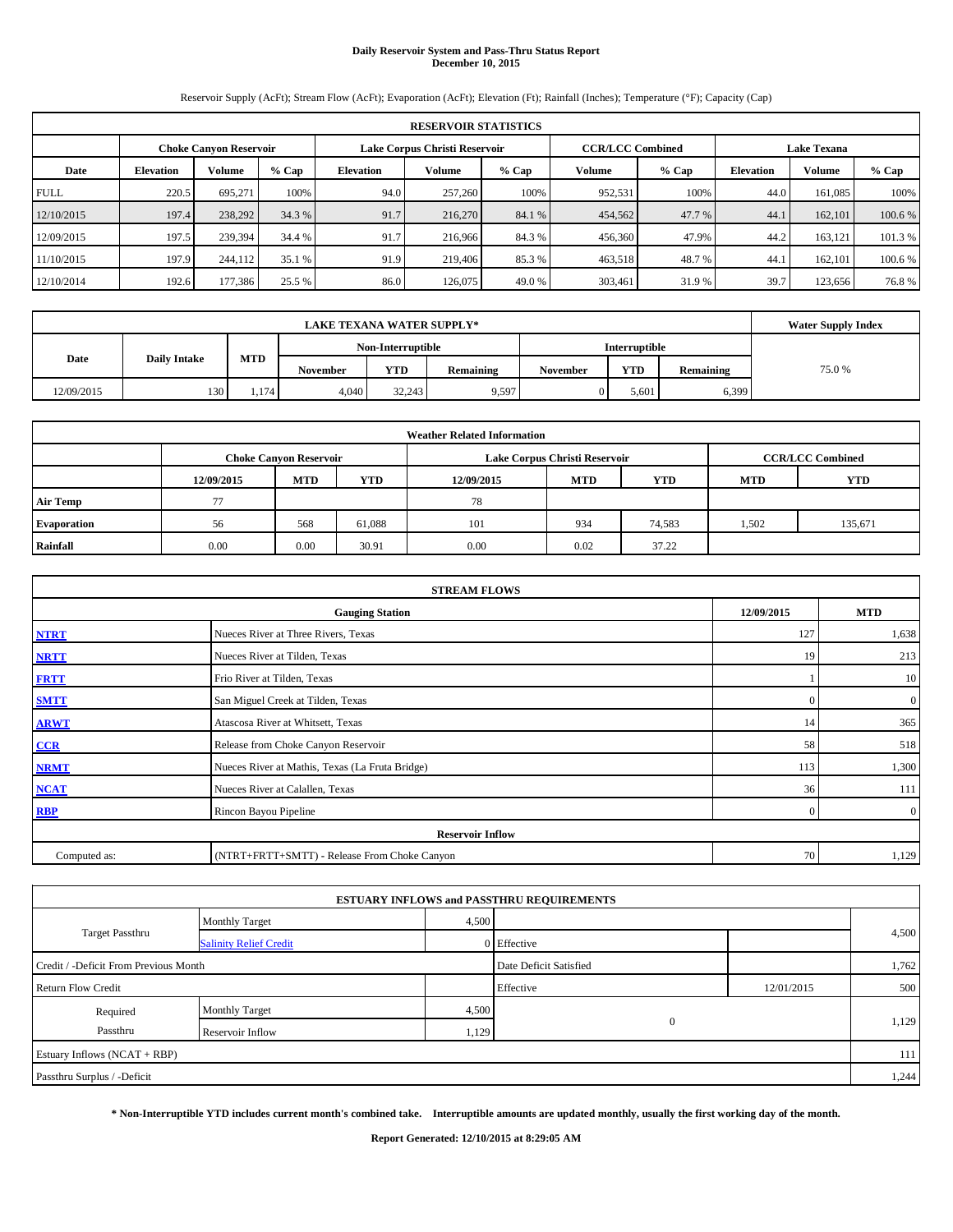# Daily Reservoir System and Pass-Thru Status Report
## December 10, 2015

Reservoir Supply (AcFt); Stream Flow (AcFt); Evaporation (AcFt); Elevation (Ft); Rainfall (Inches); Temperature (°F); Capacity (Cap)

| RESERVOIR STATISTICS | | | | | | | | | | | |
|---|---|---|---|---|---|---|---|---|---|---|---|
| | Choke Canyon Reservoir | | | Lake Corpus Christi Reservoir | | | CCR/LCC Combined | | Lake Texana | | |
| Date | Elevation | Volume | % Cap | Elevation | Volume | % Cap | Volume | % Cap | Elevation | Volume | % Cap |
| FULL | 220.5 | 695,271 | 100% | 94.0 | 257,260 | 100% | 952,531 | 100% | 44.0 | 161,085 | 100% |
| 12/10/2015 | 197.4 | 238,292 | 34.3 % | 91.7 | 216,270 | 84.1 % | 454,562 | 47.7 % | 44.1 | 162,101 | 100.6 % |
| 12/09/2015 | 197.5 | 239,394 | 34.4 % | 91.7 | 216,966 | 84.3 % | 456,360 | 47.9% | 44.2 | 163,121 | 101.3 % |
| 11/10/2015 | 197.9 | 244,112 | 35.1 % | 91.9 | 219,406 | 85.3 % | 463,518 | 48.7 % | 44.1 | 162,101 | 100.6 % |
| 12/10/2014 | 192.6 | 177,386 | 25.5 % | 86.0 | 126,075 | 49.0 % | 303,461 | 31.9 % | 39.7 | 123,656 | 76.8 % |

| LAKE TEXANA WATER SUPPLY* | | | | | | | | | Water Supply Index |
|---|---|---|---|---|---|---|---|---|---|
| Date | Daily Intake | MTD | Non-Interruptible | | | Interruptible | | | |
| | | | November | YTD | Remaining | November | YTD | Remaining | |
| 12/09/2015 | 130 | 1,174 | 4,040 | 32,243 | 9,597 | 0 | 5,601 | 6,399 | 75.0 % |

| Weather Related Information | | | | | | | |
|---|---|---|---|---|---|---|---|
| | Choke Canyon Reservoir | | | Lake Corpus Christi Reservoir | | | CCR/LCC Combined | |
| | 12/09/2015 | MTD | YTD | 12/09/2015 | MTD | YTD | MTD | YTD |
| Air Temp | 77 | | | 78 | | | | |
| Evaporation | 56 | 568 | 61,088 | 101 | 934 | 74,583 | 1,502 | 135,671 |
| Rainfall | 0.00 | 0.00 | 30.91 | 0.00 | 0.02 | 37.22 | | |

| STREAM FLOWS | | | |
|---|---|---|---|
| | Gauging Station | 12/09/2015 | MTD |
| NTRT | Nueces River at Three Rivers, Texas | 127 | 1,638 |
| NRTT | Nueces River at Tilden, Texas | 19 | 213 |
| FRTT | Frio River at Tilden, Texas | 1 | 10 |
| SMTT | San Miguel Creek at Tilden, Texas | 0 | 0 |
| ARWT | Atascosa River at Whitsett, Texas | 14 | 365 |
| CCR | Release from Choke Canyon Reservoir | 58 | 518 |
| NRMT | Nueces River at Mathis, Texas (La Fruta Bridge) | 113 | 1,300 |
| NCAT | Nueces River at Calallen, Texas | 36 | 111 |
| RBP | Rincon Bayou Pipeline | 0 | 0 |
| Reservoir Inflow | | | |
| Computed as: | (NTRT+FRTT+SMTT) - Release From Choke Canyon | 70 | 1,129 |

| ESTUARY INFLOWS and PASSTHRU REQUIREMENTS | | | | | |
|---|---|---|---|---|---|
| Target Passthru | Monthly Target | 4,500 | | | 4,500 |
| | Salinity Relief Credit | 0 | Effective | | |
| Credit / -Deficit From Previous Month | | | Date Deficit Satisfied | | 1,762 |
| Return Flow Credit | | | Effective | 12/01/2015 | 500 |
| Required Passthru | Monthly Target | 4,500 | 0 | | 1,129 |
| | Reservoir Inflow | 1,129 | | | |
| Estuary Inflows (NCAT + RBP) | | | | | 111 |
| Passthru Surplus / -Deficit | | | | | 1,244 |

**\* Non-Interruptible YTD includes current month's combined take. Interruptible amounts are updated monthly, usually the first working day of the month.**

**Report Generated: 12/10/2015 at 8:29:05 AM**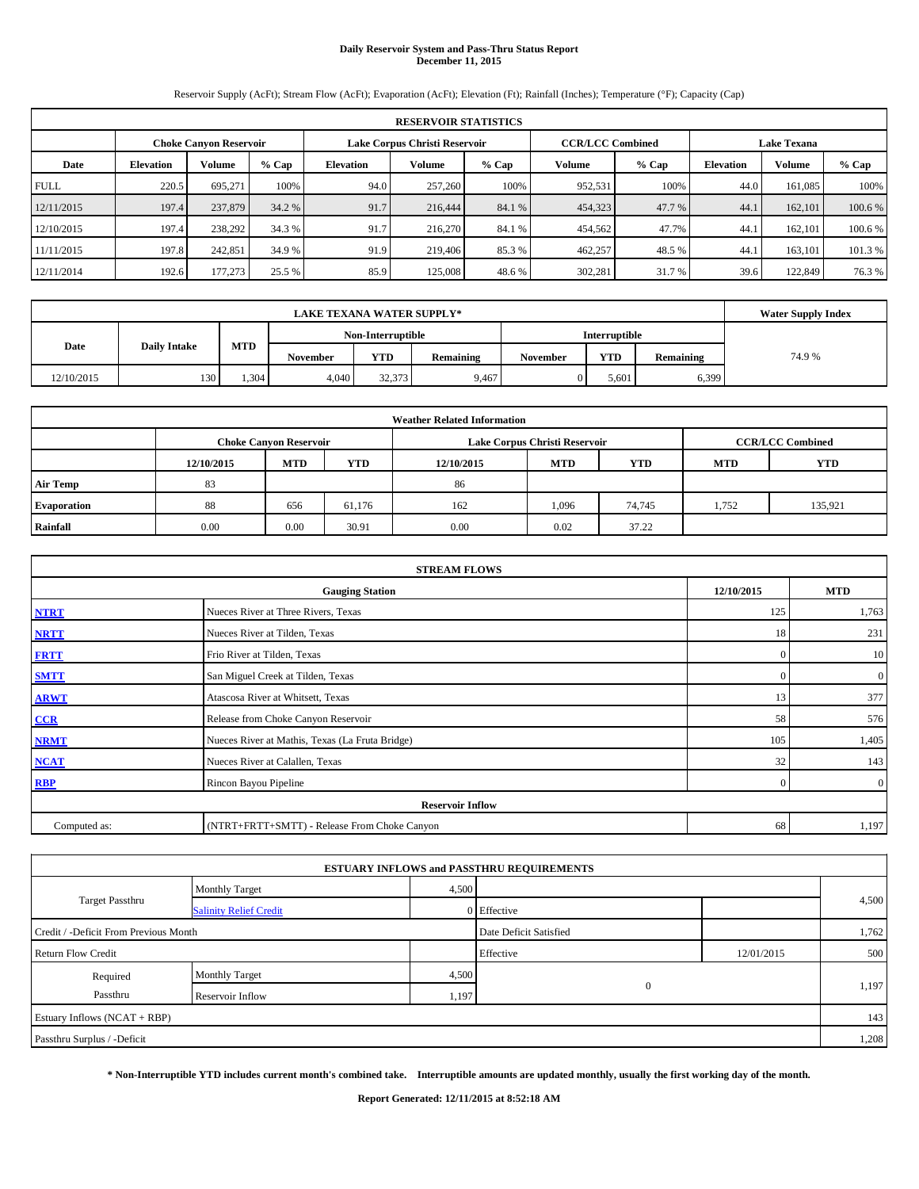# Daily Reservoir System and Pass-Thru Status Report
## December 11, 2015

Reservoir Supply (AcFt); Stream Flow (AcFt); Evaporation (AcFt); Elevation (Ft); Rainfall (Inches); Temperature (°F); Capacity (Cap)

| RESERVOIR STATISTICS | | | | | | | | | | | |
|---|---|---|---|---|---|---|---|---|---|---|---|
| | Choke Canyon Reservoir | | | Lake Corpus Christi Reservoir | | | CCR/LCC Combined | | Lake Texana | | |
| Date | Elevation | Volume | % Cap | Elevation | Volume | % Cap | Volume | % Cap | Elevation | Volume | % Cap |
| FULL | 220.5 | 695,271 | 100% | 94.0 | 257,260 | 100% | 952,531 | 100% | 44.0 | 161,085 | 100% |
| 12/11/2015 | 197.4 | 237,879 | 34.2 % | 91.7 | 216,444 | 84.1 % | 454,323 | 47.7 % | 44.1 | 162,101 | 100.6 % |
| 12/10/2015 | 197.4 | 238,292 | 34.3 % | 91.7 | 216,270 | 84.1 % | 454,562 | 47.7% | 44.1 | 162,101 | 100.6 % |
| 11/11/2015 | 197.8 | 242,851 | 34.9 % | 91.9 | 219,406 | 85.3 % | 462,257 | 48.5 % | 44.1 | 163,101 | 101.3 % |
| 12/11/2014 | 192.6 | 177,273 | 25.5 % | 85.9 | 125,008 | 48.6 % | 302,281 | 31.7 % | 39.6 | 122,849 | 76.3 % |

| LAKE TEXANA WATER SUPPLY* | | | | | | | | | Water Supply Index |
|---|---|---|---|---|---|---|---|---|---|
| Date | Daily Intake | MTD | Non-Interruptible | | | Interruptible | | | |
| | | | November | YTD | Remaining | November | YTD | Remaining | |
| 12/10/2015 | 130 | 1,304 | 4,040 | 32,373 | 9,467 | 0 | 5,601 | 6,399 | 74.9 % |

| Weather Related Information | | | | | | | | |
|---|---|---|---|---|---|---|---|---|
| | Choke Canyon Reservoir | | | Lake Corpus Christi Reservoir | | | CCR/LCC Combined | |
| | 12/10/2015 | MTD | YTD | 12/10/2015 | MTD | YTD | MTD | YTD |
| Air Temp | 83 | | | 86 | | | | |
| Evaporation | 88 | 656 | 61,176 | 162 | 1,096 | 74,745 | 1,752 | 135,921 |
| Rainfall | 0.00 | 0.00 | 30.91 | 0.00 | 0.02 | 37.22 | | |

| STREAM FLOWS | | | |
|---|---|---|---|
| | Gauging Station | 12/10/2015 | MTD |
| NTRT | Nueces River at Three Rivers, Texas | 125 | 1,763 |
| NRTT | Nueces River at Tilden, Texas | 18 | 231 |
| FRTT | Frio River at Tilden, Texas | 0 | 10 |
| SMTT | San Miguel Creek at Tilden, Texas | 0 | 0 |
| ARWT | Atascosa River at Whitsett, Texas | 13 | 377 |
| CCR | Release from Choke Canyon Reservoir | 58 | 576 |
| NRMT | Nueces River at Mathis, Texas (La Fruta Bridge) | 105 | 1,405 |
| NCAT | Nueces River at Calallen, Texas | 32 | 143 |
| RBP | Rincon Bayou Pipeline | 0 | 0 |
| Reservoir Inflow | | | |
| Computed as: | (NTRT+FRTT+SMTT) - Release From Choke Canyon | 68 | 1,197 |

| ESTUARY INFLOWS and PASSTHRU REQUIREMENTS | | | | | |
|---|---|---|---|---|---|
| Target Passthru | Monthly Target | 4,500 | | | 4,500 |
| | Salinity Relief Credit | 0 | Effective | | |
| Credit / -Deficit From Previous Month | | | Date Deficit Satisfied | | 1,762 |
| Return Flow Credit | | | Effective | 12/01/2015 | 500 |
| Required Passthru | Monthly Target | 4,500 | 0 | | 1,197 |
| | Reservoir Inflow | 1,197 | | | |
| Estuary Inflows (NCAT + RBP) | | | | | 143 |
| Passthru Surplus / -Deficit | | | | | 1,208 |

**\* Non-Interruptible YTD includes current month's combined take. Interruptible amounts are updated monthly, usually the first working day of the month.**

**Report Generated: 12/11/2015 at 8:52:18 AM**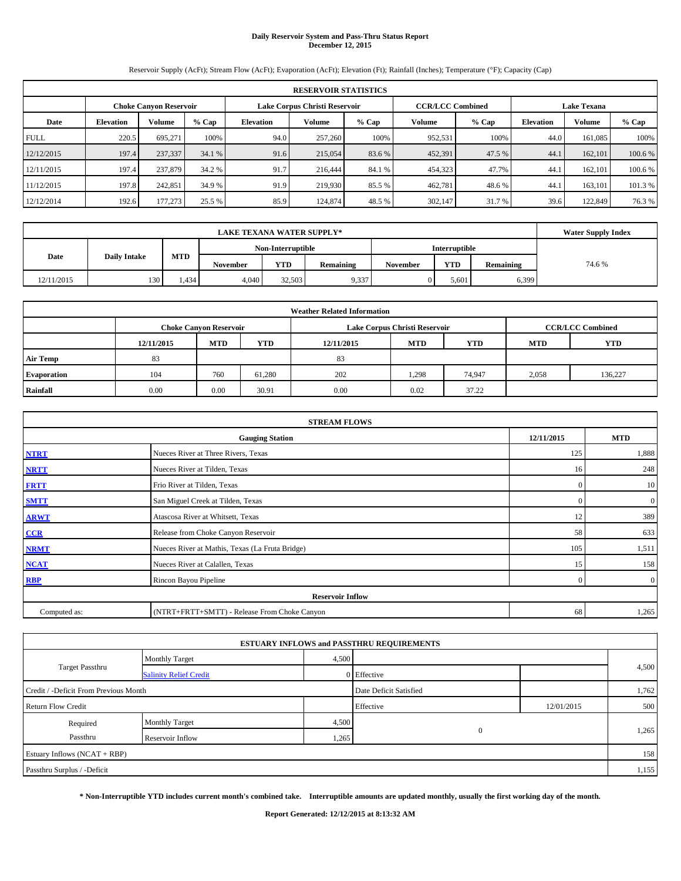# Daily Reservoir System and Pass-Thru Status Report
## December 12, 2015

Reservoir Supply (AcFt); Stream Flow (AcFt); Evaporation (AcFt); Elevation (Ft); Rainfall (Inches); Temperature (°F); Capacity (Cap)

| RESERVOIR STATISTICS | | | | | | | | | | | |
|---|---|---|---|---|---|---|---|---|---|---|---|
| | Choke Canyon Reservoir | | | Lake Corpus Christi Reservoir | | | CCR/LCC Combined | | Lake Texana | | |
| Date | Elevation | Volume | % Cap | Elevation | Volume | % Cap | Volume | % Cap | Elevation | Volume | % Cap |
| FULL | 220.5 | 695,271 | 100% | 94.0 | 257,260 | 100% | 952,531 | 100% | 44.0 | 161,085 | 100% |
| 12/12/2015 | 197.4 | 237,337 | 34.1 % | 91.6 | 215,054 | 83.6 % | 452,391 | 47.5 % | 44.1 | 162,101 | 100.6 % |
| 12/11/2015 | 197.4 | 237,879 | 34.2 % | 91.7 | 216,444 | 84.1 % | 454,323 | 47.7% | 44.1 | 162,101 | 100.6 % |
| 11/12/2015 | 197.8 | 242,851 | 34.9 % | 91.9 | 219,930 | 85.5 % | 462,781 | 48.6 % | 44.1 | 163,101 | 101.3 % |
| 12/12/2014 | 192.6 | 177,273 | 25.5 % | 85.9 | 124,874 | 48.5 % | 302,147 | 31.7 % | 39.6 | 122,849 | 76.3 % |

| LAKE TEXANA WATER SUPPLY* | | | | | | | | | Water Supply Index |
|---|---|---|---|---|---|---|---|---|---|
| Date | Daily Intake | MTD | Non-Interruptible | | | Interruptible | | | |
| | | | November | YTD | Remaining | November | YTD | Remaining | |
| 12/11/2015 | 130 | 1,434 | 4,040 | 32,503 | 9,337 | 0 | 5,601 | 6,399 | 74.6 % |

| Weather Related Information | | | | | | | | |
|---|---|---|---|---|---|---|---|---|
| | Choke Canyon Reservoir | | | Lake Corpus Christi Reservoir | | | CCR/LCC Combined | |
| | 12/11/2015 | MTD | YTD | 12/11/2015 | MTD | YTD | MTD | YTD |
| Air Temp | 83 | | | 83 | | | | |
| Evaporation | 104 | 760 | 61,280 | 202 | 1,298 | 74,947 | 2,058 | 136,227 |
| Rainfall | 0.00 | 0.00 | 30.91 | 0.00 | 0.02 | 37.22 | | |

| STREAM FLOWS | | | |
|---|---|---|---|
| | Gauging Station | 12/11/2015 | MTD |
| NTRT | Nueces River at Three Rivers, Texas | 125 | 1,888 |
| NRTT | Nueces River at Tilden, Texas | 16 | 248 |
| FRTT | Frio River at Tilden, Texas | 0 | 10 |
| SMTT | San Miguel Creek at Tilden, Texas | 0 | 0 |
| ARWT | Atascosa River at Whitsett, Texas | 12 | 389 |
| CCR | Release from Choke Canyon Reservoir | 58 | 633 |
| NRMT | Nueces River at Mathis, Texas (La Fruta Bridge) | 105 | 1,511 |
| NCAT | Nueces River at Calallen, Texas | 15 | 158 |
| RBP | Rincon Bayou Pipeline | 0 | 0 |
| Reservoir Inflow | | | |
| Computed as: | (NTRT+FRTT+SMTT) - Release From Choke Canyon | 68 | 1,265 |

| ESTUARY INFLOWS and PASSTHRU REQUIREMENTS | | | | | |
|---|---|---|---|---|---|
| Target Passthru | Monthly Target | 4,500 | | | 4,500 |
| | Salinity Relief Credit | 0 | Effective | | |
| Credit / -Deficit From Previous Month | | | Date Deficit Satisfied | | 1,762 |
| Return Flow Credit | | | Effective | 12/01/2015 | 500 |
| Required Passthru | Monthly Target | 4,500 | 0 | | 1,265 |
| | Reservoir Inflow | 1,265 | | | |
| Estuary Inflows (NCAT + RBP) | | | | | 158 |
| Passthru Surplus / -Deficit | | | | | 1,155 |

**\* Non-Interruptible YTD includes current month's combined take. Interruptible amounts are updated monthly, usually the first working day of the month.**

**Report Generated: 12/12/2015 at 8:13:32 AM**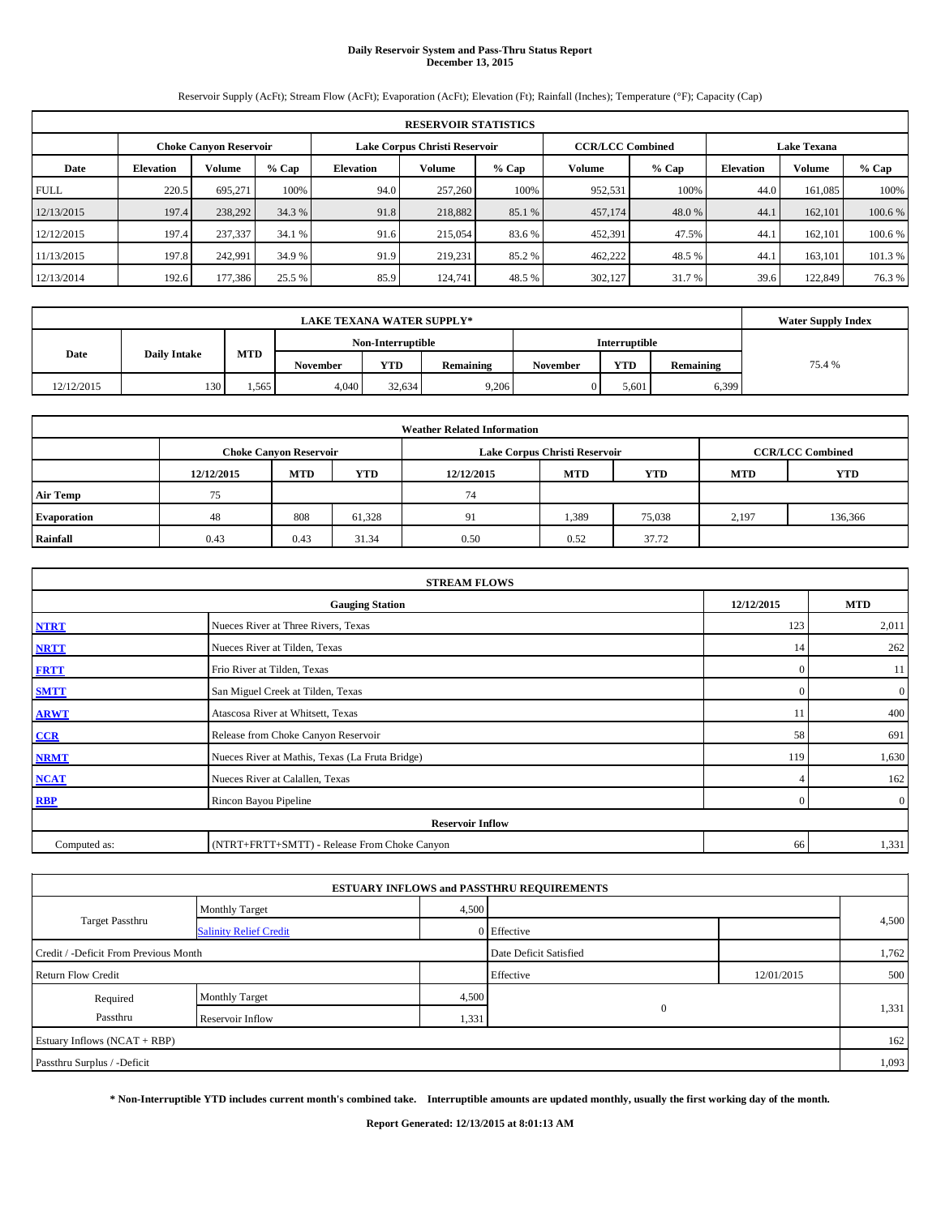# Daily Reservoir System and Pass-Thru Status Report
## December 13, 2015

Reservoir Supply (AcFt); Stream Flow (AcFt); Evaporation (AcFt); Elevation (Ft); Rainfall (Inches); Temperature (°F); Capacity (Cap)

| RESERVOIR STATISTICS | | | | | | | | | | | |
|---|---|---|---|---|---|---|---|---|---|---|---|
| | Choke Canyon Reservoir | | | Lake Corpus Christi Reservoir | | | CCR/LCC Combined | | Lake Texana | | |
| Date | Elevation | Volume | % Cap | Elevation | Volume | % Cap | Volume | % Cap | Elevation | Volume | % Cap |
| FULL | 220.5 | 695,271 | 100% | 94.0 | 257,260 | 100% | 952,531 | 100% | 44.0 | 161,085 | 100% |
| 12/13/2015 | 197.4 | 238,292 | 34.3 % | 91.8 | 218,882 | 85.1 % | 457,174 | 48.0 % | 44.1 | 162,101 | 100.6 % |
| 12/12/2015 | 197.4 | 237,337 | 34.1 % | 91.6 | 215,054 | 83.6 % | 452,391 | 47.5% | 44.1 | 162,101 | 100.6 % |
| 11/13/2015 | 197.8 | 242,991 | 34.9 % | 91.9 | 219,231 | 85.2 % | 462,222 | 48.5 % | 44.1 | 163,101 | 101.3 % |
| 12/13/2014 | 192.6 | 177,386 | 25.5 % | 85.9 | 124,741 | 48.5 % | 302,127 | 31.7 % | 39.6 | 122,849 | 76.3 % |

| LAKE TEXANA WATER SUPPLY* | | | | | | | | | Water Supply Index |
|---|---|---|---|---|---|---|---|---|---|
| Date | Daily Intake | MTD | Non-Interruptible | | | Interruptible | | | |
| | | | November | YTD | Remaining | November | YTD | Remaining | |
| 12/12/2015 | 130 | 1,565 | 4,040 | 32,634 | 9,206 | 0 | 5,601 | 6,399 | 75.4 % |

| Weather Related Information | | | | | | | | |
|---|---|---|---|---|---|---|---|---|
| | Choke Canyon Reservoir | | | Lake Corpus Christi Reservoir | | | CCR/LCC Combined | |
| | 12/12/2015 | MTD | YTD | 12/12/2015 | MTD | YTD | MTD | YTD |
| Air Temp | 75 | | | 74 | | | | |
| Evaporation | 48 | 808 | 61,328 | 91 | 1,389 | 75,038 | 2,197 | 136,366 |
| Rainfall | 0.43 | 0.43 | 31.34 | 0.50 | 0.52 | 37.72 | | |

| STREAM FLOWS | | | |
|---|---|---|---|
| | Gauging Station | 12/12/2015 | MTD |
| NTRT | Nueces River at Three Rivers, Texas | 123 | 2,011 |
| NRTT | Nueces River at Tilden, Texas | 14 | 262 |
| FRTT | Frio River at Tilden, Texas | 0 | 11 |
| SMTT | San Miguel Creek at Tilden, Texas | 0 | 0 |
| ARWT | Atascosa River at Whitsett, Texas | 11 | 400 |
| CCR | Release from Choke Canyon Reservoir | 58 | 691 |
| NRMT | Nueces River at Mathis, Texas (La Fruta Bridge) | 119 | 1,630 |
| NCAT | Nueces River at Calallen, Texas | 4 | 162 |
| RBP | Rincon Bayou Pipeline | 0 | 0 |
| Reservoir Inflow | | | |
| Computed as: | (NTRT+FRTT+SMTT) - Release From Choke Canyon | 66 | 1,331 |

| ESTUARY INFLOWS and PASSTHRU REQUIREMENTS | | | | | |
|---|---|---|---|---|---|
| Target Passthru | Monthly Target | 4,500 | | | 4,500 |
| | Salinity Relief Credit | 0 | Effective | | |
| Credit / -Deficit From Previous Month | | | Date Deficit Satisfied | | 1,762 |
| Return Flow Credit | | | Effective | 12/01/2015 | 500 |
| Required Passthru | Monthly Target | 4,500 | 0 | | 1,331 |
| | Reservoir Inflow | 1,331 | | | |
| Estuary Inflows (NCAT + RBP) | | | | | 162 |
| Passthru Surplus / -Deficit | | | | | 1,093 |

**\* Non-Interruptible YTD includes current month's combined take. Interruptible amounts are updated monthly, usually the first working day of the month.**

**Report Generated: 12/13/2015 at 8:01:13 AM**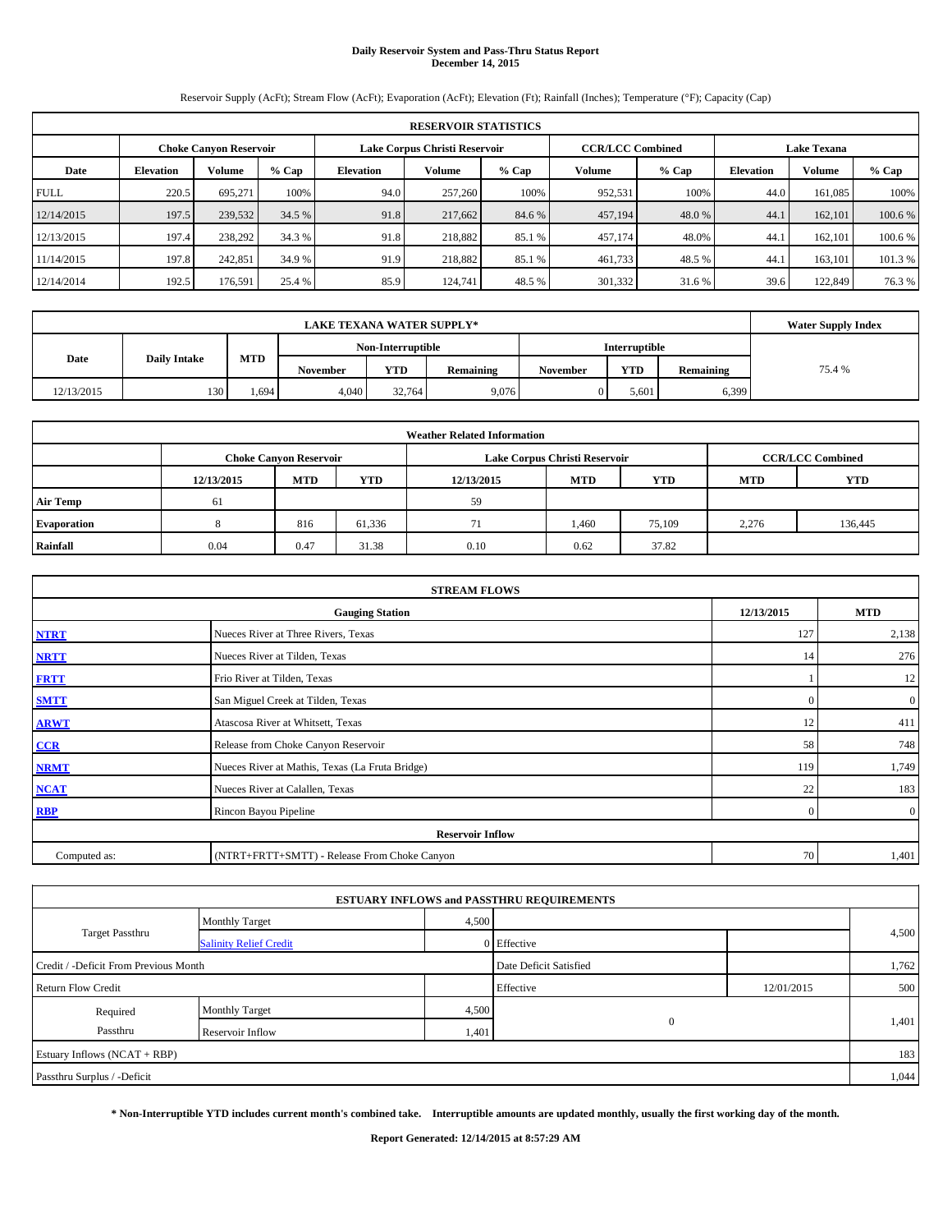# Daily Reservoir System and Pass-Thru Status Report
## December 14, 2015

Reservoir Supply (AcFt); Stream Flow (AcFt); Evaporation (AcFt); Elevation (Ft); Rainfall (Inches); Temperature (°F); Capacity (Cap)

| RESERVOIR STATISTICS | | | | | | | | | | | |
|---|---|---|---|---|---|---|---|---|---|---|---|
| | Choke Canyon Reservoir | | | Lake Corpus Christi Reservoir | | | CCR/LCC Combined | | Lake Texana | | |
| Date | Elevation | Volume | % Cap | Elevation | Volume | % Cap | Volume | % Cap | Elevation | Volume | % Cap |
| FULL | 220.5 | 695,271 | 100% | 94.0 | 257,260 | 100% | 952,531 | 100% | 44.0 | 161,085 | 100% |
| 12/14/2015 | 197.5 | 239,532 | 34.5 % | 91.8 | 217,662 | 84.6 % | 457,194 | 48.0 % | 44.1 | 162,101 | 100.6 % |
| 12/13/2015 | 197.4 | 238,292 | 34.3 % | 91.8 | 218,882 | 85.1 % | 457,174 | 48.0% | 44.1 | 162,101 | 100.6 % |
| 11/14/2015 | 197.8 | 242,851 | 34.9 % | 91.9 | 218,882 | 85.1 % | 461,733 | 48.5 % | 44.1 | 163,101 | 101.3 % |
| 12/14/2014 | 192.5 | 176,591 | 25.4 % | 85.9 | 124,741 | 48.5 % | 301,332 | 31.6 % | 39.6 | 122,849 | 76.3 % |

| LAKE TEXANA WATER SUPPLY* | | | | | | | | | Water Supply Index |
|---|---|---|---|---|---|---|---|---|---|
| Date | Daily Intake | MTD | Non-Interruptible | | | Interruptible | | | |
| | | | November | YTD | Remaining | November | YTD | Remaining | |
| 12/13/2015 | 130 | 1,694 | 4,040 | 32,764 | 9,076 | 0 | 5,601 | 6,399 | 75.4 % |

| Weather Related Information | | | | | | | | |
|---|---|---|---|---|---|---|---|---|
| | Choke Canyon Reservoir | | | Lake Corpus Christi Reservoir | | | CCR/LCC Combined | |
| | 12/13/2015 | MTD | YTD | 12/13/2015 | MTD | YTD | MTD | YTD |
| Air Temp | 61 | | | 59 | | | | |
| Evaporation | 8 | 816 | 61,336 | 71 | 1,460 | 75,109 | 2,276 | 136,445 |
| Rainfall | 0.04 | 0.47 | 31.38 | 0.10 | 0.62 | 37.82 | | |

| STREAM FLOWS | | | |
|---|---|---|---|
| | Gauging Station | 12/13/2015 | MTD |
| NTRT | Nueces River at Three Rivers, Texas | 127 | 2,138 |
| NRTT | Nueces River at Tilden, Texas | 14 | 276 |
| FRTT | Frio River at Tilden, Texas | 1 | 12 |
| SMTT | San Miguel Creek at Tilden, Texas | 0 | 0 |
| ARWT | Atascosa River at Whitsett, Texas | 12 | 411 |
| CCR | Release from Choke Canyon Reservoir | 58 | 748 |
| NRMT | Nueces River at Mathis, Texas (La Fruta Bridge) | 119 | 1,749 |
| NCAT | Nueces River at Calallen, Texas | 22 | 183 |
| RBP | Rincon Bayou Pipeline | 0 | 0 |
| Reservoir Inflow | | | |
| Computed as: | (NTRT+FRTT+SMTT) - Release From Choke Canyon | 70 | 1,401 |

| ESTUARY INFLOWS and PASSTHRU REQUIREMENTS | | | | | |
|---|---|---|---|---|---|
| Target Passthru | Monthly Target | 4,500 | | | 4,500 |
| | Salinity Relief Credit | 0 | Effective | | |
| Credit / -Deficit From Previous Month | | | Date Deficit Satisfied | | 1,762 |
| Return Flow Credit | | | Effective | 12/01/2015 | 500 |
| Required Passthru | Monthly Target | 4,500 | 0 | | 1,401 |
| | Reservoir Inflow | 1,401 | | | |
| Estuary Inflows (NCAT + RBP) | | | | | 183 |
| Passthru Surplus / -Deficit | | | | | 1,044 |

**\* Non-Interruptible YTD includes current month's combined take. Interruptible amounts are updated monthly, usually the first working day of the month.**

**Report Generated: 12/14/2015 at 8:57:29 AM**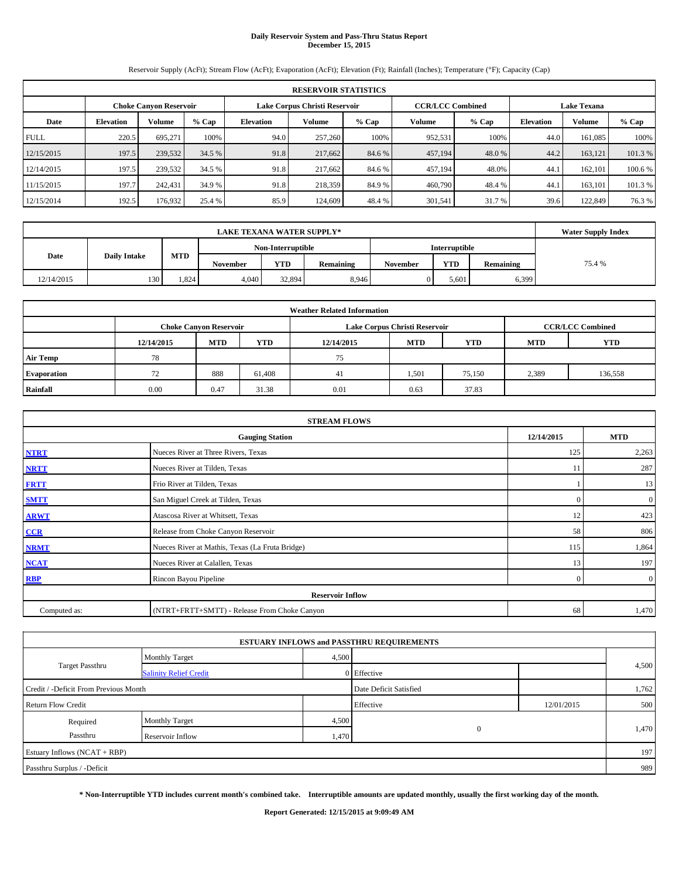# Daily Reservoir System and Pass-Thru Status Report
## December 15, 2015

Reservoir Supply (AcFt); Stream Flow (AcFt); Evaporation (AcFt); Elevation (Ft); Rainfall (Inches); Temperature (°F); Capacity (Cap)

| RESERVOIR STATISTICS | | | | | | | | | | | |
|---|---|---|---|---|---|---|---|---|---|---|---|
| | Choke Canyon Reservoir | | | Lake Corpus Christi Reservoir | | | CCR/LCC Combined | | Lake Texana | | |
| Date | Elevation | Volume | % Cap | Elevation | Volume | % Cap | Volume | % Cap | Elevation | Volume | % Cap |
| FULL | 220.5 | 695,271 | 100% | 94.0 | 257,260 | 100% | 952,531 | 100% | 44.0 | 161,085 | 100% |
| 12/15/2015 | 197.5 | 239,532 | 34.5 % | 91.8 | 217,662 | 84.6 % | 457,194 | 48.0 % | 44.2 | 163,121 | 101.3 % |
| 12/14/2015 | 197.5 | 239,532 | 34.5 % | 91.8 | 217,662 | 84.6 % | 457,194 | 48.0% | 44.1 | 162,101 | 100.6 % |
| 11/15/2015 | 197.7 | 242,431 | 34.9 % | 91.8 | 218,359 | 84.9 % | 460,790 | 48.4 % | 44.1 | 163,101 | 101.3 % |
| 12/15/2014 | 192.5 | 176,932 | 25.4 % | 85.9 | 124,609 | 48.4 % | 301,541 | 31.7 % | 39.6 | 122,849 | 76.3 % |

| LAKE TEXANA WATER SUPPLY* | | | | | | | | | Water Supply Index |
|---|---|---|---|---|---|---|---|---|---|
| Date | Daily Intake | MTD | Non-Interruptible | | | Interruptible | | | |
| | | | November | YTD | Remaining | November | YTD | Remaining | |
| 12/14/2015 | 130 | 1,824 | 4,040 | 32,894 | 8,946 | 0 | 5,601 | 6,399 | 75.4 % |

| Weather Related Information | | | | | | | | |
|---|---|---|---|---|---|---|---|---|
| | Choke Canyon Reservoir | | | Lake Corpus Christi Reservoir | | | CCR/LCC Combined | |
| | 12/14/2015 | MTD | YTD | 12/14/2015 | MTD | YTD | MTD | YTD |
| Air Temp | 78 | | | 75 | | | | |
| Evaporation | 72 | 888 | 61,408 | 41 | 1,501 | 75,150 | 2,389 | 136,558 |
| Rainfall | 0.00 | 0.47 | 31.38 | 0.01 | 0.63 | 37.83 | | |

| STREAM FLOWS | | | |
|---|---|---|---|
| | Gauging Station | 12/14/2015 | MTD |
| NTRT | Nueces River at Three Rivers, Texas | 125 | 2,263 |
| NRTT | Nueces River at Tilden, Texas | 11 | 287 |
| FRTT | Frio River at Tilden, Texas | 1 | 13 |
| SMTT | San Miguel Creek at Tilden, Texas | 0 | 0 |
| ARWT | Atascosa River at Whitsett, Texas | 12 | 423 |
| CCR | Release from Choke Canyon Reservoir | 58 | 806 |
| NRMT | Nueces River at Mathis, Texas (La Fruta Bridge) | 115 | 1,864 |
| NCAT | Nueces River at Calallen, Texas | 13 | 197 |
| RBP | Rincon Bayou Pipeline | 0 | 0 |
| **Reservoir Inflow** | | | |
| Computed as: | (NTRT+FRTT+SMTT) - Release From Choke Canyon | 68 | 1,470 |

| ESTUARY INFLOWS and PASSTHRU REQUIREMENTS | | | | | |
|---|---|---|---|---|---|
| Target Passthru | Monthly Target | 4,500 | | | 4,500 |
| | Salinity Relief Credit | 0 | Effective | | |
| Credit / -Deficit From Previous Month | | | Date Deficit Satisfied | | 1,762 |
| Return Flow Credit | | | Effective | 12/01/2015 | 500 |
| Required Passthru | Monthly Target | 4,500 | 0 | | 1,470 |
| | Reservoir Inflow | 1,470 | | | |
| Estuary Inflows (NCAT + RBP) | | | | | 197 |
| Passthru Surplus / -Deficit | | | | | 989 |

**\* Non-Interruptible YTD includes current month's combined take. Interruptible amounts are updated monthly, usually the first working day of the month.**

**Report Generated: 12/15/2015 at 9:09:49 AM**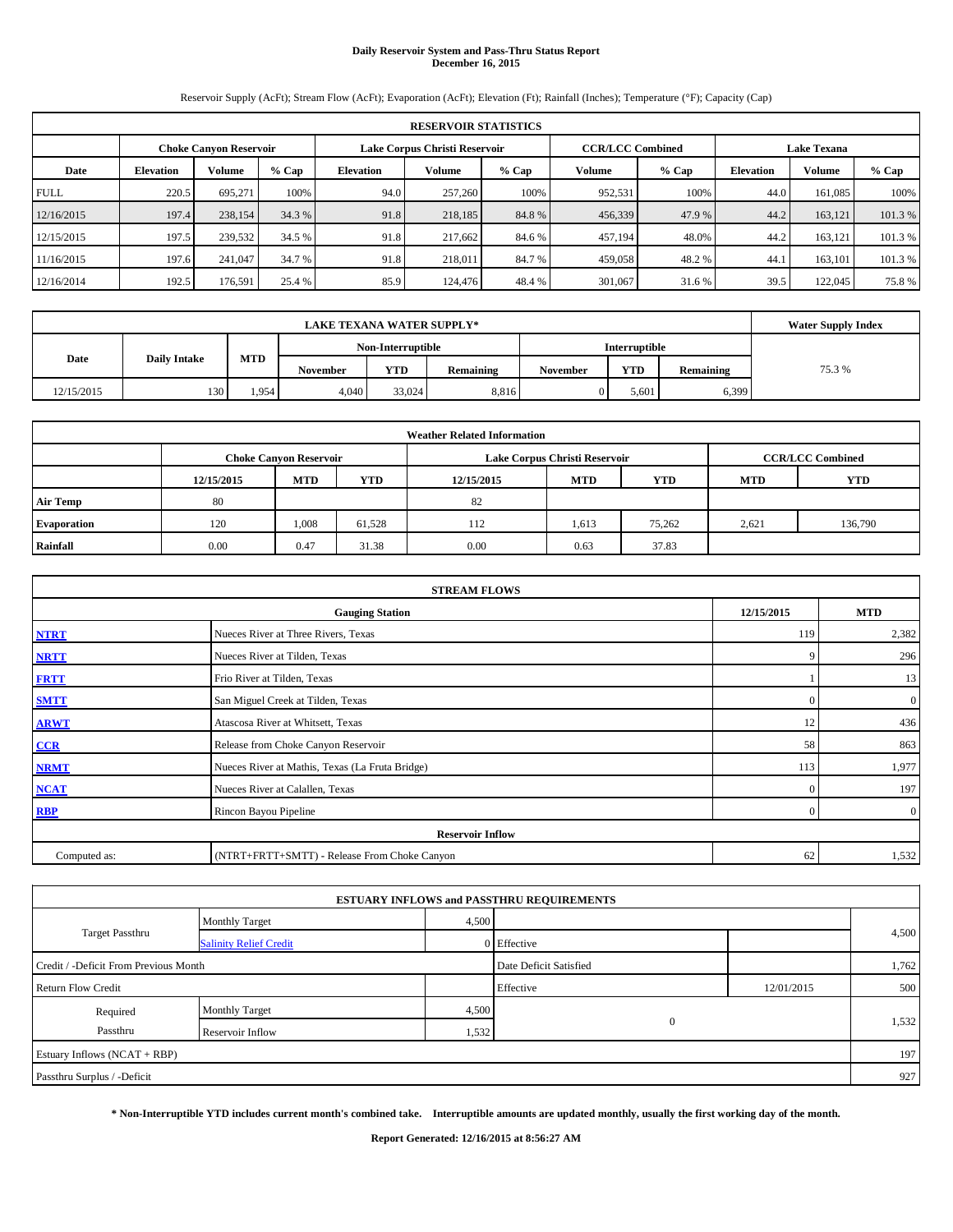# Daily Reservoir System and Pass-Thru Status Report
## December 16, 2015

Reservoir Supply (AcFt); Stream Flow (AcFt); Evaporation (AcFt); Elevation (Ft); Rainfall (Inches); Temperature (°F); Capacity (Cap)

| RESERVOIR STATISTICS | | | | | | | | | | | |
|---|---|---|---|---|---|---|---|---|---|---|---|
| | Choke Canyon Reservoir | | | Lake Corpus Christi Reservoir | | | CCR/LCC Combined | | Lake Texana | | |
| Date | Elevation | Volume | % Cap | Elevation | Volume | % Cap | Volume | % Cap | Elevation | Volume | % Cap |
| FULL | 220.5 | 695,271 | 100% | 94.0 | 257,260 | 100% | 952,531 | 100% | 44.0 | 161,085 | 100% |
| 12/16/2015 | 197.4 | 238,154 | 34.3 % | 91.8 | 218,185 | 84.8 % | 456,339 | 47.9 % | 44.2 | 163,121 | 101.3 % |
| 12/15/2015 | 197.5 | 239,532 | 34.5 % | 91.8 | 217,662 | 84.6 % | 457,194 | 48.0% | 44.2 | 163,121 | 101.3 % |
| 11/16/2015 | 197.6 | 241,047 | 34.7 % | 91.8 | 218,011 | 84.7 % | 459,058 | 48.2 % | 44.1 | 163,101 | 101.3 % |
| 12/16/2014 | 192.5 | 176,591 | 25.4 % | 85.9 | 124,476 | 48.4 % | 301,067 | 31.6 % | 39.5 | 122,045 | 75.8 % |

| LAKE TEXANA WATER SUPPLY* | | | | | | | | | Water Supply Index |
|---|---|---|---|---|---|---|---|---|---|
| Date | Daily Intake | MTD | Non-Interruptible | | | Interruptible | | | 75.3 % |
| | | | November | YTD | Remaining | November | YTD | Remaining | |
| 12/15/2015 | 130 | 1,954 | 4,040 | 33,024 | 8,816 | 0 | 5,601 | 6,399 | |

| Weather Related Information | | | | | | | | |
|---|---|---|---|---|---|---|---|---|
| | Choke Canyon Reservoir | | | Lake Corpus Christi Reservoir | | | CCR/LCC Combined | |
| | 12/15/2015 | MTD | YTD | 12/15/2015 | MTD | YTD | MTD | YTD |
| Air Temp | 80 | | | 82 | | | | |
| Evaporation | 120 | 1,008 | 61,528 | 112 | 1,613 | 75,262 | 2,621 | 136,790 |
| Rainfall | 0.00 | 0.47 | 31.38 | 0.00 | 0.63 | 37.83 | | |

| STREAM FLOWS | | | |
|---|---|---|---|
| | Gauging Station | 12/15/2015 | MTD |
| NTRT | Nueces River at Three Rivers, Texas | 119 | 2,382 |
| NRTT | Nueces River at Tilden, Texas | 9 | 296 |
| FRTT | Frio River at Tilden, Texas | 1 | 13 |
| SMTT | San Miguel Creek at Tilden, Texas | 0 | 0 |
| ARWT | Atascosa River at Whitsett, Texas | 12 | 436 |
| CCR | Release from Choke Canyon Reservoir | 58 | 863 |
| NRMT | Nueces River at Mathis, Texas (La Fruta Bridge) | 113 | 1,977 |
| NCAT | Nueces River at Calallen, Texas | 0 | 197 |
| RBP | Rincon Bayou Pipeline | 0 | 0 |
| **Reservoir Inflow** | | | |
| Computed as: | (NTRT+FRTT+SMTT) - Release From Choke Canyon | 62 | 1,532 |

| ESTUARY INFLOWS and PASSTHRU REQUIREMENTS | | | | | |
|---|---|---|---|---|---|
| Target Passthru | Monthly Target | 4,500 | | | 4,500 |
| | Salinity Relief Credit | 0 | Effective | | |
| Credit / -Deficit From Previous Month | | | Date Deficit Satisfied | | 1,762 |
| Return Flow Credit | | | Effective | 12/01/2015 | 500 |
| Required Passthru | Monthly Target | 4,500 | 0 | | 1,532 |
| | Reservoir Inflow | 1,532 | | | |
| Estuary Inflows (NCAT + RBP) | | | | | 197 |
| Passthru Surplus / -Deficit | | | | | 927 |

**\* Non-Interruptible YTD includes current month's combined take. Interruptible amounts are updated monthly, usually the first working day of the month.**

**Report Generated: 12/16/2015 at 8:56:27 AM**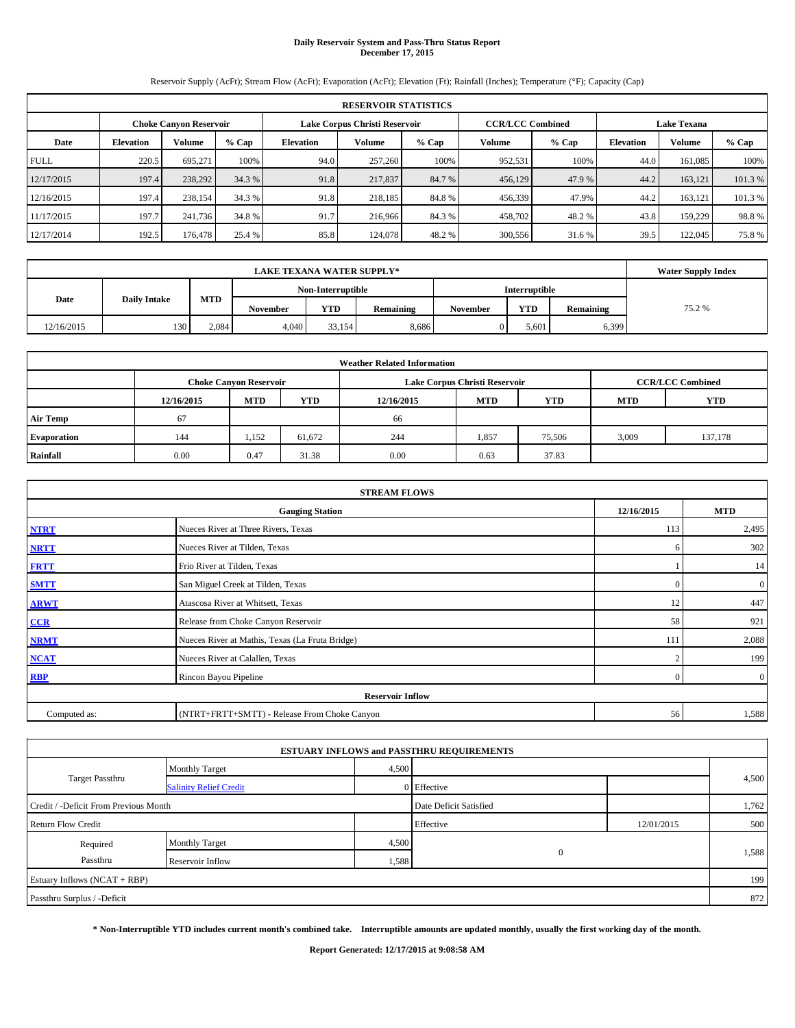# Daily Reservoir System and Pass-Thru Status Report
## December 17, 2015

Reservoir Supply (AcFt); Stream Flow (AcFt); Evaporation (AcFt); Elevation (Ft); Rainfall (Inches); Temperature (°F); Capacity (Cap)

| RESERVOIR STATISTICS | | | | | | | | | | | |
|---|---|---|---|---|---|---|---|---|---|---|---|
| | Choke Canyon Reservoir | | | Lake Corpus Christi Reservoir | | | CCR/LCC Combined | | Lake Texana | | |
| Date | Elevation | Volume | % Cap | Elevation | Volume | % Cap | Volume | % Cap | Elevation | Volume | % Cap |
| FULL | 220.5 | 695,271 | 100% | 94.0 | 257,260 | 100% | 952,531 | 100% | 44.0 | 161,085 | 100% |
| 12/17/2015 | 197.4 | 238,292 | 34.3 % | 91.8 | 217,837 | 84.7 % | 456,129 | 47.9 % | 44.2 | 163,121 | 101.3 % |
| 12/16/2015 | 197.4 | 238,154 | 34.3 % | 91.8 | 218,185 | 84.8 % | 456,339 | 47.9% | 44.2 | 163,121 | 101.3 % |
| 11/17/2015 | 197.7 | 241,736 | 34.8 % | 91.7 | 216,966 | 84.3 % | 458,702 | 48.2 % | 43.8 | 159,229 | 98.8 % |
| 12/17/2014 | 192.5 | 176,478 | 25.4 % | 85.8 | 124,078 | 48.2 % | 300,556 | 31.6 % | 39.5 | 122,045 | 75.8 % |

| LAKE TEXANA WATER SUPPLY* | | | | | | | | | Water Supply Index |
|---|---|---|---|---|---|---|---|---|---|
| Date | Daily Intake | MTD | Non-Interruptible | | | Interruptible | | | |
| | | | November | YTD | Remaining | November | YTD | Remaining | |
| 12/16/2015 | 130 | 2,084 | 4,040 | 33,154 | 8,686 | 0 | 5,601 | 6,399 | 75.2 % |

| Weather Related Information | | | | | | | | |
|---|---|---|---|---|---|---|---|---|
| | Choke Canyon Reservoir | | | Lake Corpus Christi Reservoir | | | CCR/LCC Combined | |
| | 12/16/2015 | MTD | YTD | 12/16/2015 | MTD | YTD | MTD | YTD |
| Air Temp | 67 | | | 66 | | | | |
| Evaporation | 144 | 1,152 | 61,672 | 244 | 1,857 | 75,506 | 3,009 | 137,178 |
| Rainfall | 0.00 | 0.47 | 31.38 | 0.00 | 0.63 | 37.83 | | |

| STREAM FLOWS | | | |
|---|---|---|---|
| | Gauging Station | 12/16/2015 | MTD |
| NTRT | Nueces River at Three Rivers, Texas | 113 | 2,495 |
| NRTT | Nueces River at Tilden, Texas | 6 | 302 |
| FRTT | Frio River at Tilden, Texas | 1 | 14 |
| SMTT | San Miguel Creek at Tilden, Texas | 0 | 0 |
| ARWT | Atascosa River at Whitsett, Texas | 12 | 447 |
| CCR | Release from Choke Canyon Reservoir | 58 | 921 |
| NRMT | Nueces River at Mathis, Texas (La Fruta Bridge) | 111 | 2,088 |
| NCAT | Nueces River at Calallen, Texas | 2 | 199 |
| RBP | Rincon Bayou Pipeline | 0 | 0 |
| Reservoir Inflow | | | |
| Computed as: | (NTRT+FRTT+SMTT) - Release From Choke Canyon | 56 | 1,588 |

| ESTUARY INFLOWS and PASSTHRU REQUIREMENTS | | | | | |
|---|---|---|---|---|---|
| Target Passthru | Monthly Target | 4,500 | | | 4,500 |
| | Salinity Relief Credit | 0 | Effective | | |
| Credit / -Deficit From Previous Month | | | Date Deficit Satisfied | | 1,762 |
| Return Flow Credit | | | Effective | 12/01/2015 | 500 |
| Required Passthru | Monthly Target | 4,500 | 0 | | 1,588 |
| | Reservoir Inflow | 1,588 | | | |
| Estuary Inflows (NCAT + RBP) | | | | | 199 |
| Passthru Surplus / -Deficit | | | | | 872 |

**\* Non-Interruptible YTD includes current month's combined take. Interruptible amounts are updated monthly, usually the first working day of the month.**

**Report Generated: 12/17/2015 at 9:08:58 AM**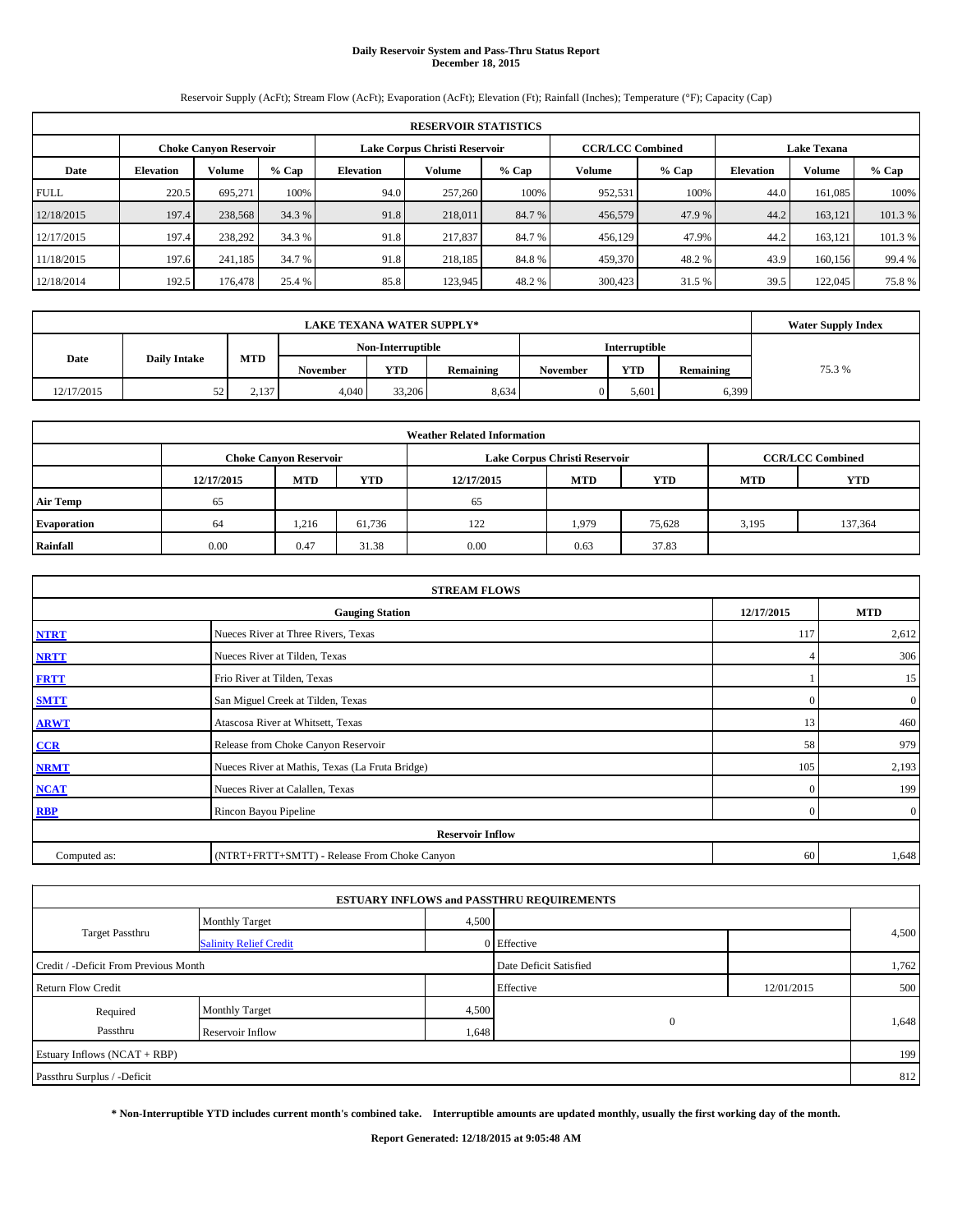# Daily Reservoir System and Pass-Thru Status Report
## December 18, 2015

Reservoir Supply (AcFt); Stream Flow (AcFt); Evaporation (AcFt); Elevation (Ft); Rainfall (Inches); Temperature (°F); Capacity (Cap)

| RESERVOIR STATISTICS | | | | | | | | | | | |
|---|---|---|---|---|---|---|---|---|---|---|---|
| | Choke Canyon Reservoir | | | Lake Corpus Christi Reservoir | | | CCR/LCC Combined | | Lake Texana | | |
| Date | Elevation | Volume | % Cap | Elevation | Volume | % Cap | Volume | % Cap | Elevation | Volume | % Cap |
| FULL | 220.5 | 695,271 | 100% | 94.0 | 257,260 | 100% | 952,531 | 100% | 44.0 | 161,085 | 100% |
| 12/18/2015 | 197.4 | 238,568 | 34.3 % | 91.8 | 218,011 | 84.7 % | 456,579 | 47.9 % | 44.2 | 163,121 | 101.3 % |
| 12/17/2015 | 197.4 | 238,292 | 34.3 % | 91.8 | 217,837 | 84.7 % | 456,129 | 47.9% | 44.2 | 163,121 | 101.3 % |
| 11/18/2015 | 197.6 | 241,185 | 34.7 % | 91.8 | 218,185 | 84.8 % | 459,370 | 48.2 % | 43.9 | 160,156 | 99.4 % |
| 12/18/2014 | 192.5 | 176,478 | 25.4 % | 85.8 | 123,945 | 48.2 % | 300,423 | 31.5 % | 39.5 | 122,045 | 75.8 % |

| LAKE TEXANA WATER SUPPLY* | | | | | | | | | Water Supply Index |
|---|---|---|---|---|---|---|---|---|---|
| Date | Daily Intake | MTD | Non-Interruptible | | | Interruptible | | | |
| | | | November | YTD | Remaining | November | YTD | Remaining | |
| 12/17/2015 | 52 | 2,137 | 4,040 | 33,206 | 8,634 | 0 | 5,601 | 6,399 | 75.3 % |

| Weather Related Information | | | | | | | | |
|---|---|---|---|---|---|---|---|---|
| | Choke Canyon Reservoir | | | Lake Corpus Christi Reservoir | | | CCR/LCC Combined | |
| | 12/17/2015 | MTD | YTD | 12/17/2015 | MTD | YTD | MTD | YTD |
| Air Temp | 65 | | | 65 | | | | |
| Evaporation | 64 | 1,216 | 61,736 | 122 | 1,979 | 75,628 | 3,195 | 137,364 |
| Rainfall | 0.00 | 0.47 | 31.38 | 0.00 | 0.63 | 37.83 | | |

| STREAM FLOWS | | | |
|---|---|---|---|
| | Gauging Station | 12/17/2015 | MTD |
| NTRT | Nueces River at Three Rivers, Texas | 117 | 2,612 |
| NRTT | Nueces River at Tilden, Texas | 4 | 306 |
| FRTT | Frio River at Tilden, Texas | 1 | 15 |
| SMTT | San Miguel Creek at Tilden, Texas | 0 | 0 |
| ARWT | Atascosa River at Whitsett, Texas | 13 | 460 |
| CCR | Release from Choke Canyon Reservoir | 58 | 979 |
| NRMT | Nueces River at Mathis, Texas (La Fruta Bridge) | 105 | 2,193 |
| NCAT | Nueces River at Calallen, Texas | 0 | 199 |
| RBP | Rincon Bayou Pipeline | 0 | 0 |
| **Reservoir Inflow** | | | |
| Computed as: | (NTRT+FRTT+SMTT) - Release From Choke Canyon | 60 | 1,648 |

| ESTUARY INFLOWS and PASSTHRU REQUIREMENTS | | | | | |
|---|---|---|---|---|---|
| Target Passthru | Monthly Target | 4,500 | | | 4,500 |
| | Salinity Relief Credit | 0 | Effective | | |
| Credit / -Deficit From Previous Month | | | Date Deficit Satisfied | | 1,762 |
| Return Flow Credit | | | Effective | 12/01/2015 | 500 |
| Required Passthru | Monthly Target | 4,500 | 0 | | 1,648 |
| | Reservoir Inflow | 1,648 | | | |
| Estuary Inflows (NCAT + RBP) | | | | | 199 |
| Passthru Surplus / -Deficit | | | | | 812 |

**\* Non-Interruptible YTD includes current month's combined take. Interruptible amounts are updated monthly, usually the first working day of the month.**

**Report Generated: 12/18/2015 at 9:05:48 AM**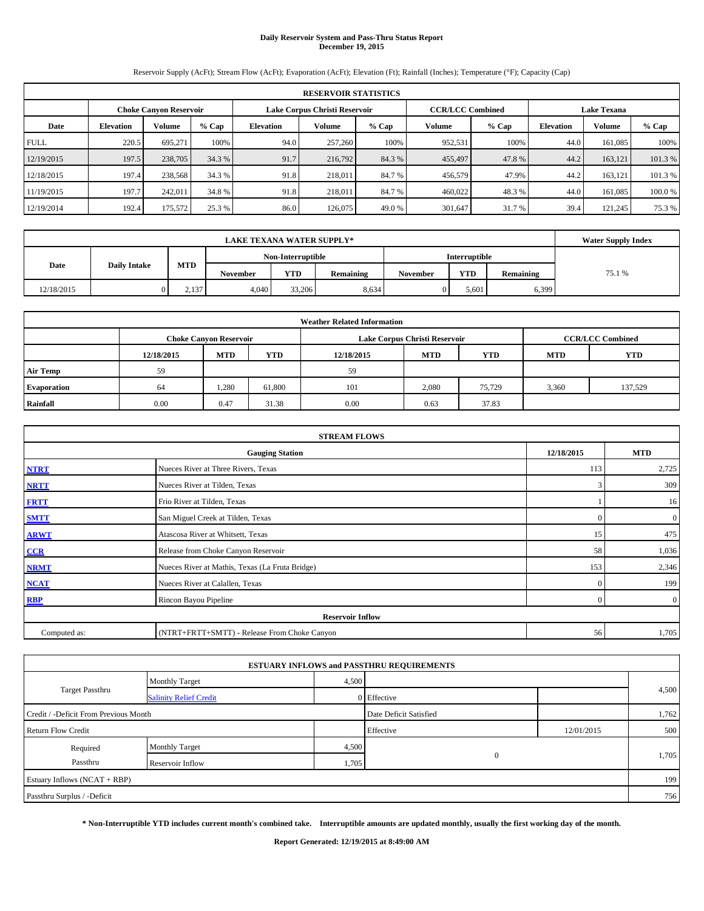# Daily Reservoir System and Pass-Thru Status Report
## December 19, 2015

Reservoir Supply (AcFt); Stream Flow (AcFt); Evaporation (AcFt); Elevation (Ft); Rainfall (Inches); Temperature (°F); Capacity (Cap)

| RESERVOIR STATISTICS | | | | | | | | | | | |
|---|---|---|---|---|---|---|---|---|---|---|---|
| | Choke Canyon Reservoir | | | Lake Corpus Christi Reservoir | | | CCR/LCC Combined | | Lake Texana | | |
| Date | Elevation | Volume | % Cap | Elevation | Volume | % Cap | Volume | % Cap | Elevation | Volume | % Cap |
| FULL | 220.5 | 695,271 | 100% | 94.0 | 257,260 | 100% | 952,531 | 100% | 44.0 | 161,085 | 100% |
| 12/19/2015 | 197.5 | 238,705 | 34.3 % | 91.7 | 216,792 | 84.3 % | 455,497 | 47.8 % | 44.2 | 163,121 | 101.3 % |
| 12/18/2015 | 197.4 | 238,568 | 34.3 % | 91.8 | 218,011 | 84.7 % | 456,579 | 47.9% | 44.2 | 163,121 | 101.3 % |
| 11/19/2015 | 197.7 | 242,011 | 34.8 % | 91.8 | 218,011 | 84.7 % | 460,022 | 48.3 % | 44.0 | 161,085 | 100.0 % |
| 12/19/2014 | 192.4 | 175,572 | 25.3 % | 86.0 | 126,075 | 49.0 % | 301,647 | 31.7 % | 39.4 | 121,245 | 75.3 % |

| LAKE TEXANA WATER SUPPLY* | | | | | | | | | Water Supply Index |
|---|---|---|---|---|---|---|---|---|---|
| Date | Daily Intake | MTD | Non-Interruptible | | | Interruptible | | | |
| | | | November | YTD | Remaining | November | YTD | Remaining | |
| 12/18/2015 | 0 | 2,137 | 4,040 | 33,206 | 8,634 | 0 | 5,601 | 6,399 | 75.1 % |

| Weather Related Information | | | | | | | | |
|---|---|---|---|---|---|---|---|---|
| | Choke Canyon Reservoir | | | Lake Corpus Christi Reservoir | | | CCR/LCC Combined | |
| | 12/18/2015 | MTD | YTD | 12/18/2015 | MTD | YTD | MTD | YTD |
| Air Temp | 59 | | | 59 | | | | |
| Evaporation | 64 | 1,280 | 61,800 | 101 | 2,080 | 75,729 | 3,360 | 137,529 |
| Rainfall | 0.00 | 0.47 | 31.38 | 0.00 | 0.63 | 37.83 | | |

| STREAM FLOWS | | | |
|---|---|---|---|
| | Gauging Station | 12/18/2015 | MTD |
| NTRT | Nueces River at Three Rivers, Texas | 113 | 2,725 |
| NRTT | Nueces River at Tilden, Texas | 3 | 309 |
| FRTT | Frio River at Tilden, Texas | 1 | 16 |
| SMTT | San Miguel Creek at Tilden, Texas | 0 | 0 |
| ARWT | Atascosa River at Whitsett, Texas | 15 | 475 |
| CCR | Release from Choke Canyon Reservoir | 58 | 1,036 |
| NRMT | Nueces River at Mathis, Texas (La Fruta Bridge) | 153 | 2,346 |
| NCAT | Nueces River at Calallen, Texas | 0 | 199 |
| RBP | Rincon Bayou Pipeline | 0 | 0 |
| Reservoir Inflow | | | |
| Computed as: | (NTRT+FRTT+SMTT) - Release From Choke Canyon | 56 | 1,705 |

| ESTUARY INFLOWS and PASSTHRU REQUIREMENTS | | | | | |
|---|---|---|---|---|---|
| Target Passthru | Monthly Target | 4,500 | | | 4,500 |
| | Salinity Relief Credit | 0 | Effective | | |
| Credit / -Deficit From Previous Month | | | Date Deficit Satisfied | | 1,762 |
| Return Flow Credit | | | Effective | 12/01/2015 | 500 |
| Required Passthru | Monthly Target | 4,500 | 0 | | 1,705 |
| | Reservoir Inflow | 1,705 | | | |
| Estuary Inflows (NCAT + RBP) | | | | | 199 |
| Passthru Surplus / -Deficit | | | | | 756 |

**\* Non-Interruptible YTD includes current month's combined take. Interruptible amounts are updated monthly, usually the first working day of the month.**

**Report Generated: 12/19/2015 at 8:49:00 AM**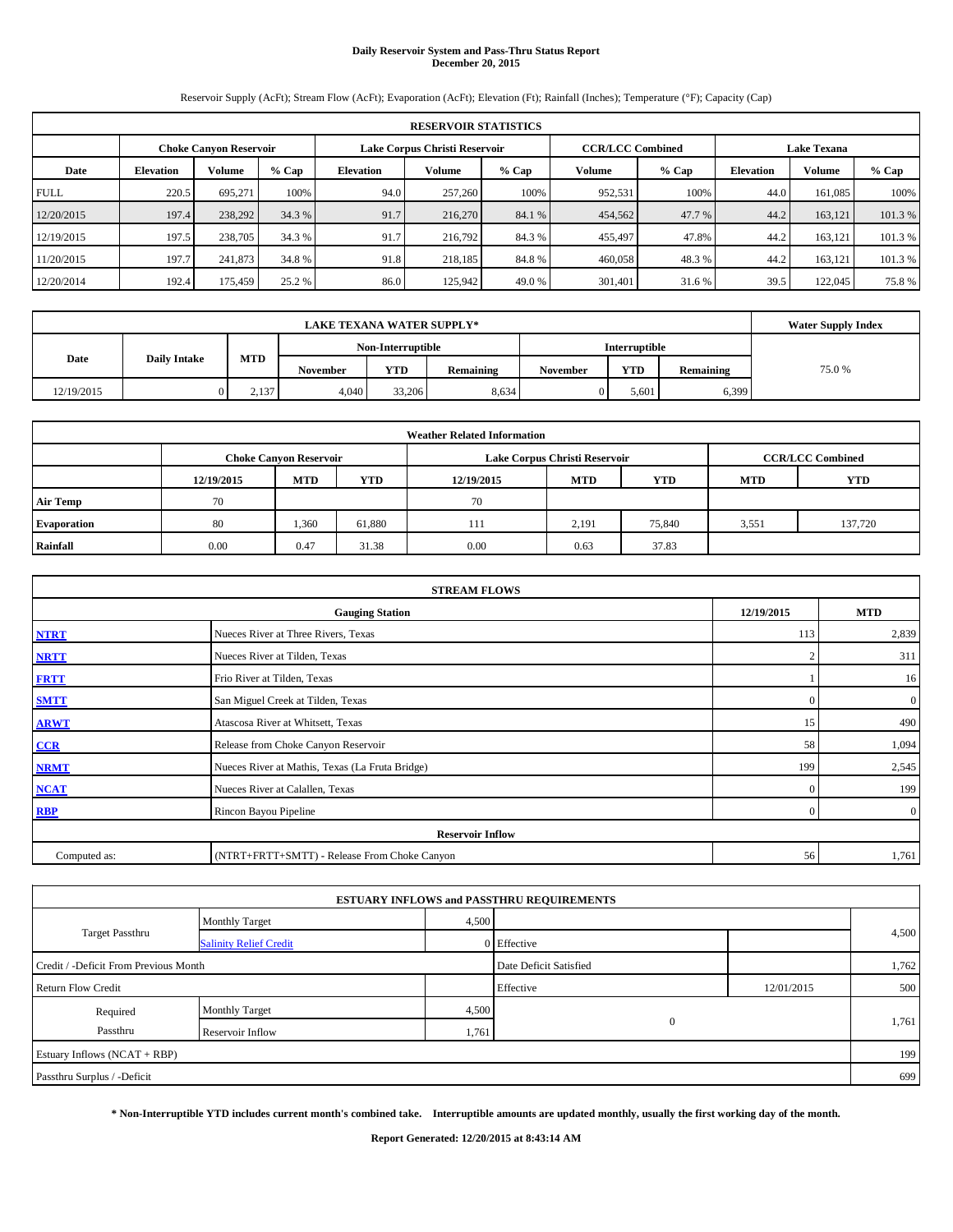# Daily Reservoir System and Pass-Thru Status Report
**December 20, 2015**

Reservoir Supply (AcFt); Stream Flow (AcFt); Evaporation (AcFt); Elevation (Ft); Rainfall (Inches); Temperature (°F); Capacity (Cap)

| RESERVOIR STATISTICS | | | | | | | | | | | |
|---|---|---|---|---|---|---|---|---|---|---|---|
| | Choke Canyon Reservoir | | | Lake Corpus Christi Reservoir | | | CCR/LCC Combined | | Lake Texana | | |
| Date | Elevation | Volume | % Cap | Elevation | Volume | % Cap | Volume | % Cap | Elevation | Volume | % Cap |
| FULL | 220.5 | 695,271 | 100% | 94.0 | 257,260 | 100% | 952,531 | 100% | 44.0 | 161,085 | 100% |
| 12/20/2015 | 197.4 | 238,292 | 34.3 % | 91.7 | 216,270 | 84.1 % | 454,562 | 47.7 % | 44.2 | 163,121 | 101.3 % |
| 12/19/2015 | 197.5 | 238,705 | 34.3 % | 91.7 | 216,792 | 84.3 % | 455,497 | 47.8% | 44.2 | 163,121 | 101.3 % |
| 11/20/2015 | 197.7 | 241,873 | 34.8 % | 91.8 | 218,185 | 84.8 % | 460,058 | 48.3 % | 44.2 | 163,121 | 101.3 % |
| 12/20/2014 | 192.4 | 175,459 | 25.2 % | 86.0 | 125,942 | 49.0 % | 301,401 | 31.6 % | 39.5 | 122,045 | 75.8 % |

| LAKE TEXANA WATER SUPPLY* | | | | | | | | | Water Supply Index |
|---|---|---|---|---|---|---|---|---|---|
| Date | Daily Intake | MTD | Non-Interruptible | | | Interruptible | | | |
| | | | November | YTD | Remaining | November | YTD | Remaining | |
| 12/19/2015 | 0 | 2,137 | 4,040 | 33,206 | 8,634 | 0 | 5,601 | 6,399 | 75.0 % |

| Weather Related Information | | | | | | | | |
|---|---|---|---|---|---|---|---|---|
| | Choke Canyon Reservoir | | | Lake Corpus Christi Reservoir | | | CCR/LCC Combined | |
| | 12/19/2015 | MTD | YTD | 12/19/2015 | MTD | YTD | MTD | YTD |
| Air Temp | 70 | | | 70 | | | | |
| Evaporation | 80 | 1,360 | 61,880 | 111 | 2,191 | 75,840 | 3,551 | 137,720 |
| Rainfall | 0.00 | 0.47 | 31.38 | 0.00 | 0.63 | 37.83 | | |

| STREAM FLOWS | | | |
|---|---|---|---|
| | Gauging Station | 12/19/2015 | MTD |
| NTRT | Nueces River at Three Rivers, Texas | 113 | 2,839 |
| NRTT | Nueces River at Tilden, Texas | 2 | 311 |
| FRTT | Frio River at Tilden, Texas | 1 | 16 |
| SMTT | San Miguel Creek at Tilden, Texas | 0 | 0 |
| ARWT | Atascosa River at Whitsett, Texas | 15 | 490 |
| CCR | Release from Choke Canyon Reservoir | 58 | 1,094 |
| NRMT | Nueces River at Mathis, Texas (La Fruta Bridge) | 199 | 2,545 |
| NCAT | Nueces River at Calallen, Texas | 0 | 199 |
| RBP | Rincon Bayou Pipeline | 0 | 0 |
| | Reservoir Inflow | | |
| Computed as: | (NTRT+FRTT+SMTT) - Release From Choke Canyon | 56 | 1,761 |

| ESTUARY INFLOWS and PASSTHRU REQUIREMENTS | | | | | |
|---|---|---|---|---|---|
| Target Passthru | Monthly Target | 4,500 | | | 4,500 |
| | Salinity Relief Credit | 0 | Effective | | |
| Credit / -Deficit From Previous Month | | | Date Deficit Satisfied | | 1,762 |
| Return Flow Credit | | | Effective | 12/01/2015 | 500 |
| Required Passthru | Monthly Target | 4,500 | 0 | | 1,761 |
| | Reservoir Inflow | 1,761 | | | |
| Estuary Inflows (NCAT + RBP) | | | | | 199 |
| Passthru Surplus / -Deficit | | | | | 699 |

**\* Non-Interruptible YTD includes current month's combined take. Interruptible amounts are updated monthly, usually the first working day of the month.**

**Report Generated: 12/20/2015 at 8:43:14 AM**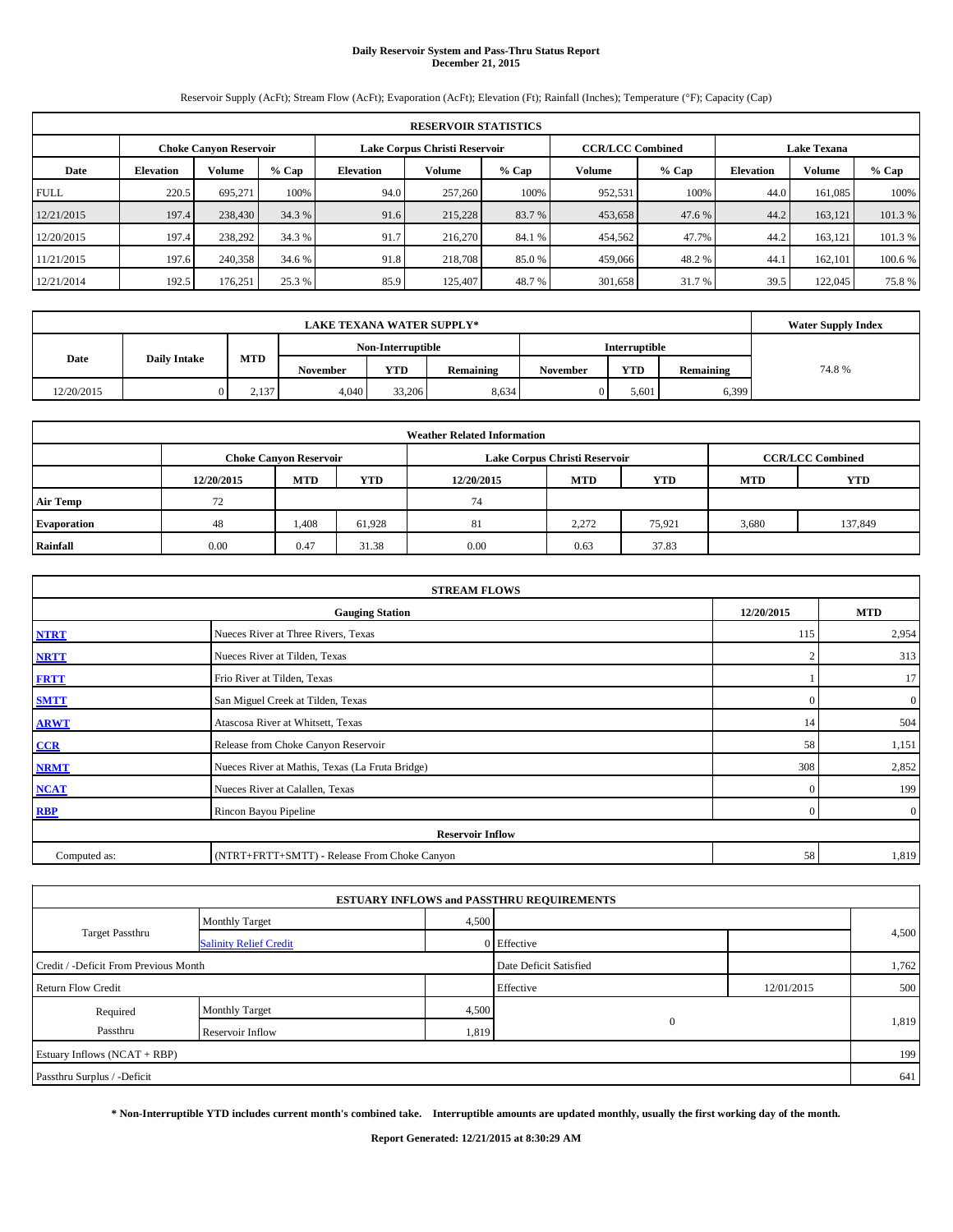# Daily Reservoir System and Pass-Thru Status Report
## December 21, 2015

Reservoir Supply (AcFt); Stream Flow (AcFt); Evaporation (AcFt); Elevation (Ft); Rainfall (Inches); Temperature (°F); Capacity (Cap)

| RESERVOIR STATISTICS | | | | | | | | | | | |
|---|---|---|---|---|---|---|---|---|---|---|---|
| | Choke Canyon Reservoir | | | Lake Corpus Christi Reservoir | | | CCR/LCC Combined | | Lake Texana | | |
| Date | Elevation | Volume | % Cap | Elevation | Volume | % Cap | Volume | % Cap | Elevation | Volume | % Cap |
| FULL | 220.5 | 695,271 | 100% | 94.0 | 257,260 | 100% | 952,531 | 100% | 44.0 | 161,085 | 100% |
| 12/21/2015 | 197.4 | 238,430 | 34.3 % | 91.6 | 215,228 | 83.7 % | 453,658 | 47.6 % | 44.2 | 163,121 | 101.3 % |
| 12/20/2015 | 197.4 | 238,292 | 34.3 % | 91.7 | 216,270 | 84.1 % | 454,562 | 47.7% | 44.2 | 163,121 | 101.3 % |
| 11/21/2015 | 197.6 | 240,358 | 34.6 % | 91.8 | 218,708 | 85.0 % | 459,066 | 48.2 % | 44.1 | 162,101 | 100.6 % |
| 12/21/2014 | 192.5 | 176,251 | 25.3 % | 85.9 | 125,407 | 48.7 % | 301,658 | 31.7 % | 39.5 | 122,045 | 75.8 % |

| LAKE TEXANA WATER SUPPLY* | | | | | | | | | Water Supply Index |
|---|---|---|---|---|---|---|---|---|---|
| | | | Non-Interruptible | | | Interruptible | | | |
| Date | Daily Intake | MTD | November | YTD | Remaining | November | YTD | Remaining | |
| 12/20/2015 | 0 | 2,137 | 4,040 | 33,206 | 8,634 | 0 | 5,601 | 6,399 | 74.8 % |

| Weather Related Information | | | | | | | | |
|---|---|---|---|---|---|---|---|---|
| | Choke Canyon Reservoir | | | Lake Corpus Christi Reservoir | | | CCR/LCC Combined | |
| | 12/20/2015 | MTD | YTD | 12/20/2015 | MTD | YTD | MTD | YTD |
| Air Temp | 72 | | | 74 | | | | |
| Evaporation | 48 | 1,408 | 61,928 | 81 | 2,272 | 75,921 | 3,680 | 137,849 |
| Rainfall | 0.00 | 0.47 | 31.38 | 0.00 | 0.63 | 37.83 | | |

| STREAM FLOWS | | | |
|---|---|---|---|
| | Gauging Station | 12/20/2015 | MTD |
| NTRT | Nueces River at Three Rivers, Texas | 115 | 2,954 |
| NRTT | Nueces River at Tilden, Texas | 2 | 313 |
| FRTT | Frio River at Tilden, Texas | 1 | 17 |
| SMTT | San Miguel Creek at Tilden, Texas | 0 | 0 |
| ARWT | Atascosa River at Whitsett, Texas | 14 | 504 |
| CCR | Release from Choke Canyon Reservoir | 58 | 1,151 |
| NRMT | Nueces River at Mathis, Texas (La Fruta Bridge) | 308 | 2,852 |
| NCAT | Nueces River at Calallen, Texas | 0 | 199 |
| RBP | Rincon Bayou Pipeline | 0 | 0 |
| Reservoir Inflow | | | |
| Computed as: | (NTRT+FRTT+SMTT) - Release From Choke Canyon | 58 | 1,819 |

| ESTUARY INFLOWS and PASSTHRU REQUIREMENTS | | | | | |
|---|---|---|---|---|---|
| Target Passthru | Monthly Target | 4,500 | | | 4,500 |
| | Salinity Relief Credit | 0 | Effective | | |
| Credit / -Deficit From Previous Month | | | Date Deficit Satisfied | | 1,762 |
| Return Flow Credit | | | Effective | 12/01/2015 | 500 |
| Required Passthru | Monthly Target | 4,500 | 0 | | 1,819 |
| | Reservoir Inflow | 1,819 | | | |
| Estuary Inflows (NCAT + RBP) | | | | | 199 |
| Passthru Surplus / -Deficit | | | | | 641 |

**\* Non-Interruptible YTD includes current month's combined take. Interruptible amounts are updated monthly, usually the first working day of the month.**

**Report Generated: 12/21/2015 at 8:30:29 AM**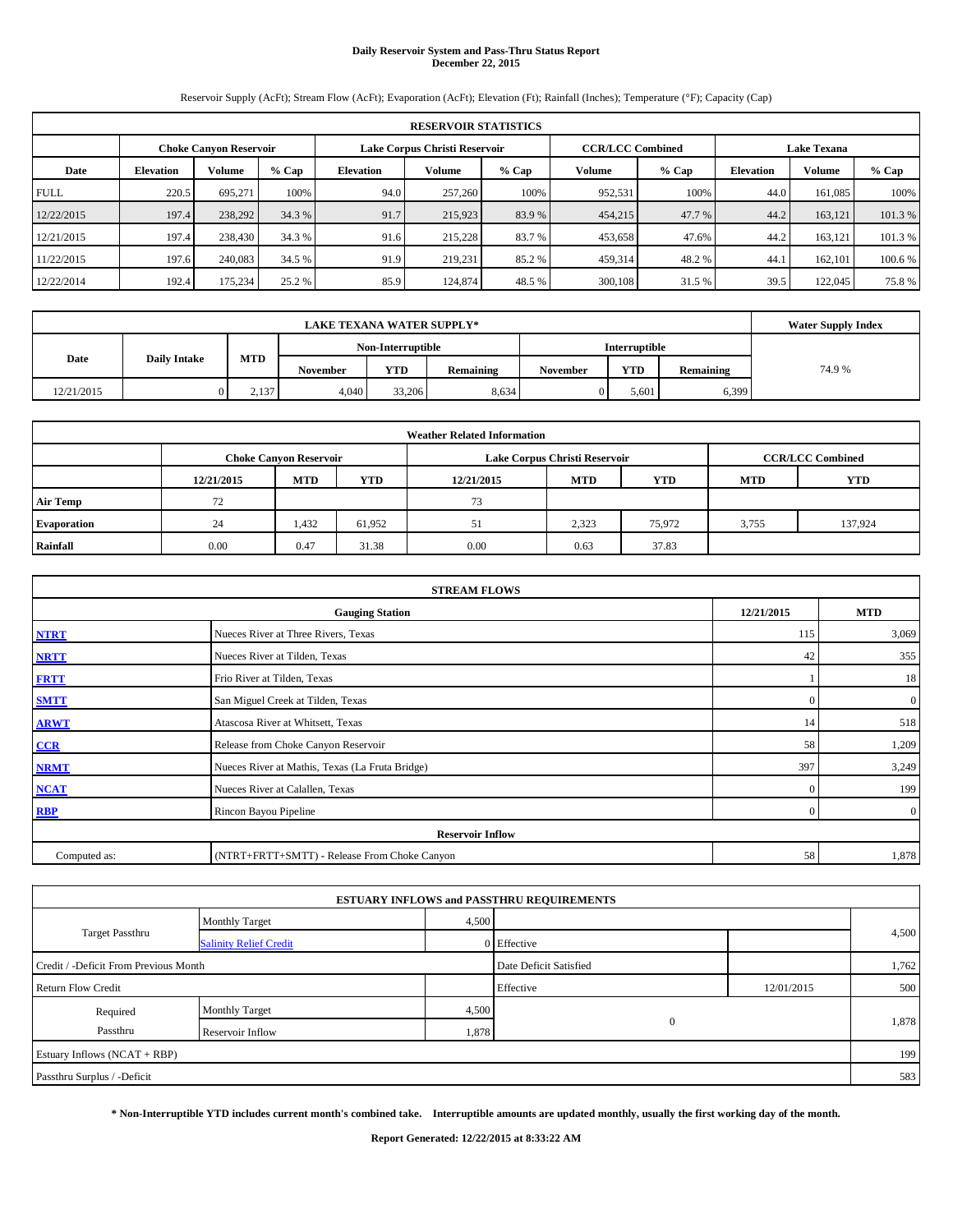# Daily Reservoir System and Pass-Thru Status Report
## December 22, 2015

Reservoir Supply (AcFt); Stream Flow (AcFt); Evaporation (AcFt); Elevation (Ft); Rainfall (Inches); Temperature (°F); Capacity (Cap)

| RESERVOIR STATISTICS | | | | | | | | | | | |
|---|---|---|---|---|---|---|---|---|---|---|---|
| | Choke Canyon Reservoir | | | Lake Corpus Christi Reservoir | | | CCR/LCC Combined | | Lake Texana | | |
| Date | Elevation | Volume | % Cap | Elevation | Volume | % Cap | Volume | % Cap | Elevation | Volume | % Cap |
| FULL | 220.5 | 695,271 | 100% | 94.0 | 257,260 | 100% | 952,531 | 100% | 44.0 | 161,085 | 100% |
| 12/22/2015 | 197.4 | 238,292 | 34.3 % | 91.7 | 215,923 | 83.9 % | 454,215 | 47.7 % | 44.2 | 163,121 | 101.3 % |
| 12/21/2015 | 197.4 | 238,430 | 34.3 % | 91.6 | 215,228 | 83.7 % | 453,658 | 47.6% | 44.2 | 163,121 | 101.3 % |
| 11/22/2015 | 197.6 | 240,083 | 34.5 % | 91.9 | 219,231 | 85.2 % | 459,314 | 48.2 % | 44.1 | 162,101 | 100.6 % |
| 12/22/2014 | 192.4 | 175,234 | 25.2 % | 85.9 | 124,874 | 48.5 % | 300,108 | 31.5 % | 39.5 | 122,045 | 75.8 % |

| LAKE TEXANA WATER SUPPLY* | | | | | | | | | Water Supply Index |
|---|---|---|---|---|---|---|---|---|---|
| Date | Daily Intake | MTD | Non-Interruptible | | | Interruptible | | | |
| | | | November | YTD | Remaining | November | YTD | Remaining | |
| 12/21/2015 | 0 | 2,137 | 4,040 | 33,206 | 8,634 | 0 | 5,601 | 6,399 | 74.9 % |

| Weather Related Information | | | | | | | | |
|---|---|---|---|---|---|---|---|---|
| | Choke Canyon Reservoir | | | Lake Corpus Christi Reservoir | | | CCR/LCC Combined | |
| | 12/21/2015 | MTD | YTD | 12/21/2015 | MTD | YTD | MTD | YTD |
| Air Temp | 72 | | | 73 | | | | |
| Evaporation | 24 | 1,432 | 61,952 | 51 | 2,323 | 75,972 | 3,755 | 137,924 |
| Rainfall | 0.00 | 0.47 | 31.38 | 0.00 | 0.63 | 37.83 | | |

| STREAM FLOWS | | | |
|---|---|---|---|
| | Gauging Station | 12/21/2015 | MTD |
| NTRT | Nueces River at Three Rivers, Texas | 115 | 3,069 |
| NRTT | Nueces River at Tilden, Texas | 42 | 355 |
| FRTT | Frio River at Tilden, Texas | 1 | 18 |
| SMTT | San Miguel Creek at Tilden, Texas | 0 | 0 |
| ARWT | Atascosa River at Whitsett, Texas | 14 | 518 |
| CCR | Release from Choke Canyon Reservoir | 58 | 1,209 |
| NRMT | Nueces River at Mathis, Texas (La Fruta Bridge) | 397 | 3,249 |
| NCAT | Nueces River at Calallen, Texas | 0 | 199 |
| RBP | Rincon Bayou Pipeline | 0 | 0 |
| Reservoir Inflow | | | |
| Computed as: | (NTRT+FRTT+SMTT) - Release From Choke Canyon | 58 | 1,878 |

| ESTUARY INFLOWS and PASSTHRU REQUIREMENTS | | | | | |
|---|---|---|---|---|---|
| Target Passthru | Monthly Target | 4,500 | | | 4,500 |
| | Salinity Relief Credit | 0 | Effective | | |
| Credit / -Deficit From Previous Month | | | Date Deficit Satisfied | | 1,762 |
| Return Flow Credit | | | Effective | 12/01/2015 | 500 |
| Required Passthru | Monthly Target | 4,500 | 0 | | 1,878 |
| | Reservoir Inflow | 1,878 | | | |
| Estuary Inflows (NCAT + RBP) | | | | | 199 |
| Passthru Surplus / -Deficit | | | | | 583 |

**\* Non-Interruptible YTD includes current month's combined take. Interruptible amounts are updated monthly, usually the first working day of the month.**

**Report Generated: 12/22/2015 at 8:33:22 AM**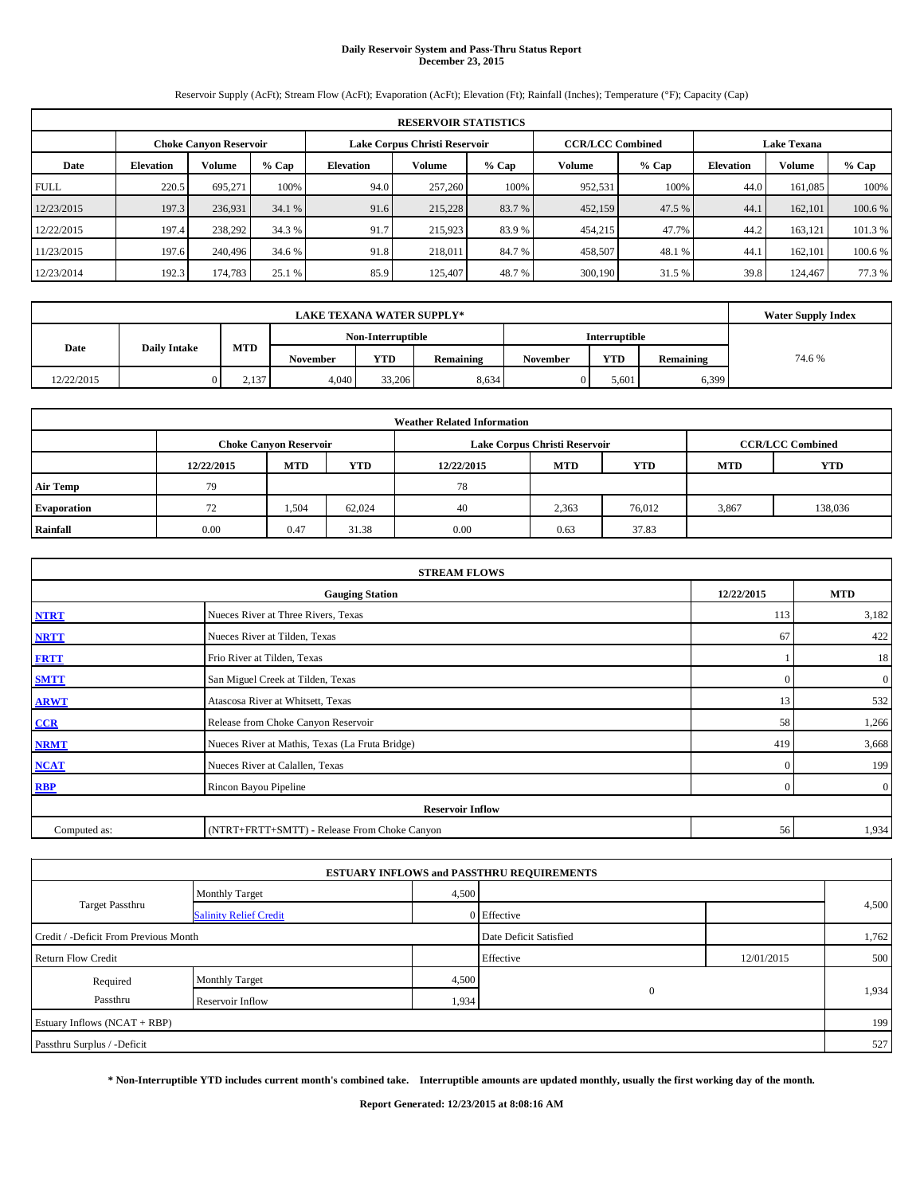# Daily Reservoir System and Pass-Thru Status Report
## December 23, 2015

Reservoir Supply (AcFt); Stream Flow (AcFt); Evaporation (AcFt); Elevation (Ft); Rainfall (Inches); Temperature (°F); Capacity (Cap)

| RESERVOIR STATISTICS | | | | | | | | | | | |
|---|---|---|---|---|---|---|---|---|---|---|---|
| | Choke Canyon Reservoir | | | Lake Corpus Christi Reservoir | | | CCR/LCC Combined | | Lake Texana | | |
| Date | Elevation | Volume | % Cap | Elevation | Volume | % Cap | Volume | % Cap | Elevation | Volume | % Cap |
| FULL | 220.5 | 695,271 | 100% | 94.0 | 257,260 | 100% | 952,531 | 100% | 44.0 | 161,085 | 100% |
| 12/23/2015 | 197.3 | 236,931 | 34.1 % | 91.6 | 215,228 | 83.7 % | 452,159 | 47.5 % | 44.1 | 162,101 | 100.6 % |
| 12/22/2015 | 197.4 | 238,292 | 34.3 % | 91.7 | 215,923 | 83.9 % | 454,215 | 47.7% | 44.2 | 163,121 | 101.3 % |
| 11/23/2015 | 197.6 | 240,496 | 34.6 % | 91.8 | 218,011 | 84.7 % | 458,507 | 48.1 % | 44.1 | 162,101 | 100.6 % |
| 12/23/2014 | 192.3 | 174,783 | 25.1 % | 85.9 | 125,407 | 48.7 % | 300,190 | 31.5 % | 39.8 | 124,467 | 77.3 % |

| LAKE TEXANA WATER SUPPLY* | | | | | | | | | Water Supply Index |
|---|---|---|---|---|---|---|---|---|---|
| Date | Daily Intake | MTD | Non-Interruptible | | | Interruptible | | | |
| | | | November | YTD | Remaining | November | YTD | Remaining | |
| 12/22/2015 | 0 | 2,137 | 4,040 | 33,206 | 8,634 | 0 | 5,601 | 6,399 | 74.6 % |

| Weather Related Information | | | | | | | | |
|---|---|---|---|---|---|---|---|---|
| | Choke Canyon Reservoir | | | Lake Corpus Christi Reservoir | | | CCR/LCC Combined | |
| | 12/22/2015 | MTD | YTD | 12/22/2015 | MTD | YTD | MTD | YTD |
| Air Temp | 79 | | | 78 | | | | |
| Evaporation | 72 | 1,504 | 62,024 | 40 | 2,363 | 76,012 | 3,867 | 138,036 |
| Rainfall | 0.00 | 0.47 | 31.38 | 0.00 | 0.63 | 37.83 | | |

| STREAM FLOWS | | | |
|---|---|---|---|
| | Gauging Station | 12/22/2015 | MTD |
| NTRT | Nueces River at Three Rivers, Texas | 113 | 3,182 |
| NRTT | Nueces River at Tilden, Texas | 67 | 422 |
| FRTT | Frio River at Tilden, Texas | 1 | 18 |
| SMTT | San Miguel Creek at Tilden, Texas | 0 | 0 |
| ARWT | Atascosa River at Whitsett, Texas | 13 | 532 |
| CCR | Release from Choke Canyon Reservoir | 58 | 1,266 |
| NRMT | Nueces River at Mathis, Texas (La Fruta Bridge) | 419 | 3,668 |
| NCAT | Nueces River at Calallen, Texas | 0 | 199 |
| RBP | Rincon Bayou Pipeline | 0 | 0 |
| Reservoir Inflow | | | |
| Computed as: | (NTRT+FRTT+SMTT) - Release From Choke Canyon | 56 | 1,934 |

| ESTUARY INFLOWS and PASSTHRU REQUIREMENTS | | | | | |
|---|---|---|---|---|---|
| Target Passthru | Monthly Target | 4,500 | | | 4,500 |
| | Salinity Relief Credit | 0 | Effective | | |
| Credit / -Deficit From Previous Month | | | Date Deficit Satisfied | | 1,762 |
| Return Flow Credit | | | Effective | 12/01/2015 | 500 |
| Required Passthru | Monthly Target | 4,500 | 0 | | 1,934 |
| | Reservoir Inflow | 1,934 | | | |
| Estuary Inflows (NCAT + RBP) | | | | | 199 |
| Passthru Surplus / -Deficit | | | | | 527 |

**\* Non-Interruptible YTD includes current month's combined take. Interruptible amounts are updated monthly, usually the first working day of the month.**

**Report Generated: 12/23/2015 at 8:08:16 AM**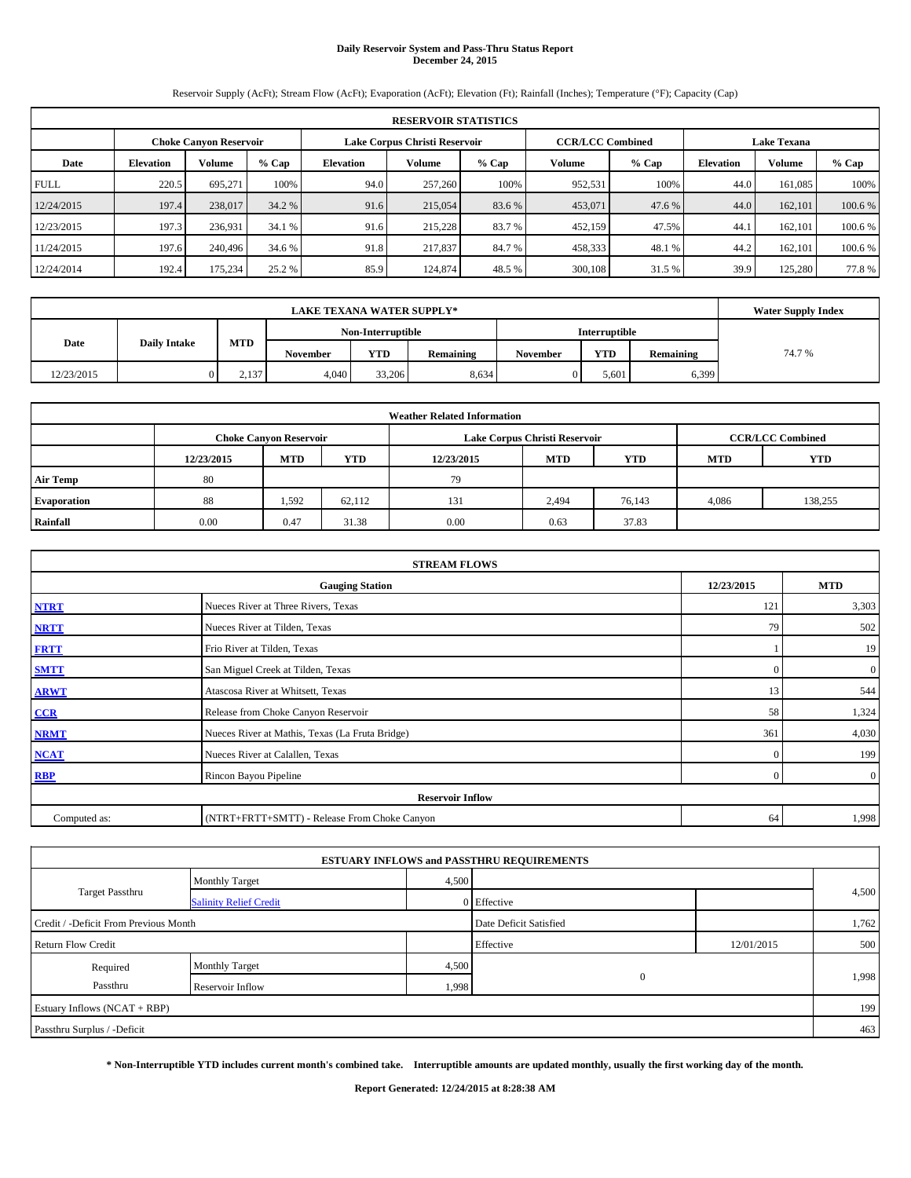# Daily Reservoir System and Pass-Thru Status Report
## December 24, 2015

Reservoir Supply (AcFt); Stream Flow (AcFt); Evaporation (AcFt); Elevation (Ft); Rainfall (Inches); Temperature (°F); Capacity (Cap)

| RESERVOIR STATISTICS | | | | | | | | | | | |
|---|---|---|---|---|---|---|---|---|---|---|---|
| | Choke Canyon Reservoir | | | Lake Corpus Christi Reservoir | | | CCR/LCC Combined | | Lake Texana | | |
| Date | Elevation | Volume | % Cap | Elevation | Volume | % Cap | Volume | % Cap | Elevation | Volume | % Cap |
| FULL | 220.5 | 695,271 | 100% | 94.0 | 257,260 | 100% | 952,531 | 100% | 44.0 | 161,085 | 100% |
| 12/24/2015 | 197.4 | 238,017 | 34.2 % | 91.6 | 215,054 | 83.6 % | 453,071 | 47.6 % | 44.0 | 162,101 | 100.6 % |
| 12/23/2015 | 197.3 | 236,931 | 34.1 % | 91.6 | 215,228 | 83.7 % | 452,159 | 47.5% | 44.1 | 162,101 | 100.6 % |
| 11/24/2015 | 197.6 | 240,496 | 34.6 % | 91.8 | 217,837 | 84.7 % | 458,333 | 48.1 % | 44.2 | 162,101 | 100.6 % |
| 12/24/2014 | 192.4 | 175,234 | 25.2 % | 85.9 | 124,874 | 48.5 % | 300,108 | 31.5 % | 39.9 | 125,280 | 77.8 % |

| LAKE TEXANA WATER SUPPLY* | | | | | | | | | Water Supply Index |
|---|---|---|---|---|---|---|---|---|---|
| | | | Non-Interruptible | | | Interruptible | | | |
| Date | Daily Intake | MTD | November | YTD | Remaining | November | YTD | Remaining | |
| 12/23/2015 | 0 | 2,137 | 4,040 | 33,206 | 8,634 | 0 | 5,601 | 6,399 | 74.7 % |

| Weather Related Information | | | | | | | | |
|---|---|---|---|---|---|---|---|---|
| | Choke Canyon Reservoir | | | Lake Corpus Christi Reservoir | | | CCR/LCC Combined | |
| | 12/23/2015 | MTD | YTD | 12/23/2015 | MTD | YTD | MTD | YTD |
| Air Temp | 80 | | | 79 | | | | |
| Evaporation | 88 | 1,592 | 62,112 | 131 | 2,494 | 76,143 | 4,086 | 138,255 |
| Rainfall | 0.00 | 0.47 | 31.38 | 0.00 | 0.63 | 37.83 | | |

| STREAM FLOWS | | | |
|---|---|---|---|
| | Gauging Station | 12/23/2015 | MTD |
| NTRT | Nueces River at Three Rivers, Texas | 121 | 3,303 |
| NRTT | Nueces River at Tilden, Texas | 79 | 502 |
| FRTT | Frio River at Tilden, Texas | 1 | 19 |
| SMTT | San Miguel Creek at Tilden, Texas | 0 | 0 |
| ARWT | Atascosa River at Whitsett, Texas | 13 | 544 |
| CCR | Release from Choke Canyon Reservoir | 58 | 1,324 |
| NRMT | Nueces River at Mathis, Texas (La Fruta Bridge) | 361 | 4,030 |
| NCAT | Nueces River at Calallen, Texas | 0 | 199 |
| RBP | Rincon Bayou Pipeline | 0 | 0 |
| Reservoir Inflow | | | |
| Computed as: | (NTRT+FRTT+SMTT) - Release From Choke Canyon | 64 | 1,998 |

| ESTUARY INFLOWS and PASSTHRU REQUIREMENTS | | | | | |
|---|---|---|---|---|---|
| Target Passthru | Monthly Target | 4,500 | | | 4,500 |
| | Salinity Relief Credit | 0 | Effective | | |
| Credit / -Deficit From Previous Month | | | Date Deficit Satisfied | | 1,762 |
| Return Flow Credit | | | Effective | 12/01/2015 | 500 |
| Required Passthru | Monthly Target | 4,500 | 0 | | 1,998 |
| | Reservoir Inflow | 1,998 | | | |
| Estuary Inflows (NCAT + RBP) | | | | | 199 |
| Passthru Surplus / -Deficit | | | | | 463 |

**\* Non-Interruptible YTD includes current month's combined take. Interruptible amounts are updated monthly, usually the first working day of the month.**

**Report Generated: 12/24/2015 at 8:28:38 AM**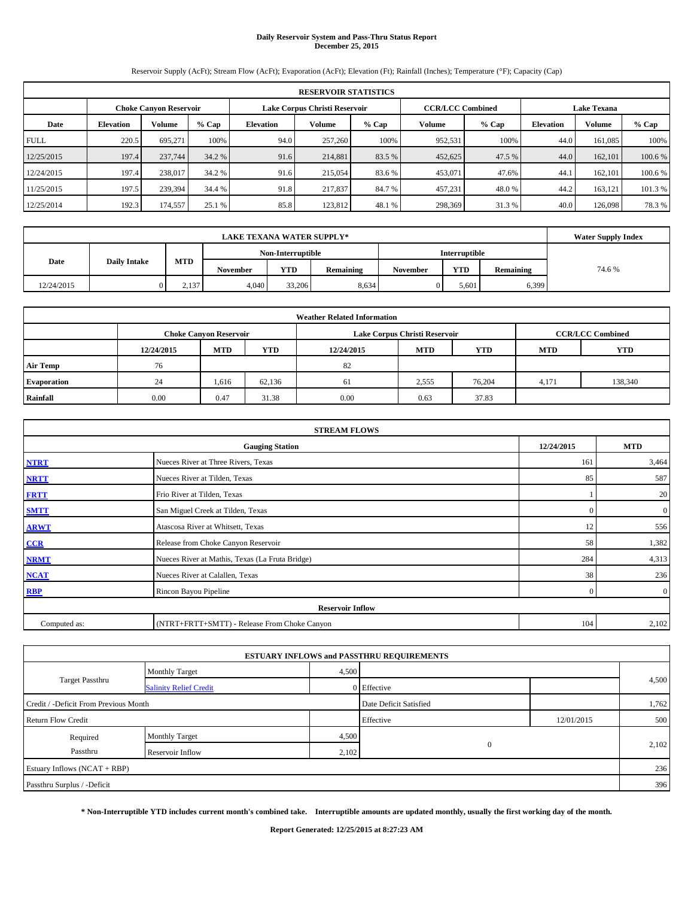# Daily Reservoir System and Pass-Thru Status Report
**December 25, 2015**

Reservoir Supply (AcFt); Stream Flow (AcFt); Evaporation (AcFt); Elevation (Ft); Rainfall (Inches); Temperature (°F); Capacity (Cap)

| RESERVOIR STATISTICS | | | | | | | | | | | |
|---|---|---|---|---|---|---|---|---|---|---|---|
| | Choke Canyon Reservoir | | | Lake Corpus Christi Reservoir | | | CCR/LCC Combined | | Lake Texana | | |
| Date | Elevation | Volume | % Cap | Elevation | Volume | % Cap | Volume | % Cap | Elevation | Volume | % Cap |
| FULL | 220.5 | 695,271 | 100% | 94.0 | 257,260 | 100% | 952,531 | 100% | 44.0 | 161,085 | 100% |
| 12/25/2015 | 197.4 | 237,744 | 34.2 % | 91.6 | 214,881 | 83.5 % | 452,625 | 47.5 % | 44.0 | 162,101 | 100.6 % |
| 12/24/2015 | 197.4 | 238,017 | 34.2 % | 91.6 | 215,054 | 83.6 % | 453,071 | 47.6% | 44.1 | 162,101 | 100.6 % |
| 11/25/2015 | 197.5 | 239,394 | 34.4 % | 91.8 | 217,837 | 84.7 % | 457,231 | 48.0 % | 44.2 | 163,121 | 101.3 % |
| 12/25/2014 | 192.3 | 174,557 | 25.1 % | 85.8 | 123,812 | 48.1 % | 298,369 | 31.3 % | 40.0 | 126,098 | 78.3 % |

| LAKE TEXANA WATER SUPPLY* | | | | | | | | | Water Supply Index |
|---|---|---|---|---|---|---|---|---|---|
| Date | Daily Intake | MTD | Non-Interruptible | | | Interruptible | | | |
| | | | November | YTD | Remaining | November | YTD | Remaining | |
| 12/24/2015 | 0 | 2,137 | 4,040 | 33,206 | 8,634 | 0 | 5,601 | 6,399 | 74.6 % |

| Weather Related Information | | | | | | | | |
|---|---|---|---|---|---|---|---|---|
| | Choke Canyon Reservoir | | | Lake Corpus Christi Reservoir | | | CCR/LCC Combined | |
| | 12/24/2015 | MTD | YTD | 12/24/2015 | MTD | YTD | MTD | YTD |
| Air Temp | 76 | | | 82 | | | | |
| Evaporation | 24 | 1,616 | 62,136 | 61 | 2,555 | 76,204 | 4,171 | 138,340 |
| Rainfall | 0.00 | 0.47 | 31.38 | 0.00 | 0.63 | 37.83 | | |

| STREAM FLOWS | | | |
|---|---|---|---|
| | Gauging Station | 12/24/2015 | MTD |
| NTRT | Nueces River at Three Rivers, Texas | 161 | 3,464 |
| NRTT | Nueces River at Tilden, Texas | 85 | 587 |
| FRTT | Frio River at Tilden, Texas | 1 | 20 |
| SMTT | San Miguel Creek at Tilden, Texas | 0 | 0 |
| ARWT | Atascosa River at Whitsett, Texas | 12 | 556 |
| CCR | Release from Choke Canyon Reservoir | 58 | 1,382 |
| NRMT | Nueces River at Mathis, Texas (La Fruta Bridge) | 284 | 4,313 |
| NCAT | Nueces River at Calallen, Texas | 38 | 236 |
| RBP | Rincon Bayou Pipeline | 0 | 0 |
| Reservoir Inflow | | | |
| Computed as: | (NTRT+FRTT+SMTT) - Release From Choke Canyon | 104 | 2,102 |

| ESTUARY INFLOWS and PASSTHRU REQUIREMENTS | | | | | |
|---|---|---|---|---|---|
| Target Passthru | Monthly Target | 4,500 | | | 4,500 |
| | Salinity Relief Credit | 0 | Effective | | |
| Credit / -Deficit From Previous Month | | | Date Deficit Satisfied | | 1,762 |
| Return Flow Credit | | | Effective | 12/01/2015 | 500 |
| Required Passthru | Monthly Target | 4,500 | 0 | | 2,102 |
| | Reservoir Inflow | 2,102 | | | |
| Estuary Inflows (NCAT + RBP) | | | | | 236 |
| Passthru Surplus / -Deficit | | | | | 396 |

**\* Non-Interruptible YTD includes current month's combined take. Interruptible amounts are updated monthly, usually the first working day of the month.**

**Report Generated: 12/25/2015 at 8:27:23 AM**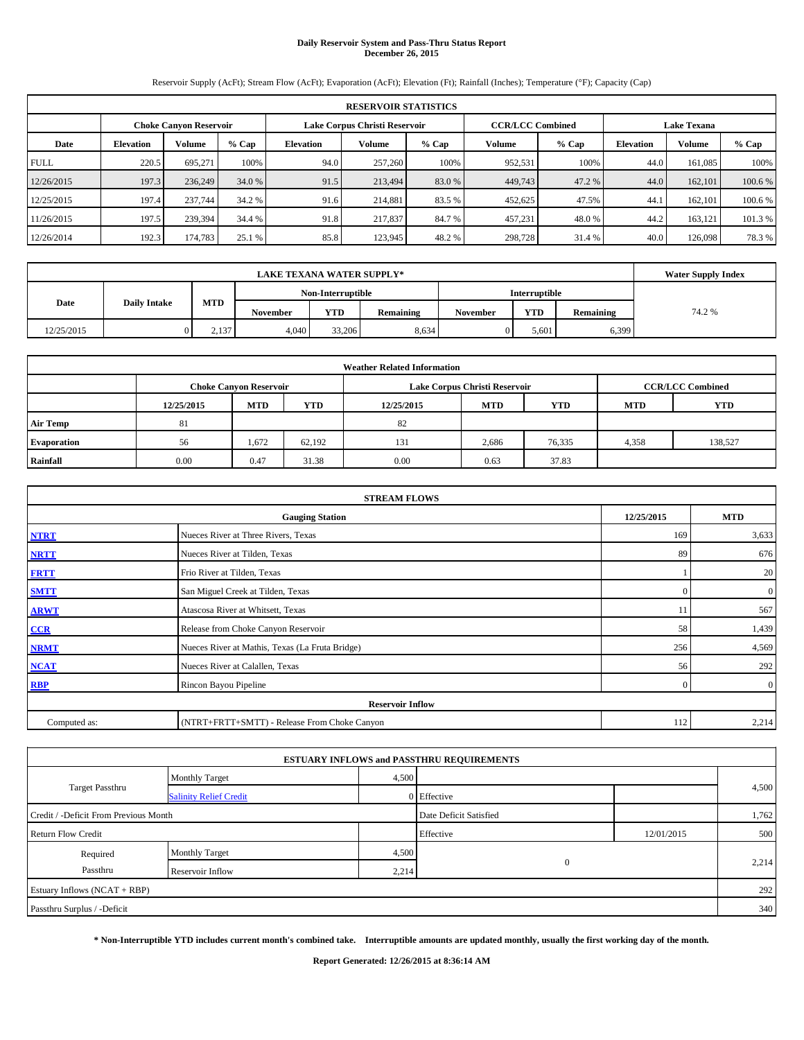# Daily Reservoir System and Pass-Thru Status Report
## December 26, 2015

Reservoir Supply (AcFt); Stream Flow (AcFt); Evaporation (AcFt); Elevation (Ft); Rainfall (Inches); Temperature (°F); Capacity (Cap)

| RESERVOIR STATISTICS | | | | | | | | | | | |
|---|---|---|---|---|---|---|---|---|---|---|---|
| | Choke Canyon Reservoir | | | Lake Corpus Christi Reservoir | | | CCR/LCC Combined | | Lake Texana | | |
| Date | Elevation | Volume | % Cap | Elevation | Volume | % Cap | Volume | % Cap | Elevation | Volume | % Cap |
| FULL | 220.5 | 695,271 | 100% | 94.0 | 257,260 | 100% | 952,531 | 100% | 44.0 | 161,085 | 100% |
| 12/26/2015 | 197.3 | 236,249 | 34.0 % | 91.5 | 213,494 | 83.0 % | 449,743 | 47.2 % | 44.0 | 162,101 | 100.6 % |
| 12/25/2015 | 197.4 | 237,744 | 34.2 % | 91.6 | 214,881 | 83.5 % | 452,625 | 47.5% | 44.1 | 162,101 | 100.6 % |
| 11/26/2015 | 197.5 | 239,394 | 34.4 % | 91.8 | 217,837 | 84.7 % | 457,231 | 48.0 % | 44.2 | 163,121 | 101.3 % |
| 12/26/2014 | 192.3 | 174,783 | 25.1 % | 85.8 | 123,945 | 48.2 % | 298,728 | 31.4 % | 40.0 | 126,098 | 78.3 % |

| LAKE TEXANA WATER SUPPLY* | | | | | | | | | Water Supply Index |
|---|---|---|---|---|---|---|---|---|---|
| Date | Daily Intake | MTD | Non-Interruptible | | | Interruptible | | | |
| | | | November | YTD | Remaining | November | YTD | Remaining | |
| 12/25/2015 | 0 | 2,137 | 4,040 | 33,206 | 8,634 | 0 | 5,601 | 6,399 | 74.2 % |

| Weather Related Information | | | | | | | | |
|---|---|---|---|---|---|---|---|---|
| | Choke Canyon Reservoir | | | Lake Corpus Christi Reservoir | | | CCR/LCC Combined | |
| | 12/25/2015 | MTD | YTD | 12/25/2015 | MTD | YTD | MTD | YTD |
| Air Temp | 81 | | | 82 | | | | |
| Evaporation | 56 | 1,672 | 62,192 | 131 | 2,686 | 76,335 | 4,358 | 138,527 |
| Rainfall | 0.00 | 0.47 | 31.38 | 0.00 | 0.63 | 37.83 | | |

| STREAM FLOWS | | | |
|---|---|---|---|
| | Gauging Station | 12/25/2015 | MTD |
| NTRT | Nueces River at Three Rivers, Texas | 169 | 3,633 |
| NRTT | Nueces River at Tilden, Texas | 89 | 676 |
| FRTT | Frio River at Tilden, Texas | 1 | 20 |
| SMTT | San Miguel Creek at Tilden, Texas | 0 | 0 |
| ARWT | Atascosa River at Whitsett, Texas | 11 | 567 |
| CCR | Release from Choke Canyon Reservoir | 58 | 1,439 |
| NRMT | Nueces River at Mathis, Texas (La Fruta Bridge) | 256 | 4,569 |
| NCAT | Nueces River at Calallen, Texas | 56 | 292 |
| RBP | Rincon Bayou Pipeline | 0 | 0 |
| **Reservoir Inflow** | | | |
| Computed as: | (NTRT+FRTT+SMTT) - Release From Choke Canyon | 112 | 2,214 |

| ESTUARY INFLOWS and PASSTHRU REQUIREMENTS | | | | | |
|---|---|---|---|---|---|
| Target Passthru | Monthly Target | 4,500 | | | 4,500 |
| | Salinity Relief Credit | 0 | Effective | | |
| Credit / -Deficit From Previous Month | | | Date Deficit Satisfied | | 1,762 |
| Return Flow Credit | | | Effective | 12/01/2015 | 500 |
| Required Passthru | Monthly Target | 4,500 | 0 | | 2,214 |
| | Reservoir Inflow | 2,214 | | | |
| Estuary Inflows (NCAT + RBP) | | | | | 292 |
| Passthru Surplus / -Deficit | | | | | 340 |

**\* Non-Interruptible YTD includes current month's combined take. Interruptible amounts are updated monthly, usually the first working day of the month.**

**Report Generated: 12/26/2015 at 8:36:14 AM**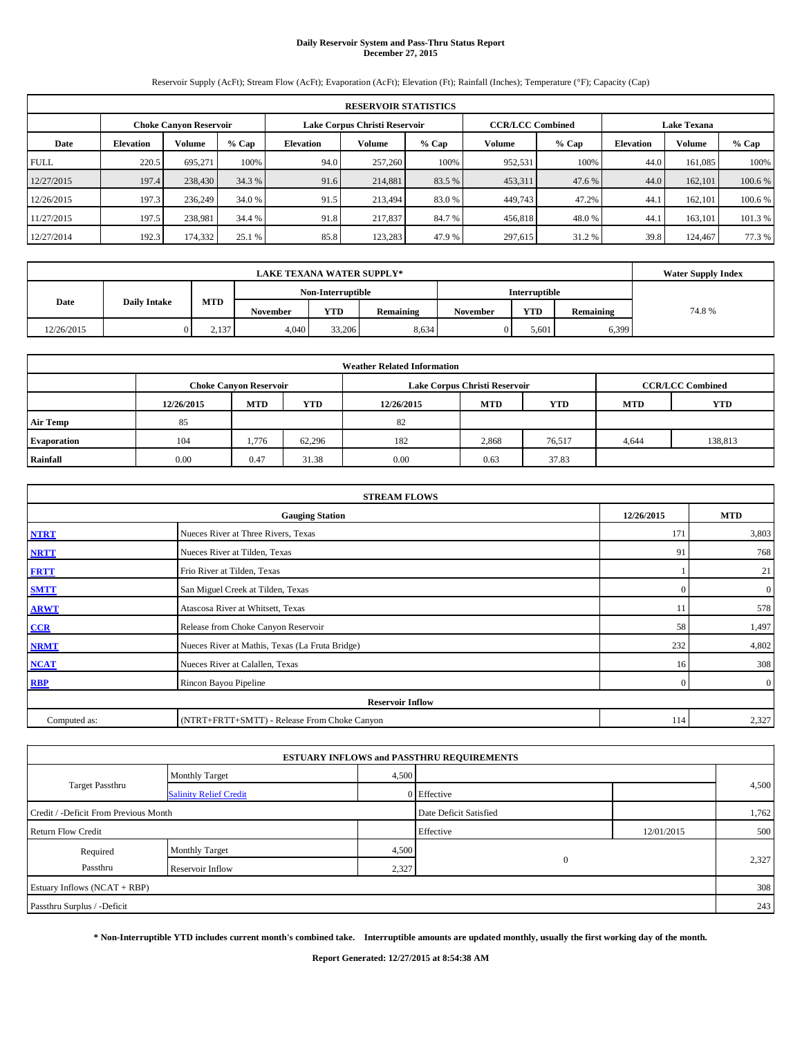# Daily Reservoir System and Pass-Thru Status Report
## December 27, 2015

Reservoir Supply (AcFt); Stream Flow (AcFt); Evaporation (AcFt); Elevation (Ft); Rainfall (Inches); Temperature (°F); Capacity (Cap)

| RESERVOIR STATISTICS | | | | | | | | | | | |
|---|---|---|---|---|---|---|---|---|---|---|---|
| | Choke Canyon Reservoir | | | Lake Corpus Christi Reservoir | | | CCR/LCC Combined | | Lake Texana | | |
| Date | Elevation | Volume | % Cap | Elevation | Volume | % Cap | Volume | % Cap | Elevation | Volume | % Cap |
| FULL | 220.5 | 695,271 | 100% | 94.0 | 257,260 | 100% | 952,531 | 100% | 44.0 | 161,085 | 100% |
| 12/27/2015 | 197.4 | 238,430 | 34.3 % | 91.6 | 214,881 | 83.5 % | 453,311 | 47.6 % | 44.0 | 162,101 | 100.6 % |
| 12/26/2015 | 197.3 | 236,249 | 34.0 % | 91.5 | 213,494 | 83.0 % | 449,743 | 47.2% | 44.1 | 162,101 | 100.6 % |
| 11/27/2015 | 197.5 | 238,981 | 34.4 % | 91.8 | 217,837 | 84.7 % | 456,818 | 48.0 % | 44.1 | 163,101 | 101.3 % |
| 12/27/2014 | 192.3 | 174,332 | 25.1 % | 85.8 | 123,283 | 47.9 % | 297,615 | 31.2 % | 39.8 | 124,467 | 77.3 % |

| LAKE TEXANA WATER SUPPLY* | | | | | | | | | Water Supply Index |
|---|---|---|---|---|---|---|---|---|---|
| Date | Daily Intake | MTD | Non-Interruptible | | | Interruptible | | | |
| | | | November | YTD | Remaining | November | YTD | Remaining | |
| 12/26/2015 | 0 | 2,137 | 4,040 | 33,206 | 8,634 | 0 | 5,601 | 6,399 | 74.8 % |

| Weather Related Information | | | | | | | | |
|---|---|---|---|---|---|---|---|---|
| | Choke Canyon Reservoir | | | Lake Corpus Christi Reservoir | | | CCR/LCC Combined | |
| | 12/26/2015 | MTD | YTD | 12/26/2015 | MTD | YTD | MTD | YTD |
| Air Temp | 85 | | | 82 | | | | |
| Evaporation | 104 | 1,776 | 62,296 | 182 | 2,868 | 76,517 | 4,644 | 138,813 |
| Rainfall | 0.00 | 0.47 | 31.38 | 0.00 | 0.63 | 37.83 | | |

| STREAM FLOWS | | | |
|---|---|---|---|
| | Gauging Station | 12/26/2015 | MTD |
| NTRT | Nueces River at Three Rivers, Texas | 171 | 3,803 |
| NRTT | Nueces River at Tilden, Texas | 91 | 768 |
| FRTT | Frio River at Tilden, Texas | 1 | 21 |
| SMTT | San Miguel Creek at Tilden, Texas | 0 | 0 |
| ARWT | Atascosa River at Whitsett, Texas | 11 | 578 |
| CCR | Release from Choke Canyon Reservoir | 58 | 1,497 |
| NRMT | Nueces River at Mathis, Texas (La Fruta Bridge) | 232 | 4,802 |
| NCAT | Nueces River at Calallen, Texas | 16 | 308 |
| RBP | Rincon Bayou Pipeline | 0 | 0 |
| **Reservoir Inflow** | | | |
| Computed as: | (NTRT+FRTT+SMTT) - Release From Choke Canyon | 114 | 2,327 |

| ESTUARY INFLOWS and PASSTHRU REQUIREMENTS | | | | | |
|---|---|---|---|---|---|
| Target Passthru | Monthly Target | 4,500 | | | 4,500 |
| | Salinity Relief Credit | 0 | Effective | | |
| Credit / -Deficit From Previous Month | | | Date Deficit Satisfied | | 1,762 |
| Return Flow Credit | | | Effective | 12/01/2015 | 500 |
| Required Passthru | Monthly Target | 4,500 | 0 | | 2,327 |
| | Reservoir Inflow | 2,327 | | | |
| Estuary Inflows (NCAT + RBP) | | | | | 308 |
| Passthru Surplus / -Deficit | | | | | 243 |

**\* Non-Interruptible YTD includes current month's combined take. Interruptible amounts are updated monthly, usually the first working day of the month.**

**Report Generated: 12/27/2015 at 8:54:38 AM**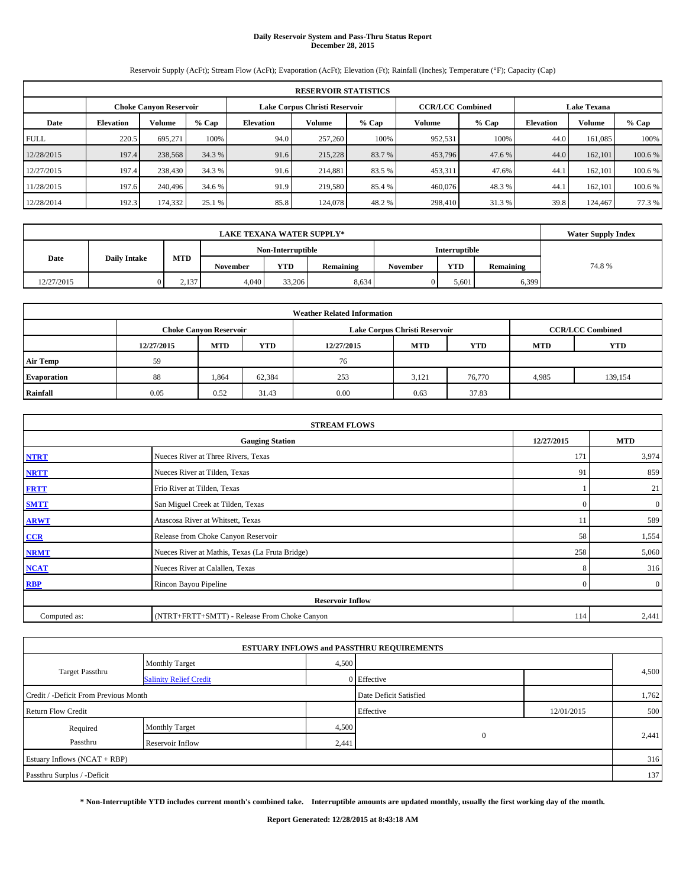# Daily Reservoir System and Pass-Thru Status Report
## December 28, 2015

Reservoir Supply (AcFt); Stream Flow (AcFt); Evaporation (AcFt); Elevation (Ft); Rainfall (Inches); Temperature (°F); Capacity (Cap)

| RESERVOIR STATISTICS | | | | | | | | | | | |
|---|---|---|---|---|---|---|---|---|---|---|---|
| | Choke Canyon Reservoir | | | Lake Corpus Christi Reservoir | | | CCR/LCC Combined | | Lake Texana | | |
| Date | Elevation | Volume | % Cap | Elevation | Volume | % Cap | Volume | % Cap | Elevation | Volume | % Cap |
| FULL | 220.5 | 695,271 | 100% | 94.0 | 257,260 | 100% | 952,531 | 100% | 44.0 | 161,085 | 100% |
| 12/28/2015 | 197.4 | 238,568 | 34.3 % | 91.6 | 215,228 | 83.7 % | 453,796 | 47.6 % | 44.0 | 162,101 | 100.6 % |
| 12/27/2015 | 197.4 | 238,430 | 34.3 % | 91.6 | 214,881 | 83.5 % | 453,311 | 47.6% | 44.1 | 162,101 | 100.6 % |
| 11/28/2015 | 197.6 | 240,496 | 34.6 % | 91.9 | 219,580 | 85.4 % | 460,076 | 48.3 % | 44.1 | 162,101 | 100.6 % |
| 12/28/2014 | 192.3 | 174,332 | 25.1 % | 85.8 | 124,078 | 48.2 % | 298,410 | 31.3 % | 39.8 | 124,467 | 77.3 % |

| LAKE TEXANA WATER SUPPLY* | | | | | | | | | Water Supply Index |
|---|---|---|---|---|---|---|---|---|---|
| Date | Daily Intake | MTD | Non-Interruptible | | | Interruptible | | | |
| | | | November | YTD | Remaining | November | YTD | Remaining | |
| 12/27/2015 | 0 | 2,137 | 4,040 | 33,206 | 8,634 | 0 | 5,601 | 6,399 | 74.8 % |

| Weather Related Information | | | | | | | | |
|---|---|---|---|---|---|---|---|---|
| | Choke Canyon Reservoir | | | Lake Corpus Christi Reservoir | | | CCR/LCC Combined | |
| | 12/27/2015 | MTD | YTD | 12/27/2015 | MTD | YTD | MTD | YTD |
| Air Temp | 59 | | | 76 | | | | |
| Evaporation | 88 | 1,864 | 62,384 | 253 | 3,121 | 76,770 | 4,985 | 139,154 |
| Rainfall | 0.05 | 0.52 | 31.43 | 0.00 | 0.63 | 37.83 | | |

| STREAM FLOWS | | | |
|---|---|---|---|
| | Gauging Station | 12/27/2015 | MTD |
| NTRT | Nueces River at Three Rivers, Texas | 171 | 3,974 |
| NRTT | Nueces River at Tilden, Texas | 91 | 859 |
| FRTT | Frio River at Tilden, Texas | 1 | 21 |
| SMTT | San Miguel Creek at Tilden, Texas | 0 | 0 |
| ARWT | Atascosa River at Whitsett, Texas | 11 | 589 |
| CCR | Release from Choke Canyon Reservoir | 58 | 1,554 |
| NRMT | Nueces River at Mathis, Texas (La Fruta Bridge) | 258 | 5,060 |
| NCAT | Nueces River at Calallen, Texas | 8 | 316 |
| RBP | Rincon Bayou Pipeline | 0 | 0 |
| **Reservoir Inflow** | | | |
| Computed as: | (NTRT+FRTT+SMTT) - Release From Choke Canyon | 114 | 2,441 |

| ESTUARY INFLOWS and PASSTHRU REQUIREMENTS | | | | | |
|---|---|---|---|---|---|
| Target Passthru | Monthly Target | 4,500 | | | 4,500 |
| | Salinity Relief Credit | 0 | Effective | | |
| Credit / -Deficit From Previous Month | | | Date Deficit Satisfied | | 1,762 |
| Return Flow Credit | | | Effective | 12/01/2015 | 500 |
| Required Passthru | Monthly Target | 4,500 | 0 | | 2,441 |
| | Reservoir Inflow | 2,441 | | | |
| Estuary Inflows (NCAT + RBP) | | | | | 316 |
| Passthru Surplus / -Deficit | | | | | 137 |

**\* Non-Interruptible YTD includes current month's combined take. Interruptible amounts are updated monthly, usually the first working day of the month.**

**Report Generated: 12/28/2015 at 8:43:18 AM**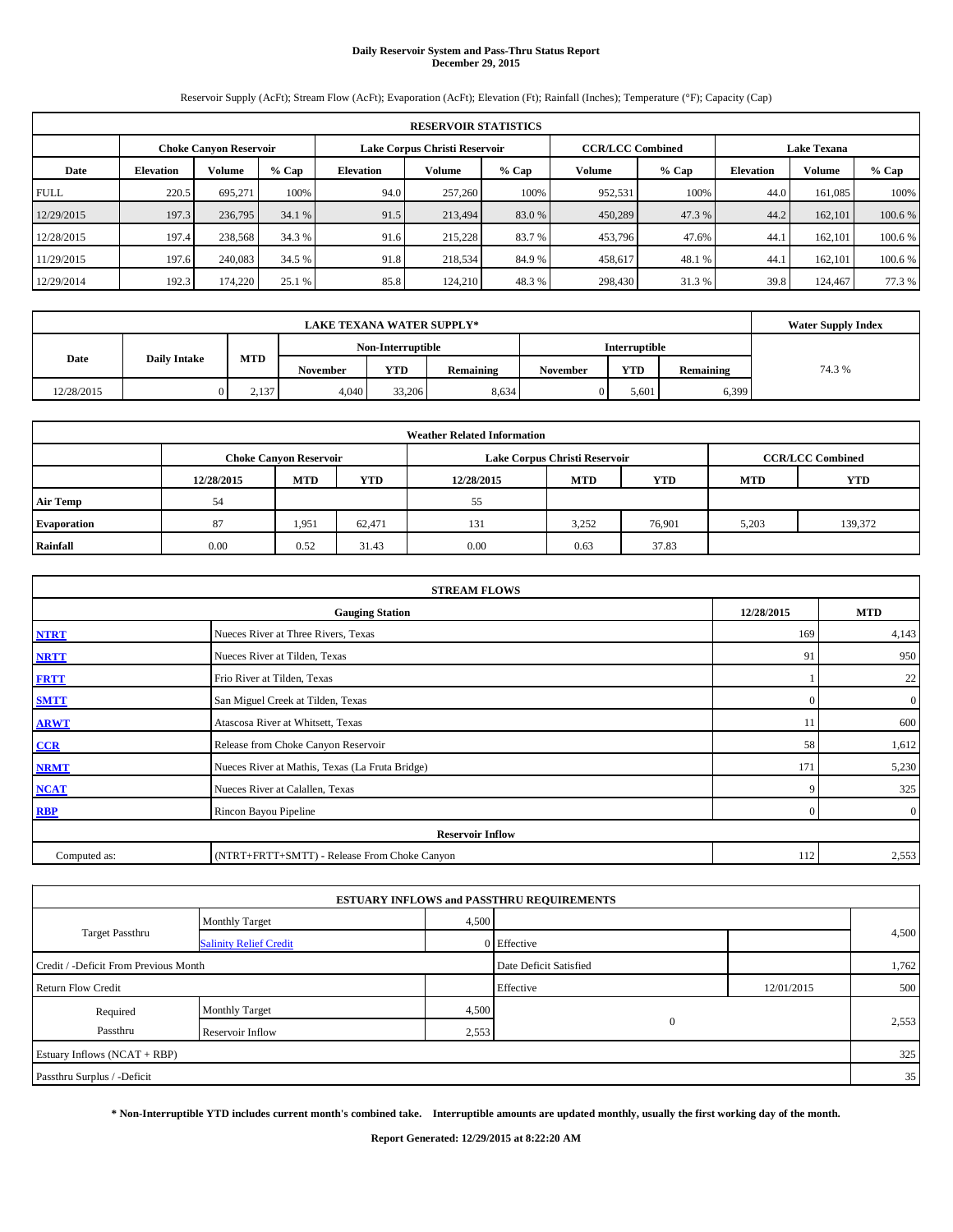# Daily Reservoir System and Pass-Thru Status Report
## December 29, 2015

Reservoir Supply (AcFt); Stream Flow (AcFt); Evaporation (AcFt); Elevation (Ft); Rainfall (Inches); Temperature (°F); Capacity (Cap)

| RESERVOIR STATISTICS | | | | | | | | | | | |
|---|---|---|---|---|---|---|---|---|---|---|---|
| | Choke Canyon Reservoir | | | Lake Corpus Christi Reservoir | | | CCR/LCC Combined | | Lake Texana | | |
| Date | Elevation | Volume | % Cap | Elevation | Volume | % Cap | Volume | % Cap | Elevation | Volume | % Cap |
| FULL | 220.5 | 695,271 | 100% | 94.0 | 257,260 | 100% | 952,531 | 100% | 44.0 | 161,085 | 100% |
| 12/29/2015 | 197.3 | 236,795 | 34.1 % | 91.5 | 213,494 | 83.0 % | 450,289 | 47.3 % | 44.2 | 162,101 | 100.6 % |
| 12/28/2015 | 197.4 | 238,568 | 34.3 % | 91.6 | 215,228 | 83.7 % | 453,796 | 47.6% | 44.1 | 162,101 | 100.6 % |
| 11/29/2015 | 197.6 | 240,083 | 34.5 % | 91.8 | 218,534 | 84.9 % | 458,617 | 48.1 % | 44.1 | 162,101 | 100.6 % |
| 12/29/2014 | 192.3 | 174,220 | 25.1 % | 85.8 | 124,210 | 48.3 % | 298,430 | 31.3 % | 39.8 | 124,467 | 77.3 % |

| LAKE TEXANA WATER SUPPLY* | | | | | | | | | Water Supply Index |
|---|---|---|---|---|---|---|---|---|---|
| Date | Daily Intake | MTD | Non-Interruptible | | | Interruptible | | | |
| | | | November | YTD | Remaining | November | YTD | Remaining | |
| 12/28/2015 | 0 | 2,137 | 4,040 | 33,206 | 8,634 | 0 | 5,601 | 6,399 | 74.3 % |

| Weather Related Information | | | | | | | | |
|---|---|---|---|---|---|---|---|---|
| | Choke Canyon Reservoir | | | Lake Corpus Christi Reservoir | | | CCR/LCC Combined | |
| | 12/28/2015 | MTD | YTD | 12/28/2015 | MTD | YTD | MTD | YTD |
| Air Temp | 54 | | | 55 | | | | |
| Evaporation | 87 | 1,951 | 62,471 | 131 | 3,252 | 76,901 | 5,203 | 139,372 |
| Rainfall | 0.00 | 0.52 | 31.43 | 0.00 | 0.63 | 37.83 | | |

| STREAM FLOWS | | | |
|---|---|---|---|
| | Gauging Station | 12/28/2015 | MTD |
| NTRT | Nueces River at Three Rivers, Texas | 169 | 4,143 |
| NRTT | Nueces River at Tilden, Texas | 91 | 950 |
| FRTT | Frio River at Tilden, Texas | 1 | 22 |
| SMTT | San Miguel Creek at Tilden, Texas | 0 | 0 |
| ARWT | Atascosa River at Whitsett, Texas | 11 | 600 |
| CCR | Release from Choke Canyon Reservoir | 58 | 1,612 |
| NRMT | Nueces River at Mathis, Texas (La Fruta Bridge) | 171 | 5,230 |
| NCAT | Nueces River at Calallen, Texas | 9 | 325 |
| RBP | Rincon Bayou Pipeline | 0 | 0 |
| **Reservoir Inflow** | | | |
| Computed as: | (NTRT+FRTT+SMTT) - Release From Choke Canyon | 112 | 2,553 |

| ESTUARY INFLOWS and PASSTHRU REQUIREMENTS | | | | | |
|---|---|---|---|---|---|
| Target Passthru | Monthly Target | 4,500 | | | 4,500 |
| | Salinity Relief Credit | 0 | Effective | | |
| Credit / -Deficit From Previous Month | | | Date Deficit Satisfied | | 1,762 |
| Return Flow Credit | | | Effective | 12/01/2015 | 500 |
| Required Passthru | Monthly Target | 4,500 | 0 | | 2,553 |
| | Reservoir Inflow | 2,553 | | | |
| Estuary Inflows (NCAT + RBP) | | | | | 325 |
| Passthru Surplus / -Deficit | | | | | 35 |

**\* Non-Interruptible YTD includes current month's combined take. Interruptible amounts are updated monthly, usually the first working day of the month.**

**Report Generated: 12/29/2015 at 8:22:20 AM**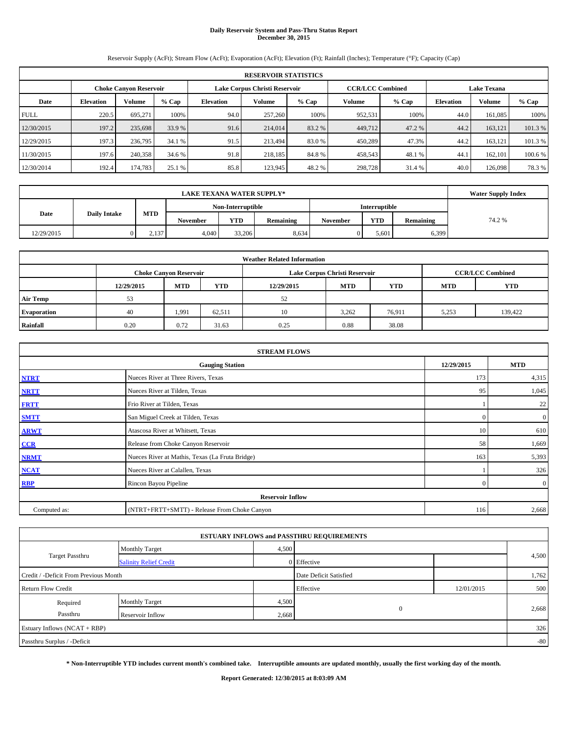# Daily Reservoir System and Pass-Thru Status Report
## December 30, 2015

Reservoir Supply (AcFt); Stream Flow (AcFt); Evaporation (AcFt); Elevation (Ft); Rainfall (Inches); Temperature (°F); Capacity (Cap)

| RESERVOIR STATISTICS | | | | | | | | | | | |
|---|---|---|---|---|---|---|---|---|---|---|---|
| | Choke Canyon Reservoir | | | Lake Corpus Christi Reservoir | | | CCR/LCC Combined | | Lake Texana | | |
| Date | Elevation | Volume | % Cap | Elevation | Volume | % Cap | Volume | % Cap | Elevation | Volume | % Cap |
| FULL | 220.5 | 695,271 | 100% | 94.0 | 257,260 | 100% | 952,531 | 100% | 44.0 | 161,085 | 100% |
| 12/30/2015 | 197.2 | 235,698 | 33.9 % | 91.6 | 214,014 | 83.2 % | 449,712 | 47.2 % | 44.2 | 163,121 | 101.3 % |
| 12/29/2015 | 197.3 | 236,795 | 34.1 % | 91.5 | 213,494 | 83.0 % | 450,289 | 47.3% | 44.2 | 163,121 | 101.3 % |
| 11/30/2015 | 197.6 | 240,358 | 34.6 % | 91.8 | 218,185 | 84.8 % | 458,543 | 48.1 % | 44.1 | 162,101 | 100.6 % |
| 12/30/2014 | 192.4 | 174,783 | 25.1 % | 85.8 | 123,945 | 48.2 % | 298,728 | 31.4 % | 40.0 | 126,098 | 78.3 % |

| LAKE TEXANA WATER SUPPLY* | | | | | | | | | Water Supply Index |
|---|---|---|---|---|---|---|---|---|---|
| Date | Daily Intake | MTD | Non-Interruptible | | | Interruptible | | | |
| | | | November | YTD | Remaining | November | YTD | Remaining | |
| 12/29/2015 | 0 | 2,137 | 4,040 | 33,206 | 8,634 | 0 | 5,601 | 6,399 | 74.2 % |

| Weather Related Information | | | | | | | | |
|---|---|---|---|---|---|---|---|---|
| | Choke Canyon Reservoir | | | Lake Corpus Christi Reservoir | | | CCR/LCC Combined | |
| | 12/29/2015 | MTD | YTD | 12/29/2015 | MTD | YTD | MTD | YTD |
| Air Temp | 53 | | | 52 | | | | |
| Evaporation | 40 | 1,991 | 62,511 | 10 | 3,262 | 76,911 | 5,253 | 139,422 |
| Rainfall | 0.20 | 0.72 | 31.63 | 0.25 | 0.88 | 38.08 | | |

| STREAM FLOWS | | | |
|---|---|---|---|
| | Gauging Station | 12/29/2015 | MTD |
| NTRT | Nueces River at Three Rivers, Texas | 173 | 4,315 |
| NRTT | Nueces River at Tilden, Texas | 95 | 1,045 |
| FRTT | Frio River at Tilden, Texas | 1 | 22 |
| SMTT | San Miguel Creek at Tilden, Texas | 0 | 0 |
| ARWT | Atascosa River at Whitsett, Texas | 10 | 610 |
| CCR | Release from Choke Canyon Reservoir | 58 | 1,669 |
| NRMT | Nueces River at Mathis, Texas (La Fruta Bridge) | 163 | 5,393 |
| NCAT | Nueces River at Calallen, Texas | 1 | 326 |
| RBP | Rincon Bayou Pipeline | 0 | 0 |
| Reservoir Inflow | | | |
| Computed as: | (NTRT+FRTT+SMTT) - Release From Choke Canyon | 116 | 2,668 |

| ESTUARY INFLOWS and PASSTHRU REQUIREMENTS | | | | | |
|---|---|---|---|---|---|
| Target Passthru | Monthly Target | 4,500 | | | 4,500 |
| | Salinity Relief Credit | 0 | Effective | | |
| Credit / -Deficit From Previous Month | | | Date Deficit Satisfied | | 1,762 |
| Return Flow Credit | | | Effective | 12/01/2015 | 500 |
| Required Passthru | Monthly Target | 4,500 | 0 | | 2,668 |
| | Reservoir Inflow | 2,668 | | | |
| Estuary Inflows (NCAT + RBP) | | | | | 326 |
| Passthru Surplus / -Deficit | | | | | -80 |

**\* Non-Interruptible YTD includes current month's combined take. Interruptible amounts are updated monthly, usually the first working day of the month.**

**Report Generated: 12/30/2015 at 8:03:09 AM**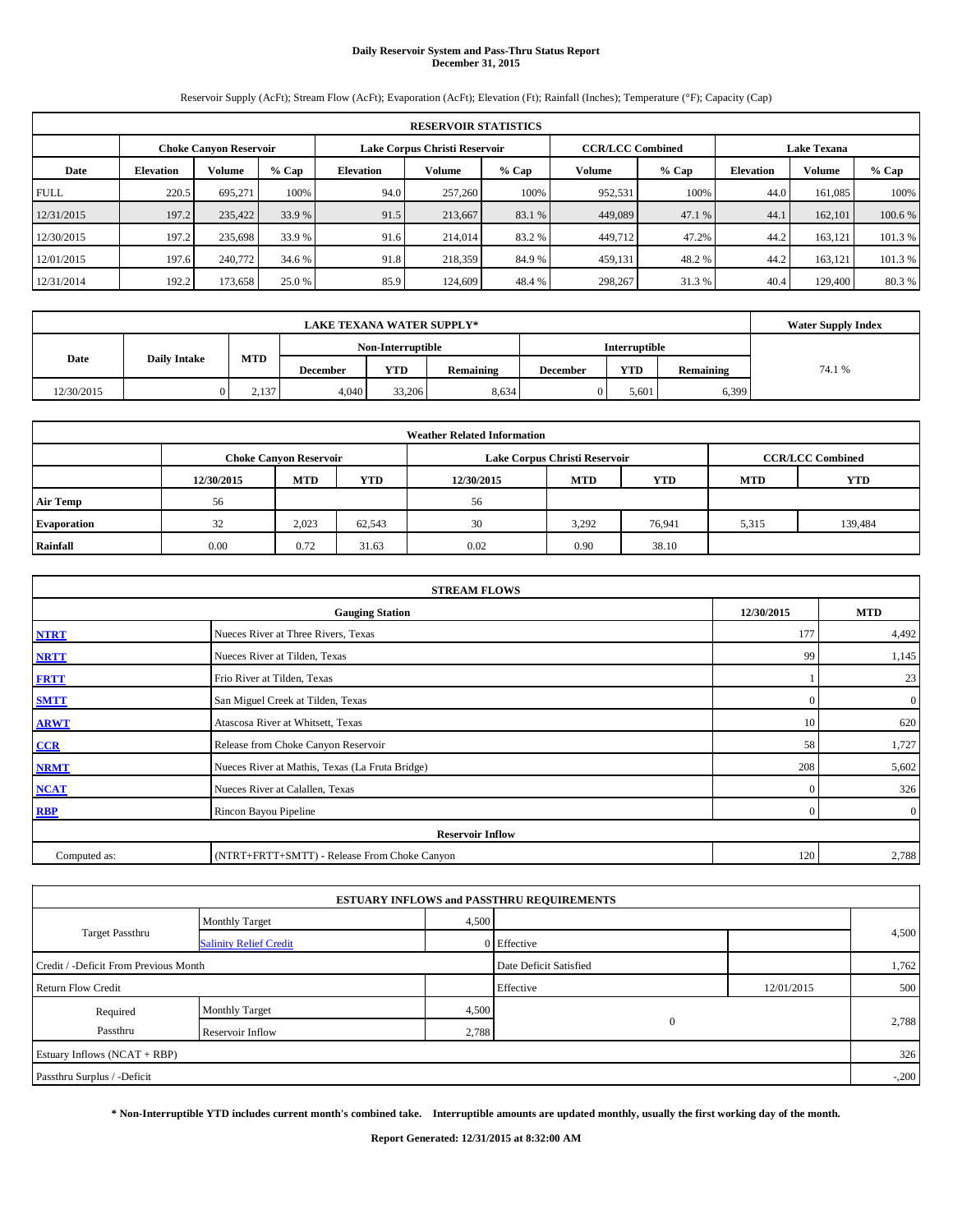# Daily Reservoir System and Pass-Thru Status Report
## December 31, 2015

Reservoir Supply (AcFt); Stream Flow (AcFt); Evaporation (AcFt); Elevation (Ft); Rainfall (Inches); Temperature (°F); Capacity (Cap)

| RESERVOIR STATISTICS | | | | | | | | | | | |
|---|---|---|---|---|---|---|---|---|---|---|---|
| | Choke Canyon Reservoir | | | Lake Corpus Christi Reservoir | | | CCR/LCC Combined | | Lake Texana | | |
| Date | Elevation | Volume | % Cap | Elevation | Volume | % Cap | Volume | % Cap | Elevation | Volume | % Cap |
| FULL | 220.5 | 695,271 | 100% | 94.0 | 257,260 | 100% | 952,531 | 100% | 44.0 | 161,085 | 100% |
| 12/31/2015 | 197.2 | 235,422 | 33.9 % | 91.5 | 213,667 | 83.1 % | 449,089 | 47.1 % | 44.1 | 162,101 | 100.6 % |
| 12/30/2015 | 197.2 | 235,698 | 33.9 % | 91.6 | 214,014 | 83.2 % | 449,712 | 47.2% | 44.2 | 163,121 | 101.3 % |
| 12/01/2015 | 197.6 | 240,772 | 34.6 % | 91.8 | 218,359 | 84.9 % | 459,131 | 48.2 % | 44.2 | 163,121 | 101.3 % |
| 12/31/2014 | 192.2 | 173,658 | 25.0 % | 85.9 | 124,609 | 48.4 % | 298,267 | 31.3 % | 40.4 | 129,400 | 80.3 % |

| LAKE TEXANA WATER SUPPLY* | | | | | | | | | Water Supply Index |
|---|---|---|---|---|---|---|---|---|---|
| Date | Daily Intake | MTD | Non-Interruptible | | | Interruptible | | | |
| | | | December | YTD | Remaining | December | YTD | Remaining | |
| 12/30/2015 | 0 | 2,137 | 4,040 | 33,206 | 8,634 | 0 | 5,601 | 6,399 | 74.1 % |

| Weather Related Information | | | | | | | | |
|---|---|---|---|---|---|---|---|---|
| | Choke Canyon Reservoir | | | Lake Corpus Christi Reservoir | | | CCR/LCC Combined | |
| | 12/30/2015 | MTD | YTD | 12/30/2015 | MTD | YTD | MTD | YTD |
| Air Temp | 56 | | | 56 | | | | |
| Evaporation | 32 | 2,023 | 62,543 | 30 | 3,292 | 76,941 | 5,315 | 139,484 |
| Rainfall | 0.00 | 0.72 | 31.63 | 0.02 | 0.90 | 38.10 | | |

| STREAM FLOWS | | | |
|---|---|---|---|
| | Gauging Station | 12/30/2015 | MTD |
| NTRT | Nueces River at Three Rivers, Texas | 177 | 4,492 |
| NRTT | Nueces River at Tilden, Texas | 99 | 1,145 |
| FRTT | Frio River at Tilden, Texas | 1 | 23 |
| SMTT | San Miguel Creek at Tilden, Texas | 0 | 0 |
| ARWT | Atascosa River at Whitsett, Texas | 10 | 620 |
| CCR | Release from Choke Canyon Reservoir | 58 | 1,727 |
| NRMT | Nueces River at Mathis, Texas (La Fruta Bridge) | 208 | 5,602 |
| NCAT | Nueces River at Calallen, Texas | 0 | 326 |
| RBP | Rincon Bayou Pipeline | 0 | 0 |
| | Reservoir Inflow | | |
| Computed as: | (NTRT+FRTT+SMTT) - Release From Choke Canyon | 120 | 2,788 |

| ESTUARY INFLOWS and PASSTHRU REQUIREMENTS | | | | | |
|---|---|---|---|---|---|
| Target Passthru | Monthly Target | 4,500 | | | 4,500 |
| | Salinity Relief Credit | 0 | Effective | | |
| Credit / -Deficit From Previous Month | | | Date Deficit Satisfied | | 1,762 |
| Return Flow Credit | | | Effective | 12/01/2015 | 500 |
| Required Passthru | Monthly Target | 4,500 | 0 | | 2,788 |
| | Reservoir Inflow | 2,788 | | | |
| Estuary Inflows (NCAT + RBP) | | | | | 326 |
| Passthru Surplus / -Deficit | | | | | -,200 |

**\* Non-Interruptible YTD includes current month's combined take. Interruptible amounts are updated monthly, usually the first working day of the month.**

**Report Generated: 12/31/2015 at 8:32:00 AM**